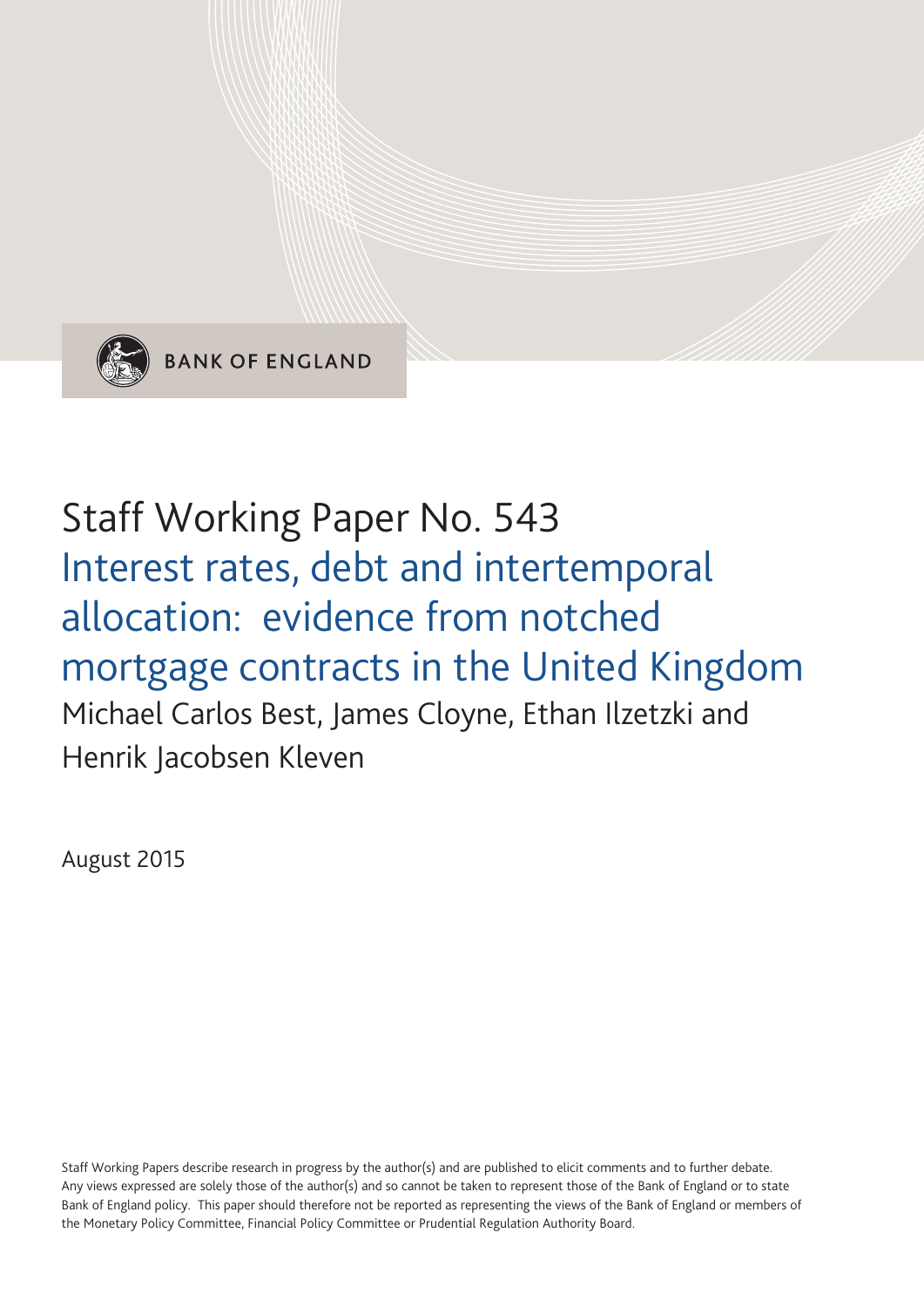BANK OF ENGLAND

# Staff Working Paper No. 543

## Interest rates, debt and intertemporal allocation: evidence from notched mortgage contracts in the United Kingdom

Michael Carlos Best, James Cloyne, Ethan Ilzetzki and Henrik Jacobsen Kleven

August 2015

Staff Working Papers describe research in progress by the author(s) and are published to elicit comments and to further debate. Any views expressed are solely those of the author(s) and so cannot be taken to represent those of the Bank of England or to state Bank of England policy. This paper should therefore not be reported as representing the views of the Bank of England or members of the Monetary Policy Committee, Financial Policy Committee or Prudential Regulation Authority Board.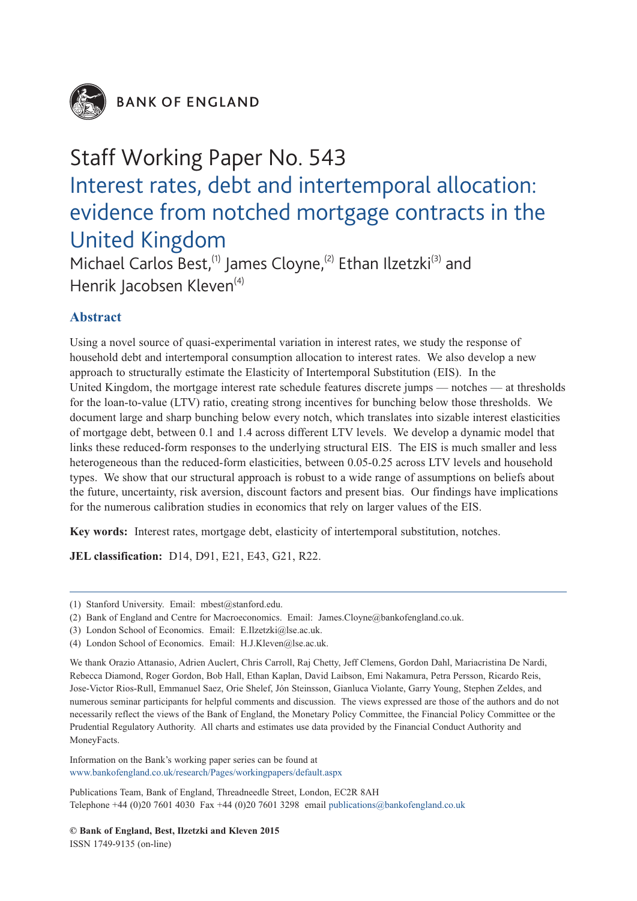BANK OF ENGLAND

# Staff Working Paper No. 543

## Interest rates, debt and intertemporal allocation: evidence from notched mortgage contracts in the United Kingdom

Michael Carlos Best,[(1)] James Cloyne,[(2)] Ethan Ilzetzki[(3)] and Henrik Jacobsen Kleven[(4)]

### Abstract

Using a novel source of quasi-experimental variation in interest rates, we study the response of household debt and intertemporal consumption allocation to interest rates. We also develop a new approach to structurally estimate the Elasticity of Intertemporal Substitution (EIS). In the United Kingdom, the mortgage interest rate schedule features discrete jumps — notches — at thresholds for the loan-to-value (LTV) ratio, creating strong incentives for bunching below those thresholds. We document large and sharp bunching below every notch, which translates into sizable interest elasticities of mortgage debt, between 0.1 and 1.4 across different LTV levels. We develop a dynamic model that links these reduced-form responses to the underlying structural EIS. The EIS is much smaller and less heterogeneous than the reduced-form elasticities, between 0.05-0.25 across LTV levels and household types. We show that our structural approach is robust to a wide range of assumptions on beliefs about the future, uncertainty, risk aversion, discount factors and present bias. Our findings have implications for the numerous calibration studies in economics that rely on larger values of the EIS.

**Key words:** Interest rates, mortgage debt, elasticity of intertemporal substitution, notches.

**JEL classification:** D14, D91, E21, E43, G21, R22.

---

(1) Stanford University. Email: mbest@stanford.edu.

(2) Bank of England and Centre for Macroeconomics. Email: James.Cloyne@bankofengland.co.uk.

(3) London School of Economics. Email: E.Ilzetzki@lse.ac.uk.

(4) London School of Economics. Email: H.J.Kleven@lse.ac.uk.

We thank Orazio Attanasio, Adrien Auclert, Chris Carroll, Raj Chetty, Jeff Clemens, Gordon Dahl, Mariacristina De Nardi, Rebecca Diamond, Roger Gordon, Bob Hall, Ethan Kaplan, David Laibson, Emi Nakamura, Petra Persson, Ricardo Reis, Jose-Victor Rios-Rull, Emmanuel Saez, Orie Shelef, Jón Steinsson, Gianluca Violante, Garry Young, Stephen Zeldes, and numerous seminar participants for helpful comments and discussion. The views expressed are those of the authors and do not necessarily reflect the views of the Bank of England, the Monetary Policy Committee, the Financial Policy Committee or the Prudential Regulatory Authority. All charts and estimates use data provided by the Financial Conduct Authority and MoneyFacts.

Information on the Bank's working paper series can be found at www.bankofengland.co.uk/research/Pages/workingpapers/default.aspx

Publications Team, Bank of England, Threadneedle Street, London, EC2R 8AH
Telephone +44 (0)20 7601 4030 Fax +44 (0)20 7601 3298 email publications@bankofengland.co.uk

**© Bank of England, Best, Ilzetzki and Kleven 2015**
ISSN 1749-9135 (on-line)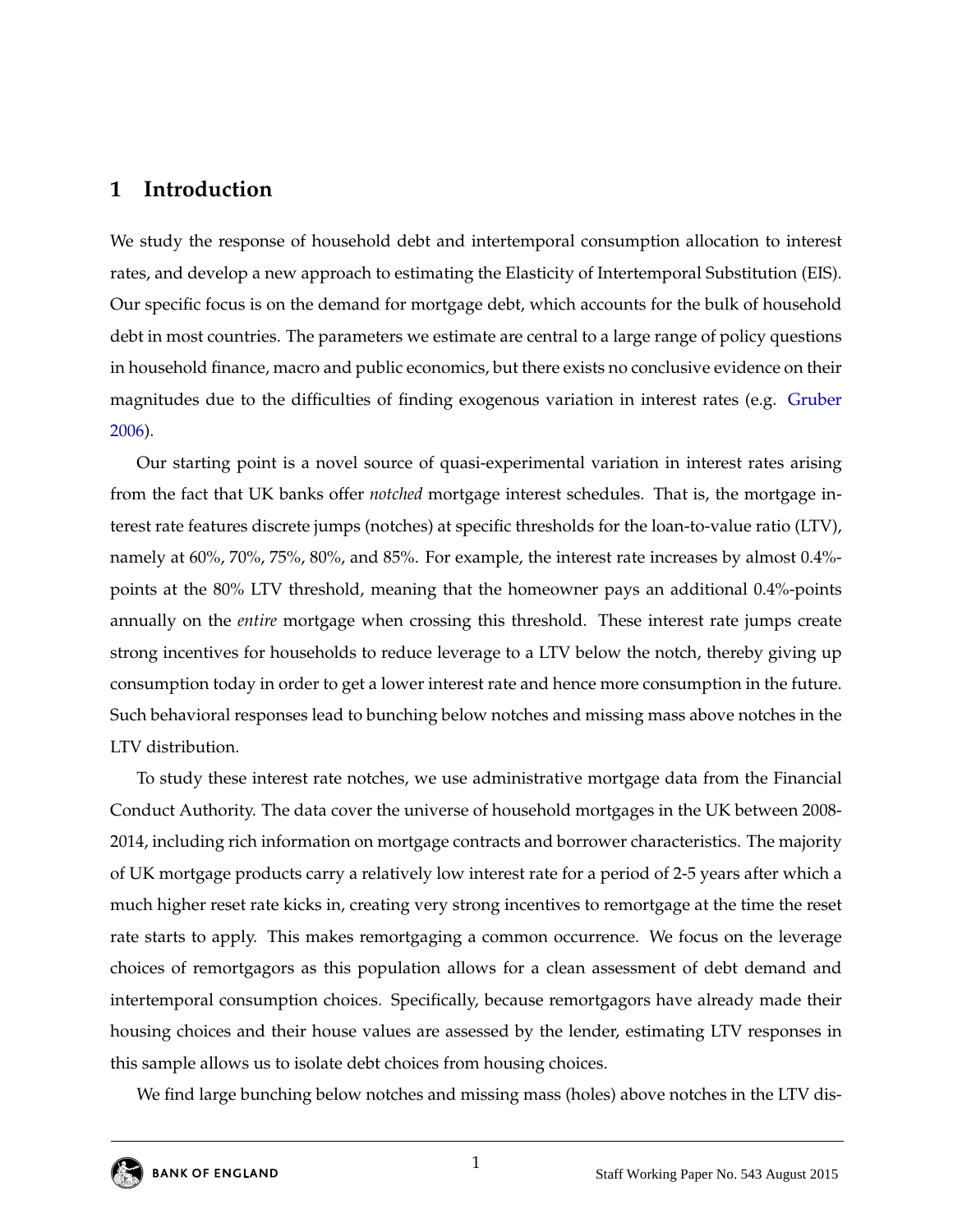## 1 Introduction

We study the response of household debt and intertemporal consumption allocation to interest rates, and develop a new approach to estimating the Elasticity of Intertemporal Substitution (EIS). Our specific focus is on the demand for mortgage debt, which accounts for the bulk of household debt in most countries. The parameters we estimate are central to a large range of policy questions in household finance, macro and public economics, but there exists no conclusive evidence on their magnitudes due to the difficulties of finding exogenous variation in interest rates (e.g. Gruber 2006).

Our starting point is a novel source of quasi-experimental variation in interest rates arising from the fact that UK banks offer *notched* mortgage interest schedules. That is, the mortgage interest rate features discrete jumps (notches) at specific thresholds for the loan-to-value ratio (LTV), namely at 60%, 70%, 75%, 80%, and 85%. For example, the interest rate increases by almost 0.4%-points at the 80% LTV threshold, meaning that the homeowner pays an additional 0.4%-points annually on the *entire* mortgage when crossing this threshold. These interest rate jumps create strong incentives for households to reduce leverage to a LTV below the notch, thereby giving up consumption today in order to get a lower interest rate and hence more consumption in the future. Such behavioral responses lead to bunching below notches and missing mass above notches in the LTV distribution.

To study these interest rate notches, we use administrative mortgage data from the Financial Conduct Authority. The data cover the universe of household mortgages in the UK between 2008-2014, including rich information on mortgage contracts and borrower characteristics. The majority of UK mortgage products carry a relatively low interest rate for a period of 2-5 years after which a much higher reset rate kicks in, creating very strong incentives to remortgage at the time the reset rate starts to apply. This makes remortgaging a common occurrence. We focus on the leverage choices of remortgagors as this population allows for a clean assessment of debt demand and intertemporal consumption choices. Specifically, because remortgagors have already made their housing choices and their house values are assessed by the lender, estimating LTV responses in this sample allows us to isolate debt choices from housing choices.

We find large bunching below notches and missing mass (holes) above notches in the LTV dis-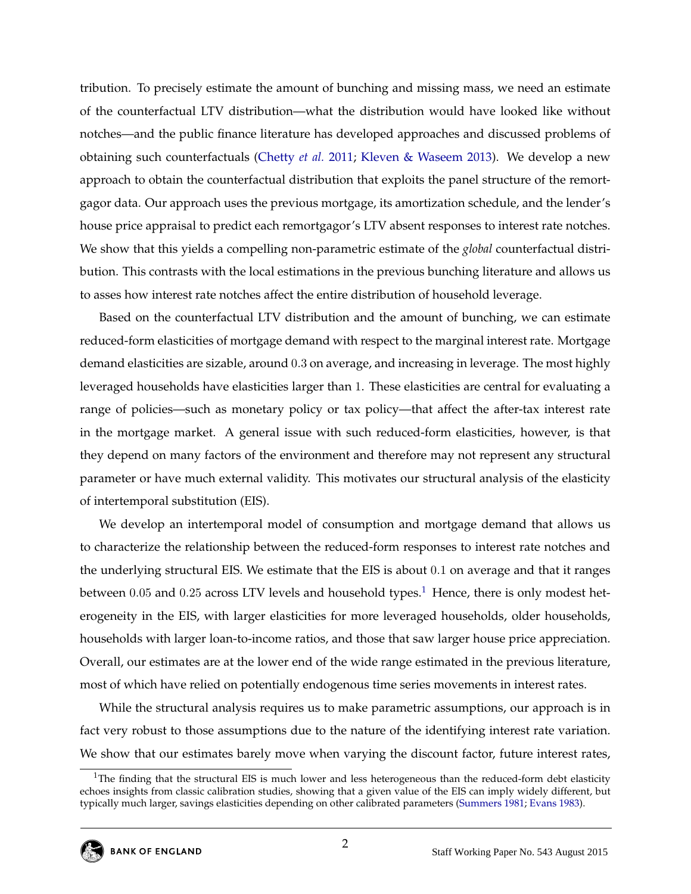tribution. To precisely estimate the amount of bunching and missing mass, we need an estimate of the counterfactual LTV distribution—what the distribution would have looked like without notches—and the public finance literature has developed approaches and discussed problems of obtaining such counterfactuals (Chetty *et al.* 2011; Kleven & Waseem 2013). We develop a new approach to obtain the counterfactual distribution that exploits the panel structure of the remortgagor data. Our approach uses the previous mortgage, its amortization schedule, and the lender's house price appraisal to predict each remortgagor's LTV absent responses to interest rate notches. We show that this yields a compelling non-parametric estimate of the *global* counterfactual distribution. This contrasts with the local estimations in the previous bunching literature and allows us to asses how interest rate notches affect the entire distribution of household leverage.

Based on the counterfactual LTV distribution and the amount of bunching, we can estimate reduced-form elasticities of mortgage demand with respect to the marginal interest rate. Mortgage demand elasticities are sizable, around $0.3$ on average, and increasing in leverage. The most highly leveraged households have elasticities larger than $1$. These elasticities are central for evaluating a range of policies—such as monetary policy or tax policy—that affect the after-tax interest rate in the mortgage market. A general issue with such reduced-form elasticities, however, is that they depend on many factors of the environment and therefore may not represent any structural parameter or have much external validity. This motivates our structural analysis of the elasticity of intertemporal substitution (EIS).

We develop an intertemporal model of consumption and mortgage demand that allows us to characterize the relationship between the reduced-form responses to interest rate notches and the underlying structural EIS. We estimate that the EIS is about $0.1$ on average and that it ranges between $0.05$ and $0.25$ across LTV levels and household types.[1] Hence, there is only modest heterogeneity in the EIS, with larger elasticities for more leveraged households, older households, households with larger loan-to-income ratios, and those that saw larger house price appreciation. Overall, our estimates are at the lower end of the wide range estimated in the previous literature, most of which have relied on potentially endogenous time series movements in interest rates.

While the structural analysis requires us to make parametric assumptions, our approach is in fact very robust to those assumptions due to the nature of the identifying interest rate variation. We show that our estimates barely move when varying the discount factor, future interest rates,

[1] The finding that the structural EIS is much lower and less heterogeneous than the reduced-form debt elasticity echoes insights from classic calibration studies, showing that a given value of the EIS can imply widely different, but typically much larger, savings elasticities depending on other calibrated parameters (Summers 1981; Evans 1983).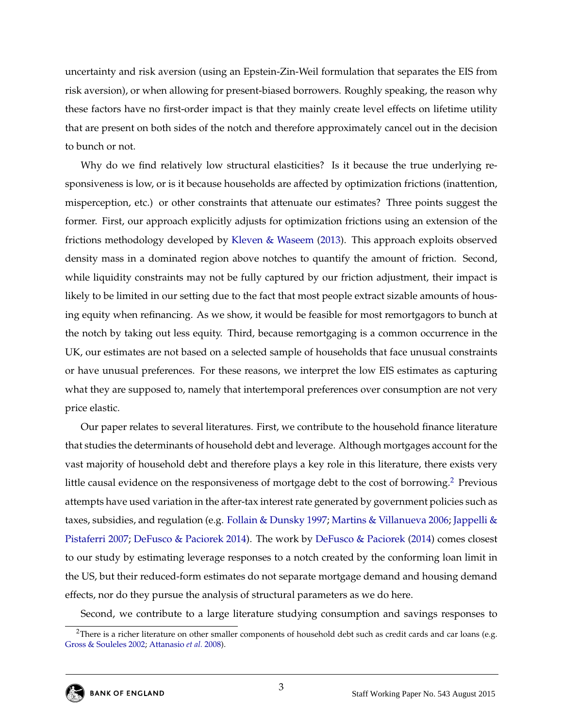uncertainty and risk aversion (using an Epstein-Zin-Weil formulation that separates the EIS from risk aversion), or when allowing for present-biased borrowers. Roughly speaking, the reason why these factors have no first-order impact is that they mainly create level effects on lifetime utility that are present on both sides of the notch and therefore approximately cancel out in the decision to bunch or not.

Why do we find relatively low structural elasticities? Is it because the true underlying responsiveness is low, or is it because households are affected by optimization frictions (inattention, misperception, etc.) or other constraints that attenuate our estimates? Three points suggest the former. First, our approach explicitly adjusts for optimization frictions using an extension of the frictions methodology developed by Kleven & Waseem (2013). This approach exploits observed density mass in a dominated region above notches to quantify the amount of friction. Second, while liquidity constraints may not be fully captured by our friction adjustment, their impact is likely to be limited in our setting due to the fact that most people extract sizable amounts of housing equity when refinancing. As we show, it would be feasible for most remortgagors to bunch at the notch by taking out less equity. Third, because remortgaging is a common occurrence in the UK, our estimates are not based on a selected sample of households that face unusual constraints or have unusual preferences. For these reasons, we interpret the low EIS estimates as capturing what they are supposed to, namely that intertemporal preferences over consumption are not very price elastic.

Our paper relates to several literatures. First, we contribute to the household finance literature that studies the determinants of household debt and leverage. Although mortgages account for the vast majority of household debt and therefore plays a key role in this literature, there exists very little causal evidence on the responsiveness of mortgage debt to the cost of borrowing.[2] Previous attempts have used variation in the after-tax interest rate generated by government policies such as taxes, subsidies, and regulation (e.g. Follain & Dunsky 1997; Martins & Villanueva 2006; Jappelli & Pistaferri 2007; DeFusco & Paciorek 2014). The work by DeFusco & Paciorek (2014) comes closest to our study by estimating leverage responses to a notch created by the conforming loan limit in the US, but their reduced-form estimates do not separate mortgage demand and housing demand effects, nor do they pursue the analysis of structural parameters as we do here.

Second, we contribute to a large literature studying consumption and savings responses to

[2] There is a richer literature on other smaller components of household debt such as credit cards and car loans (e.g. Gross & Souleles 2002; Attanasio *et al.* 2008).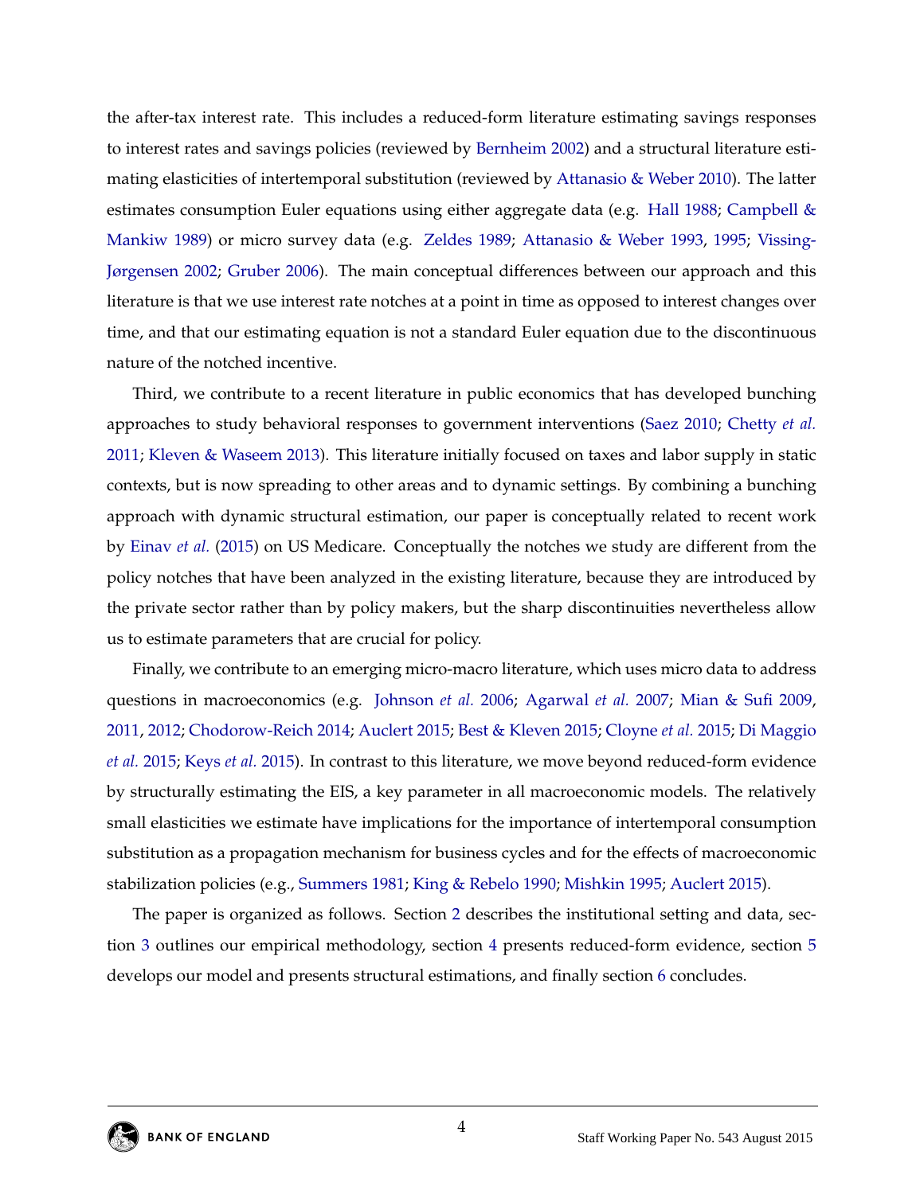the after-tax interest rate. This includes a reduced-form literature estimating savings responses to interest rates and savings policies (reviewed by Bernheim 2002) and a structural literature estimating elasticities of intertemporal substitution (reviewed by Attanasio & Weber 2010). The latter estimates consumption Euler equations using either aggregate data (e.g. Hall 1988; Campbell & Mankiw 1989) or micro survey data (e.g. Zeldes 1989; Attanasio & Weber 1993, 1995; Vissing-Jørgensen 2002; Gruber 2006). The main conceptual differences between our approach and this literature is that we use interest rate notches at a point in time as opposed to interest changes over time, and that our estimating equation is not a standard Euler equation due to the discontinuous nature of the notched incentive.

Third, we contribute to a recent literature in public economics that has developed bunching approaches to study behavioral responses to government interventions (Saez 2010; Chetty *et al.* 2011; Kleven & Waseem 2013). This literature initially focused on taxes and labor supply in static contexts, but is now spreading to other areas and to dynamic settings. By combining a bunching approach with dynamic structural estimation, our paper is conceptually related to recent work by Einav *et al.* (2015) on US Medicare. Conceptually the notches we study are different from the policy notches that have been analyzed in the existing literature, because they are introduced by the private sector rather than by policy makers, but the sharp discontinuities nevertheless allow us to estimate parameters that are crucial for policy.

Finally, we contribute to an emerging micro-macro literature, which uses micro data to address questions in macroeconomics (e.g. Johnson *et al.* 2006; Agarwal *et al.* 2007; Mian & Sufi 2009, 2011, 2012; Chodorow-Reich 2014; Auclert 2015; Best & Kleven 2015; Cloyne *et al.* 2015; Di Maggio *et al.* 2015; Keys *et al.* 2015). In contrast to this literature, we move beyond reduced-form evidence by structurally estimating the EIS, a key parameter in all macroeconomic models. The relatively small elasticities we estimate have implications for the importance of intertemporal consumption substitution as a propagation mechanism for business cycles and for the effects of macroeconomic stabilization policies (e.g., Summers 1981; King & Rebelo 1990; Mishkin 1995; Auclert 2015).

The paper is organized as follows. Section 2 describes the institutional setting and data, section 3 outlines our empirical methodology, section 4 presents reduced-form evidence, section 5 develops our model and presents structural estimations, and finally section 6 concludes.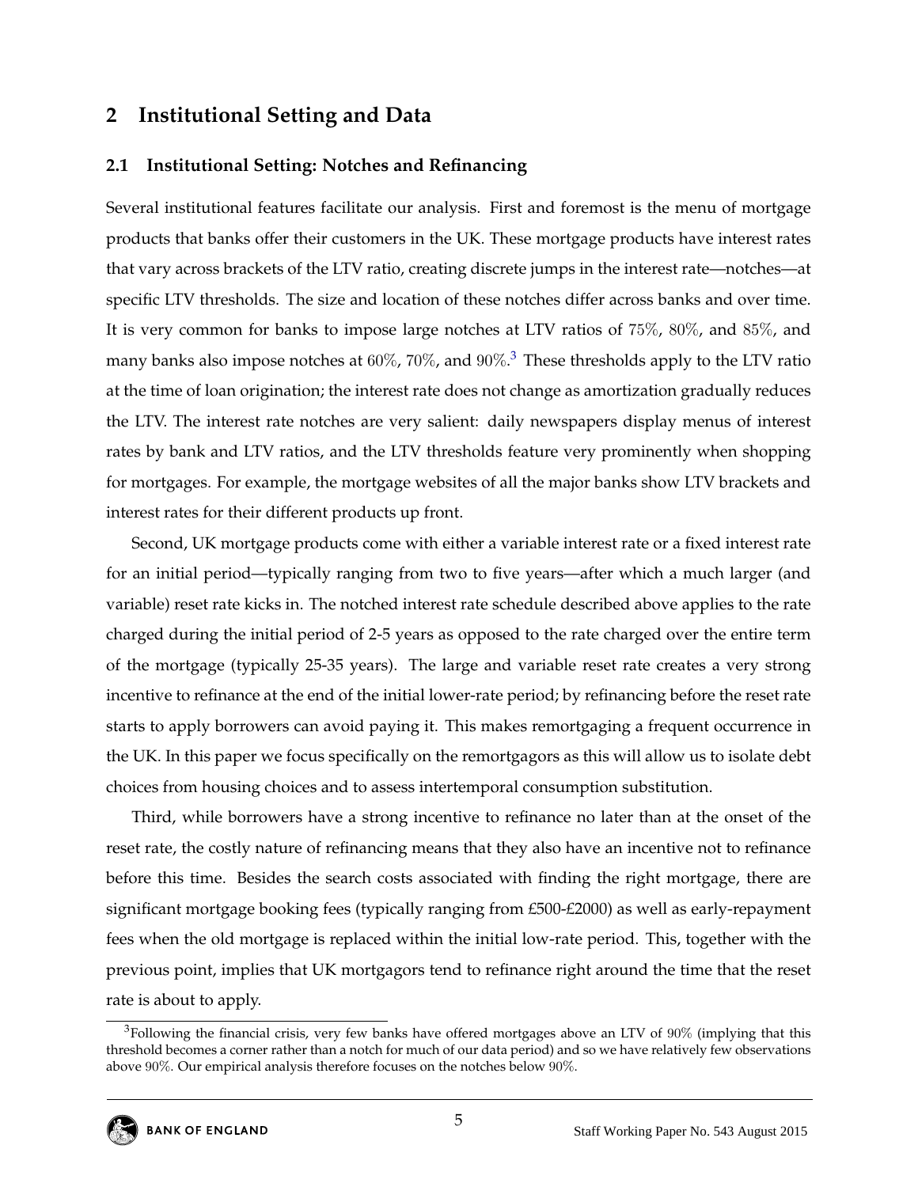## 2 Institutional Setting and Data

### 2.1 Institutional Setting: Notches and Refinancing

Several institutional features facilitate our analysis. First and foremost is the menu of mortgage products that banks offer their customers in the UK. These mortgage products have interest rates that vary across brackets of the LTV ratio, creating discrete jumps in the interest rate—notches—at specific LTV thresholds. The size and location of these notches differ across banks and over time. It is very common for banks to impose large notches at LTV ratios of 75%, 80%, and 85%, and many banks also impose notches at 60%, 70%, and 90%.[3] These thresholds apply to the LTV ratio at the time of loan origination; the interest rate does not change as amortization gradually reduces the LTV. The interest rate notches are very salient: daily newspapers display menus of interest rates by bank and LTV ratios, and the LTV thresholds feature very prominently when shopping for mortgages. For example, the mortgage websites of all the major banks show LTV brackets and interest rates for their different products up front.

Second, UK mortgage products come with either a variable interest rate or a fixed interest rate for an initial period—typically ranging from two to five years—after which a much larger (and variable) reset rate kicks in. The notched interest rate schedule described above applies to the rate charged during the initial period of 2-5 years as opposed to the rate charged over the entire term of the mortgage (typically 25-35 years). The large and variable reset rate creates a very strong incentive to refinance at the end of the initial lower-rate period; by refinancing before the reset rate starts to apply borrowers can avoid paying it. This makes remortgaging a frequent occurrence in the UK. In this paper we focus specifically on the remortgagors as this will allow us to isolate debt choices from housing choices and to assess intertemporal consumption substitution.

Third, while borrowers have a strong incentive to refinance no later than at the onset of the reset rate, the costly nature of refinancing means that they also have an incentive not to refinance before this time. Besides the search costs associated with finding the right mortgage, there are significant mortgage booking fees (typically ranging from £500-£2000) as well as early-repayment fees when the old mortgage is replaced within the initial low-rate period. This, together with the previous point, implies that UK mortgagors tend to refinance right around the time that the reset rate is about to apply.

[3] Following the financial crisis, very few banks have offered mortgages above an LTV of 90% (implying that this threshold becomes a corner rather than a notch for much of our data period) and so we have relatively few observations above 90%. Our empirical analysis therefore focuses on the notches below 90%.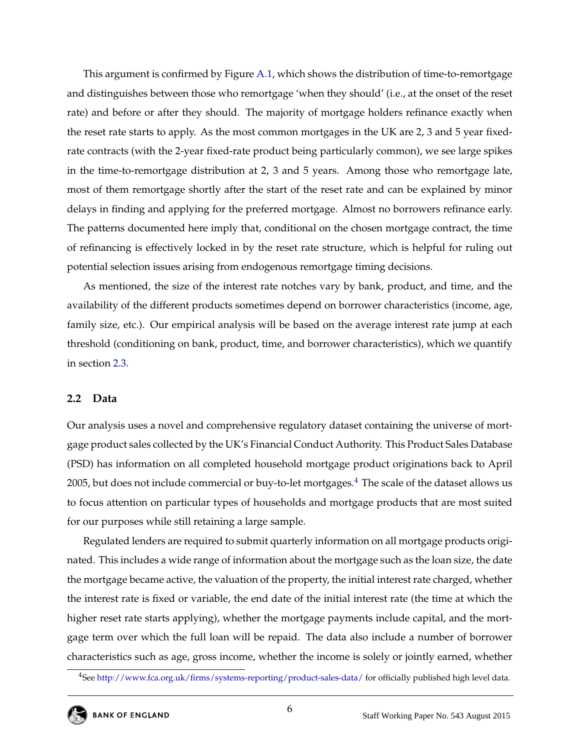This argument is confirmed by Figure A.1, which shows the distribution of time-to-remortgage and distinguishes between those who remortgage 'when they should' (i.e., at the onset of the reset rate) and before or after they should. The majority of mortgage holders refinance exactly when the reset rate starts to apply. As the most common mortgages in the UK are 2, 3 and 5 year fixed-rate contracts (with the 2-year fixed-rate product being particularly common), we see large spikes in the time-to-remortgage distribution at 2, 3 and 5 years. Among those who remortgage late, most of them remortgage shortly after the start of the reset rate and can be explained by minor delays in finding and applying for the preferred mortgage. Almost no borrowers refinance early. The patterns documented here imply that, conditional on the chosen mortgage contract, the time of refinancing is effectively locked in by the reset rate structure, which is helpful for ruling out potential selection issues arising from endogenous remortgage timing decisions.

As mentioned, the size of the interest rate notches vary by bank, product, and time, and the availability of the different products sometimes depend on borrower characteristics (income, age, family size, etc.). Our empirical analysis will be based on the average interest rate jump at each threshold (conditioning on bank, product, time, and borrower characteristics), which we quantify in section 2.3.

## 2.2 Data

Our analysis uses a novel and comprehensive regulatory dataset containing the universe of mortgage product sales collected by the UK's Financial Conduct Authority. This Product Sales Database (PSD) has information on all completed household mortgage product originations back to April 2005, but does not include commercial or buy-to-let mortgages.[4] The scale of the dataset allows us to focus attention on particular types of households and mortgage products that are most suited for our purposes while still retaining a large sample.

Regulated lenders are required to submit quarterly information on all mortgage products originated. This includes a wide range of information about the mortgage such as the loan size, the date the mortgage became active, the valuation of the property, the initial interest rate charged, whether the interest rate is fixed or variable, the end date of the initial interest rate (the time at which the higher reset rate starts applying), whether the mortgage payments include capital, and the mortgage term over which the full loan will be repaid. The data also include a number of borrower characteristics such as age, gross income, whether the income is solely or jointly earned, whether

[4]See http://www.fca.org.uk/firms/systems-reporting/product-sales-data/ for officially published high level data.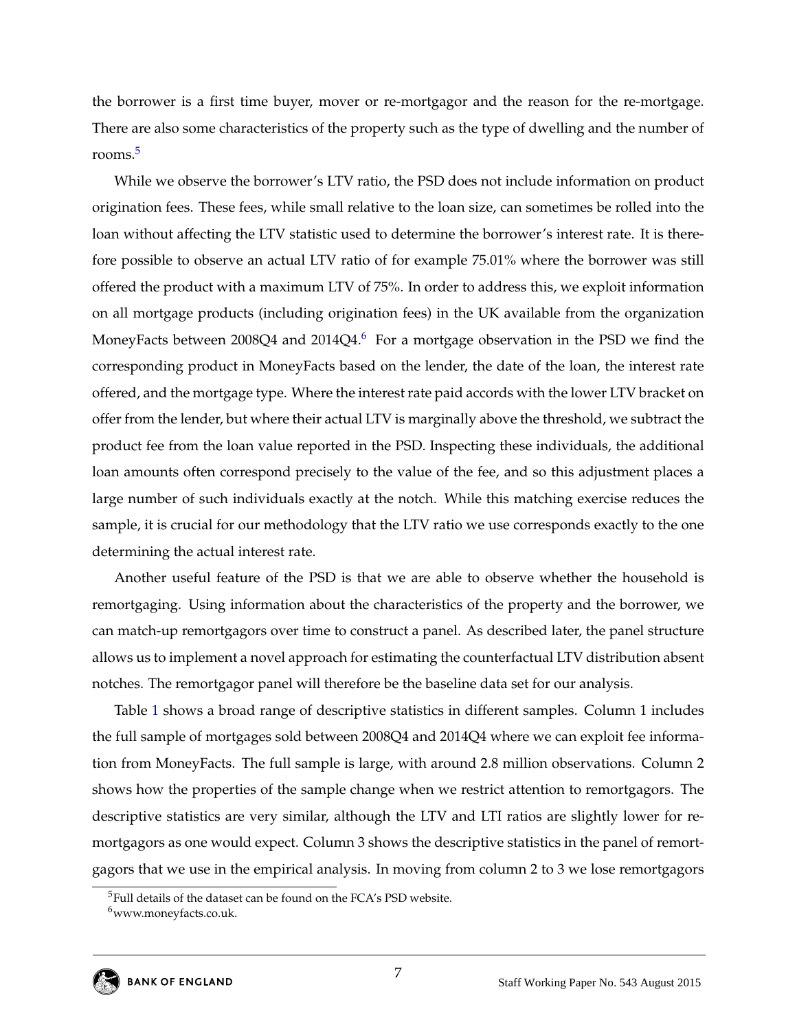the borrower is a first time buyer, mover or re-mortgagor and the reason for the re-mortgage. There are also some characteristics of the property such as the type of dwelling and the number of rooms.[5]

While we observe the borrower's LTV ratio, the PSD does not include information on product origination fees. These fees, while small relative to the loan size, can sometimes be rolled into the loan without affecting the LTV statistic used to determine the borrower's interest rate. It is therefore possible to observe an actual LTV ratio of for example 75.01% where the borrower was still offered the product with a maximum LTV of 75%. In order to address this, we exploit information on all mortgage products (including origination fees) in the UK available from the organization MoneyFacts between 2008Q4 and 2014Q4.[6] For a mortgage observation in the PSD we find the corresponding product in MoneyFacts based on the lender, the date of the loan, the interest rate offered, and the mortgage type. Where the interest rate paid accords with the lower LTV bracket on offer from the lender, but where their actual LTV is marginally above the threshold, we subtract the product fee from the loan value reported in the PSD. Inspecting these individuals, the additional loan amounts often correspond precisely to the value of the fee, and so this adjustment places a large number of such individuals exactly at the notch. While this matching exercise reduces the sample, it is crucial for our methodology that the LTV ratio we use corresponds exactly to the one determining the actual interest rate.

Another useful feature of the PSD is that we are able to observe whether the household is remortgaging. Using information about the characteristics of the property and the borrower, we can match-up remortgagors over time to construct a panel. As described later, the panel structure allows us to implement a novel approach for estimating the counterfactual LTV distribution absent notches. The remortgagor panel will therefore be the baseline data set for our analysis.

Table 1 shows a broad range of descriptive statistics in different samples. Column 1 includes the full sample of mortgages sold between 2008Q4 and 2014Q4 where we can exploit fee information from MoneyFacts. The full sample is large, with around 2.8 million observations. Column 2 shows how the properties of the sample change when we restrict attention to remortgagors. The descriptive statistics are very similar, although the LTV and LTI ratios are slightly lower for remortgagors as one would expect. Column 3 shows the descriptive statistics in the panel of remortgagors that we use in the empirical analysis. In moving from column 2 to 3 we lose remortgagors

[5] Full details of the dataset can be found on the FCA's PSD website.

[6] www.moneyfacts.co.uk.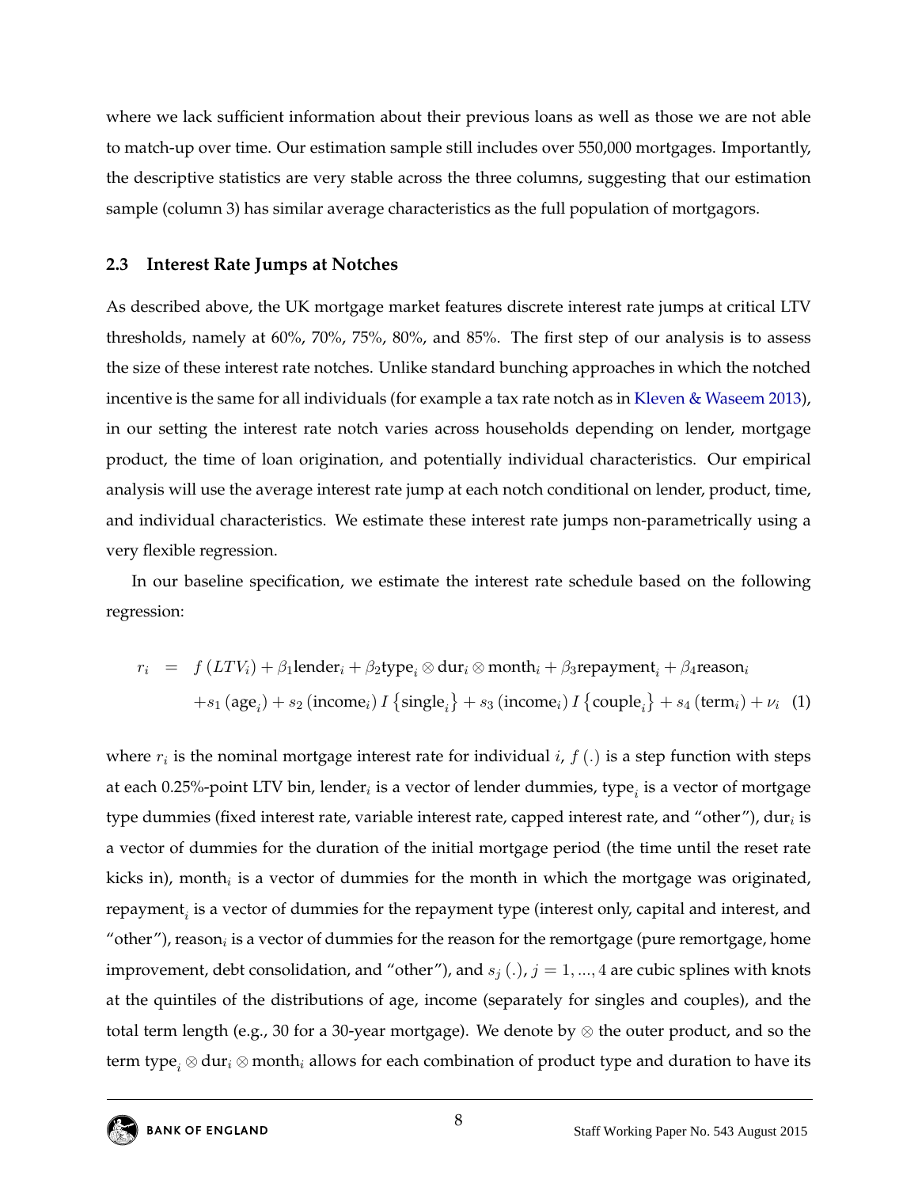where we lack sufficient information about their previous loans as well as those we are not able to match-up over time. Our estimation sample still includes over 550,000 mortgages. Importantly, the descriptive statistics are very stable across the three columns, suggesting that our estimation sample (column 3) has similar average characteristics as the full population of mortgagors.

### 2.3 Interest Rate Jumps at Notches

As described above, the UK mortgage market features discrete interest rate jumps at critical LTV thresholds, namely at 60%, 70%, 75%, 80%, and 85%. The first step of our analysis is to assess the size of these interest rate notches. Unlike standard bunching approaches in which the notched incentive is the same for all individuals (for example a tax rate notch as in Kleven & Waseem 2013), in our setting the interest rate notch varies across households depending on lender, mortgage product, the time of loan origination, and potentially individual characteristics. Our empirical analysis will use the average interest rate jump at each notch conditional on lender, product, time, and individual characteristics. We estimate these interest rate jumps non-parametrically using a very flexible regression.

In our baseline specification, we estimate the interest rate schedule based on the following regression:

$$
\begin{aligned}
r_i \quad = \quad & f\left(LTV_i\right) + \beta_1 \text{lender}_i + \beta_2 \text{type}_i \otimes \text{dur}_i \otimes \text{month}_i + \beta_3 \text{repayment}_i + \beta_4 \text{reason}_i \\
& + s_1\left(\text{age}_i\right) + s_2\left(\text{income}_i\right) I\left\{\text{single}_i\right\} + s_3\left(\text{income}_i\right) I\left\{\text{couple}_i\right\} + s_4\left(\text{term}_i\right) + \nu_i \quad (1)
\end{aligned}
$$

where $r_i$ is the nominal mortgage interest rate for individual $i$, $f\left(.\right)$ is a step function with steps at each 0.25%-point LTV bin, $\text{lender}_i$ is a vector of lender dummies, $\text{type}_i$ is a vector of mortgage type dummies (fixed interest rate, variable interest rate, capped interest rate, and "other"), $\text{dur}_i$ is a vector of dummies for the duration of the initial mortgage period (the time until the reset rate kicks in), $\text{month}_i$ is a vector of dummies for the month in which the mortgage was originated, $\text{repayment}_i$ is a vector of dummies for the repayment type (interest only, capital and interest, and "other"), $\text{reason}_i$ is a vector of dummies for the reason for the remortgage (pure remortgage, home improvement, debt consolidation, and "other"), and $s_j\left(.\right)$, $j = 1, ..., 4$ are cubic splines with knots at the quintiles of the distributions of age, income (separately for singles and couples), and the total term length (e.g., 30 for a 30-year mortgage). We denote by $\otimes$ the outer product, and so the term $\text{type}_i \otimes \text{dur}_i \otimes \text{month}_i$ allows for each combination of product type and duration to have its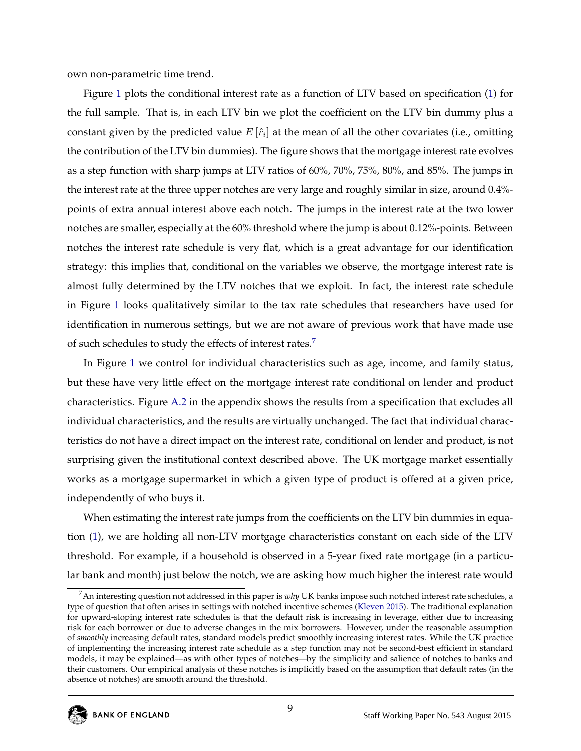own non-parametric time trend.

Figure 1 plots the conditional interest rate as a function of LTV based on specification (1) for the full sample. That is, in each LTV bin we plot the coefficient on the LTV bin dummy plus a constant given by the predicted value $E[\hat{r}_i]$ at the mean of all the other covariates (i.e., omitting the contribution of the LTV bin dummies). The figure shows that the mortgage interest rate evolves as a step function with sharp jumps at LTV ratios of 60%, 70%, 75%, 80%, and 85%. The jumps in the interest rate at the three upper notches are very large and roughly similar in size, around 0.4%-points of extra annual interest above each notch. The jumps in the interest rate at the two lower notches are smaller, especially at the 60% threshold where the jump is about 0.12%-points. Between notches the interest rate schedule is very flat, which is a great advantage for our identification strategy: this implies that, conditional on the variables we observe, the mortgage interest rate is almost fully determined by the LTV notches that we exploit. In fact, the interest rate schedule in Figure 1 looks qualitatively similar to the tax rate schedules that researchers have used for identification in numerous settings, but we are not aware of previous work that have made use of such schedules to study the effects of interest rates.[7]

In Figure 1 we control for individual characteristics such as age, income, and family status, but these have very little effect on the mortgage interest rate conditional on lender and product characteristics. Figure A.2 in the appendix shows the results from a specification that excludes all individual characteristics, and the results are virtually unchanged. The fact that individual characteristics do not have a direct impact on the interest rate, conditional on lender and product, is not surprising given the institutional context described above. The UK mortgage market essentially works as a mortgage supermarket in which a given type of product is offered at a given price, independently of who buys it.

When estimating the interest rate jumps from the coefficients on the LTV bin dummies in equation (1), we are holding all non-LTV mortgage characteristics constant on each side of the LTV threshold. For example, if a household is observed in a 5-year fixed rate mortgage (in a particular bank and month) just below the notch, we are asking how much higher the interest rate would

[7] An interesting question not addressed in this paper is *why* UK banks impose such notched interest rate schedules, a type of question that often arises in settings with notched incentive schemes (Kleven 2015). The traditional explanation for upward-sloping interest rate schedules is that the default risk is increasing in leverage, either due to increasing risk for each borrower or due to adverse changes in the mix borrowers. However, under the reasonable assumption of *smoothly* increasing default rates, standard models predict smoothly increasing interest rates. While the UK practice of implementing the increasing interest rate schedule as a step function may not be second-best efficient in standard models, it may be explained—as with other types of notches—by the simplicity and salience of notches to banks and their customers. Our empirical analysis of these notches is implicitly based on the assumption that default rates (in the absence of notches) are smooth around the threshold.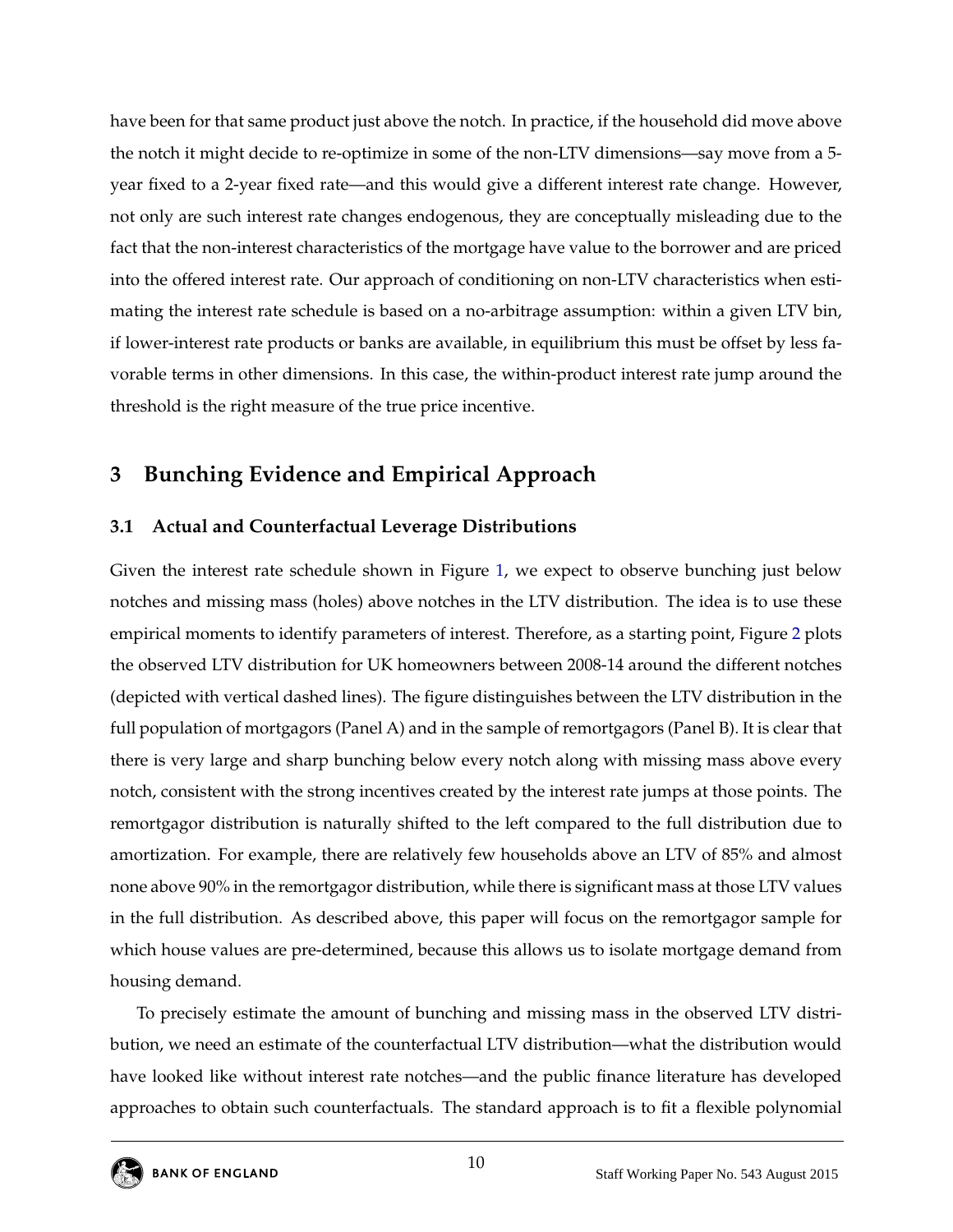have been for that same product just above the notch. In practice, if the household did move above the notch it might decide to re-optimize in some of the non-LTV dimensions—say move from a 5-year fixed to a 2-year fixed rate—and this would give a different interest rate change. However, not only are such interest rate changes endogenous, they are conceptually misleading due to the fact that the non-interest characteristics of the mortgage have value to the borrower and are priced into the offered interest rate. Our approach of conditioning on non-LTV characteristics when estimating the interest rate schedule is based on a no-arbitrage assumption: within a given LTV bin, if lower-interest rate products or banks are available, in equilibrium this must be offset by less favorable terms in other dimensions. In this case, the within-product interest rate jump around the threshold is the right measure of the true price incentive.

# 3 Bunching Evidence and Empirical Approach

## 3.1 Actual and Counterfactual Leverage Distributions

Given the interest rate schedule shown in Figure 1, we expect to observe bunching just below notches and missing mass (holes) above notches in the LTV distribution. The idea is to use these empirical moments to identify parameters of interest. Therefore, as a starting point, Figure 2 plots the observed LTV distribution for UK homeowners between 2008-14 around the different notches (depicted with vertical dashed lines). The figure distinguishes between the LTV distribution in the full population of mortgagors (Panel A) and in the sample of remortgagors (Panel B). It is clear that there is very large and sharp bunching below every notch along with missing mass above every notch, consistent with the strong incentives created by the interest rate jumps at those points. The remortgagor distribution is naturally shifted to the left compared to the full distribution due to amortization. For example, there are relatively few households above an LTV of 85% and almost none above 90% in the remortgagor distribution, while there is significant mass at those LTV values in the full distribution. As described above, this paper will focus on the remortgagor sample for which house values are pre-determined, because this allows us to isolate mortgage demand from housing demand.

To precisely estimate the amount of bunching and missing mass in the observed LTV distribution, we need an estimate of the counterfactual LTV distribution—what the distribution would have looked like without interest rate notches—and the public finance literature has developed approaches to obtain such counterfactuals. The standard approach is to fit a flexible polynomial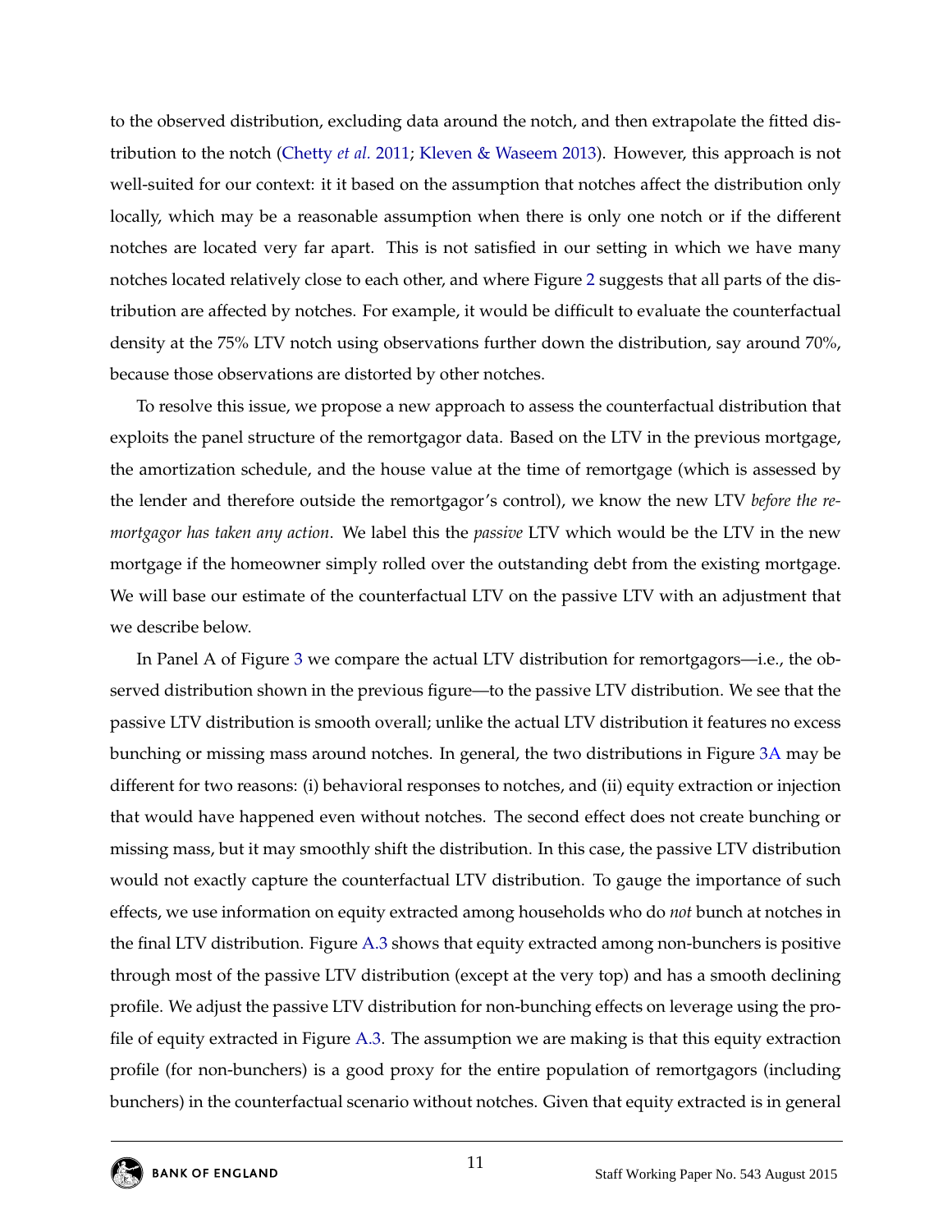to the observed distribution, excluding data around the notch, and then extrapolate the fitted distribution to the notch (Chetty *et al.* 2011; Kleven & Waseem 2013). However, this approach is not well-suited for our context: it it based on the assumption that notches affect the distribution only locally, which may be a reasonable assumption when there is only one notch or if the different notches are located very far apart. This is not satisfied in our setting in which we have many notches located relatively close to each other, and where Figure 2 suggests that all parts of the distribution are affected by notches. For example, it would be difficult to evaluate the counterfactual density at the 75% LTV notch using observations further down the distribution, say around 70%, because those observations are distorted by other notches.

To resolve this issue, we propose a new approach to assess the counterfactual distribution that exploits the panel structure of the remortgagor data. Based on the LTV in the previous mortgage, the amortization schedule, and the house value at the time of remortgage (which is assessed by the lender and therefore outside the remortgagor's control), we know the new LTV *before the remortgagor has taken any action*. We label this the *passive* LTV which would be the LTV in the new mortgage if the homeowner simply rolled over the outstanding debt from the existing mortgage. We will base our estimate of the counterfactual LTV on the passive LTV with an adjustment that we describe below.

In Panel A of Figure 3 we compare the actual LTV distribution for remortgagors—i.e., the observed distribution shown in the previous figure—to the passive LTV distribution. We see that the passive LTV distribution is smooth overall; unlike the actual LTV distribution it features no excess bunching or missing mass around notches. In general, the two distributions in Figure 3A may be different for two reasons: (i) behavioral responses to notches, and (ii) equity extraction or injection that would have happened even without notches. The second effect does not create bunching or missing mass, but it may smoothly shift the distribution. In this case, the passive LTV distribution would not exactly capture the counterfactual LTV distribution. To gauge the importance of such effects, we use information on equity extracted among households who do *not* bunch at notches in the final LTV distribution. Figure A.3 shows that equity extracted among non-bunchers is positive through most of the passive LTV distribution (except at the very top) and has a smooth declining profile. We adjust the passive LTV distribution for non-bunching effects on leverage using the profile of equity extracted in Figure A.3. The assumption we are making is that this equity extraction profile (for non-bunchers) is a good proxy for the entire population of remortgagors (including bunchers) in the counterfactual scenario without notches. Given that equity extracted is in general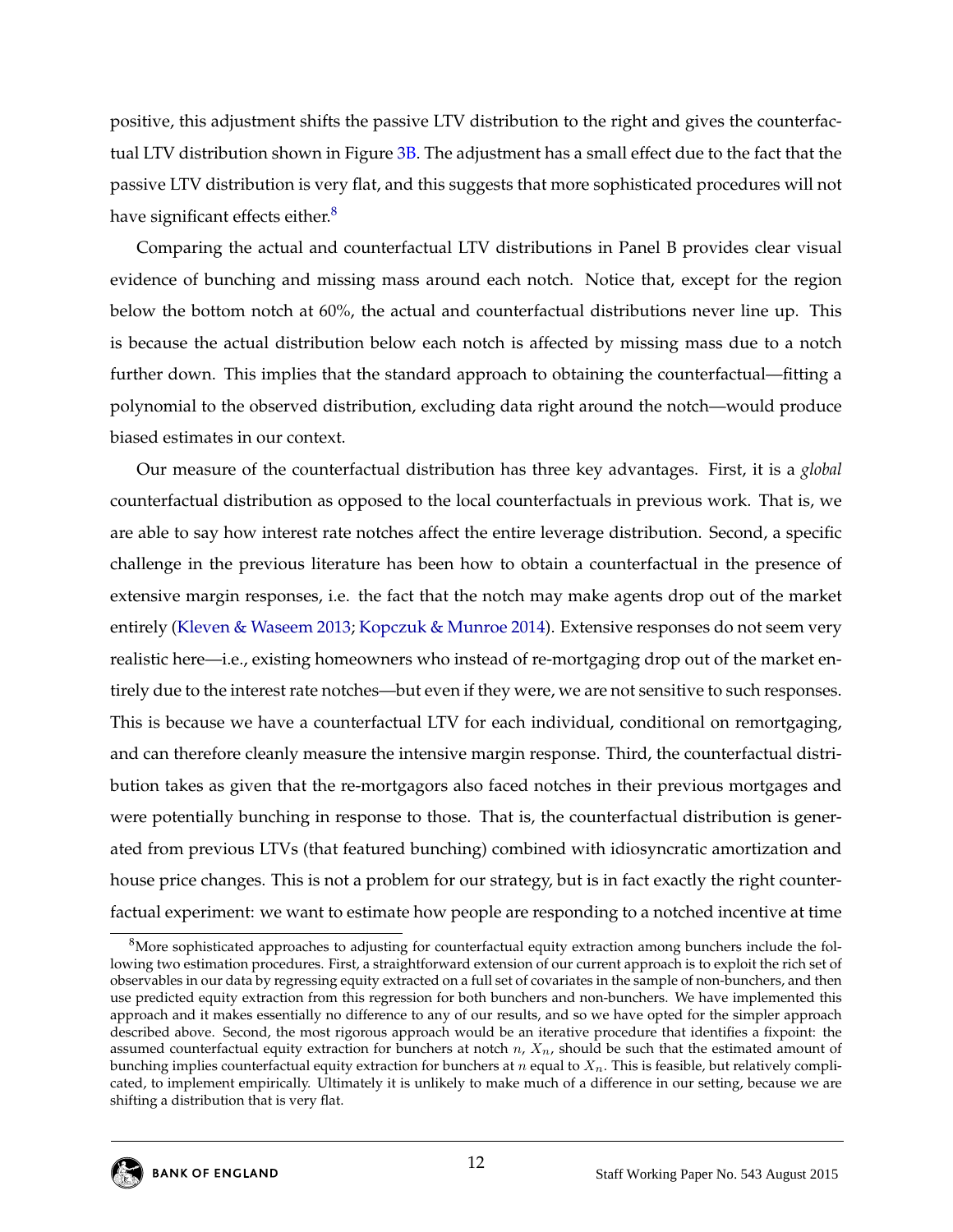positive, this adjustment shifts the passive LTV distribution to the right and gives the counterfactual LTV distribution shown in Figure 3B. The adjustment has a small effect due to the fact that the passive LTV distribution is very flat, and this suggests that more sophisticated procedures will not have significant effects either.[8]

Comparing the actual and counterfactual LTV distributions in Panel B provides clear visual evidence of bunching and missing mass around each notch. Notice that, except for the region below the bottom notch at 60%, the actual and counterfactual distributions never line up. This is because the actual distribution below each notch is affected by missing mass due to a notch further down. This implies that the standard approach to obtaining the counterfactual—fitting a polynomial to the observed distribution, excluding data right around the notch—would produce biased estimates in our context.

Our measure of the counterfactual distribution has three key advantages. First, it is a *global* counterfactual distribution as opposed to the local counterfactuals in previous work. That is, we are able to say how interest rate notches affect the entire leverage distribution. Second, a specific challenge in the previous literature has been how to obtain a counterfactual in the presence of extensive margin responses, i.e. the fact that the notch may make agents drop out of the market entirely (Kleven & Waseem 2013; Kopczuk & Munroe 2014). Extensive responses do not seem very realistic here—i.e., existing homeowners who instead of re-mortgaging drop out of the market entirely due to the interest rate notches—but even if they were, we are not sensitive to such responses. This is because we have a counterfactual LTV for each individual, conditional on remortgaging, and can therefore cleanly measure the intensive margin response. Third, the counterfactual distribution takes as given that the re-mortgagors also faced notches in their previous mortgages and were potentially bunching in response to those. That is, the counterfactual distribution is generated from previous LTVs (that featured bunching) combined with idiosyncratic amortization and house price changes. This is not a problem for our strategy, but is in fact exactly the right counterfactual experiment: we want to estimate how people are responding to a notched incentive at time

[8] More sophisticated approaches to adjusting for counterfactual equity extraction among bunchers include the following two estimation procedures. First, a straightforward extension of our current approach is to exploit the rich set of observables in our data by regressing equity extracted on a full set of covariates in the sample of non-bunchers, and then use predicted equity extraction from this regression for both bunchers and non-bunchers. We have implemented this approach and it makes essentially no difference to any of our results, and so we have opted for the simpler approach described above. Second, the most rigorous approach would be an iterative procedure that identifies a fixpoint: the assumed counterfactual equity extraction for bunchers at notch $n$, $X_n$, should be such that the estimated amount of bunching implies counterfactual equity extraction for bunchers at $n$ equal to $X_n$. This is feasible, but relatively complicated, to implement empirically. Ultimately it is unlikely to make much of a difference in our setting, because we are shifting a distribution that is very flat.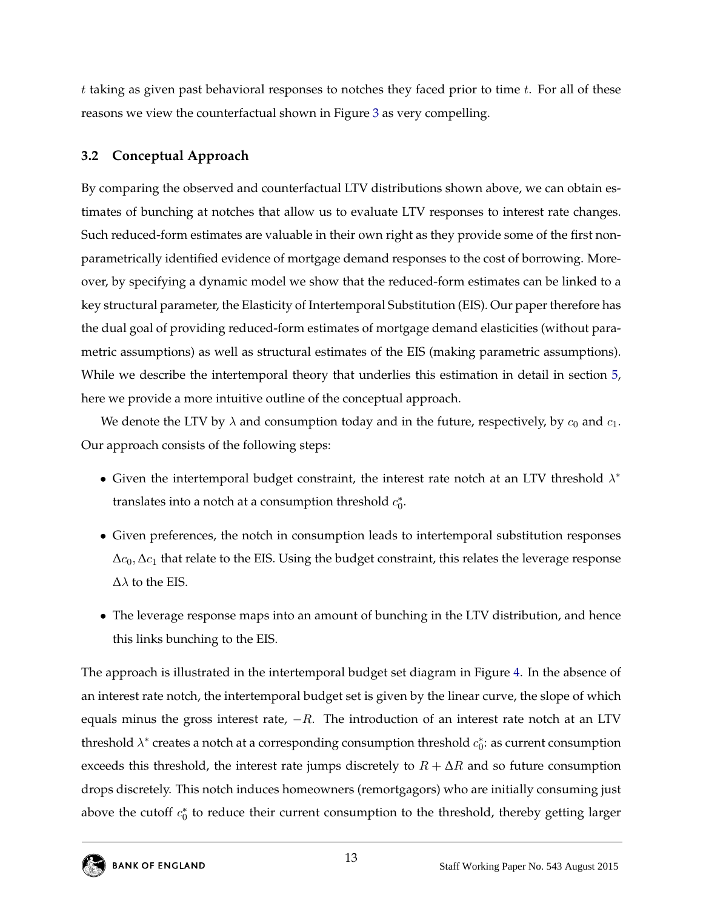$t$ taking as given past behavioral responses to notches they faced prior to time $t$. For all of these reasons we view the counterfactual shown in Figure 3 as very compelling.

### 3.2 Conceptual Approach

By comparing the observed and counterfactual LTV distributions shown above, we can obtain estimates of bunching at notches that allow us to evaluate LTV responses to interest rate changes. Such reduced-form estimates are valuable in their own right as they provide some of the first non-parametrically identified evidence of mortgage demand responses to the cost of borrowing. Moreover, by specifying a dynamic model we show that the reduced-form estimates can be linked to a key structural parameter, the Elasticity of Intertemporal Substitution (EIS). Our paper therefore has the dual goal of providing reduced-form estimates of mortgage demand elasticities (without parametric assumptions) as well as structural estimates of the EIS (making parametric assumptions). While we describe the intertemporal theory that underlies this estimation in detail in section 5, here we provide a more intuitive outline of the conceptual approach.

We denote the LTV by $\lambda$ and consumption today and in the future, respectively, by $c_0$ and $c_1$. Our approach consists of the following steps:

- Given the intertemporal budget constraint, the interest rate notch at an LTV threshold $\lambda^*$ translates into a notch at a consumption threshold $c_0^*$.
- Given preferences, the notch in consumption leads to intertemporal substitution responses $\Delta c_0, \Delta c_1$ that relate to the EIS. Using the budget constraint, this relates the leverage response $\Delta\lambda$ to the EIS.
- The leverage response maps into an amount of bunching in the LTV distribution, and hence this links bunching to the EIS.

The approach is illustrated in the intertemporal budget set diagram in Figure 4. In the absence of an interest rate notch, the intertemporal budget set is given by the linear curve, the slope of which equals minus the gross interest rate, $-R$. The introduction of an interest rate notch at an LTV threshold $\lambda^*$ creates a notch at a corresponding consumption threshold $c_0^*$: as current consumption exceeds this threshold, the interest rate jumps discretely to $R + \Delta R$ and so future consumption drops discretely. This notch induces homeowners (remortgagors) who are initially consuming just above the cutoff $c_0^*$ to reduce their current consumption to the threshold, thereby getting larger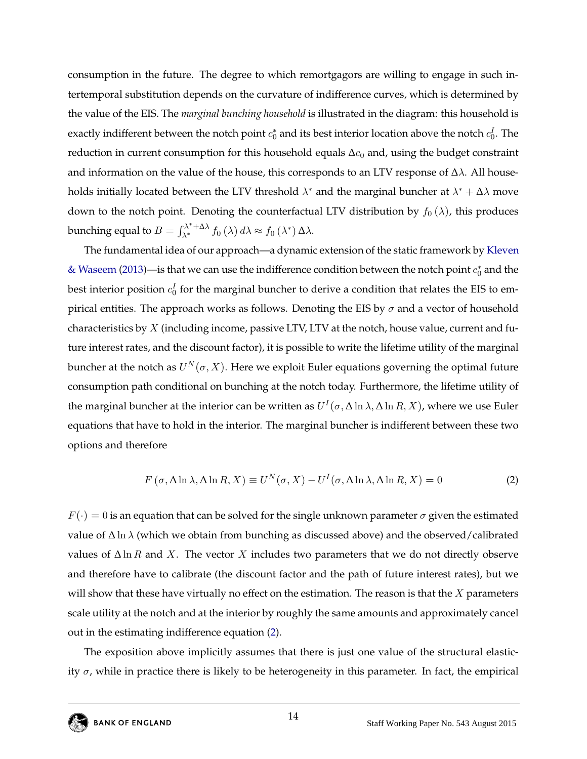consumption in the future. The degree to which remortgagors are willing to engage in such intertemporal substitution depends on the curvature of indifference curves, which is determined by the value of the EIS. The *marginal bunching household* is illustrated in the diagram: this household is exactly indifferent between the notch point $c_0^*$ and its best interior location above the notch $c_0^I$. The reduction in current consumption for this household equals $\Delta c_0$ and, using the budget constraint and information on the value of the house, this corresponds to an LTV response of $\Delta\lambda$. All households initially located between the LTV threshold $\lambda^*$ and the marginal buncher at $\lambda^* + \Delta\lambda$ move down to the notch point. Denoting the counterfactual LTV distribution by $f_0(\lambda)$, this produces bunching equal to $B = \int_{\lambda^*}^{\lambda^*+\Delta\lambda} f_0(\lambda)\, d\lambda \approx f_0(\lambda^*)\,\Delta\lambda$.

The fundamental idea of our approach—a dynamic extension of the static framework by Kleven & Waseem (2013)—is that we can use the indifference condition between the notch point $c_0^*$ and the best interior position $c_0^I$ for the marginal buncher to derive a condition that relates the EIS to empirical entities. The approach works as follows. Denoting the EIS by $\sigma$ and a vector of household characteristics by $X$ (including income, passive LTV, LTV at the notch, house value, current and future interest rates, and the discount factor), it is possible to write the lifetime utility of the marginal buncher at the notch as $U^N(\sigma, X)$. Here we exploit Euler equations governing the optimal future consumption path conditional on bunching at the notch today. Furthermore, the lifetime utility of the marginal buncher at the interior can be written as $U^I(\sigma, \Delta \ln \lambda, \Delta \ln R, X)$, where we use Euler equations that have to hold in the interior. The marginal buncher is indifferent between these two options and therefore

$$F(\sigma, \Delta \ln \lambda, \Delta \ln R, X) \equiv U^N(\sigma, X) - U^I(\sigma, \Delta \ln \lambda, \Delta \ln R, X) = 0 \tag{2}$$

$F(\cdot) = 0$ is an equation that can be solved for the single unknown parameter $\sigma$ given the estimated value of $\Delta \ln \lambda$ (which we obtain from bunching as discussed above) and the observed/calibrated values of $\Delta \ln R$ and $X$. The vector $X$ includes two parameters that we do not directly observe and therefore have to calibrate (the discount factor and the path of future interest rates), but we will show that these have virtually no effect on the estimation. The reason is that the $X$ parameters scale utility at the notch and at the interior by roughly the same amounts and approximately cancel out in the estimating indifference equation (2).

The exposition above implicitly assumes that there is just one value of the structural elasticity $\sigma$, while in practice there is likely to be heterogeneity in this parameter. In fact, the empirical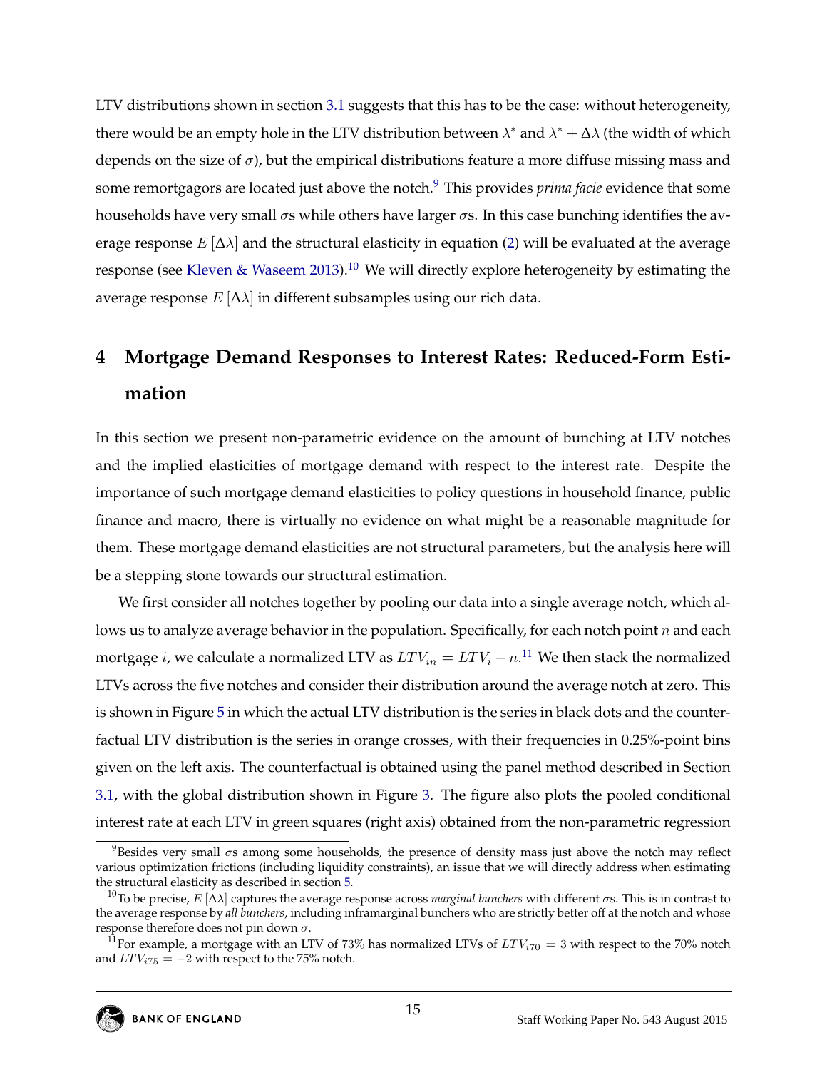LTV distributions shown in section 3.1 suggests that this has to be the case: without heterogeneity, there would be an empty hole in the LTV distribution between $\lambda^*$ and $\lambda^* + \Delta\lambda$ (the width of which depends on the size of $\sigma$), but the empirical distributions feature a more diffuse missing mass and some remortgagors are located just above the notch.[9] This provides *prima facie* evidence that some households have very small $\sigma$s while others have larger $\sigma$s. In this case bunching identifies the average response $E[\Delta\lambda]$ and the structural elasticity in equation (2) will be evaluated at the average response (see Kleven & Waseem 2013).[10] We will directly explore heterogeneity by estimating the average response $E[\Delta\lambda]$ in different subsamples using our rich data.

# 4 Mortgage Demand Responses to Interest Rates: Reduced-Form Estimation

In this section we present non-parametric evidence on the amount of bunching at LTV notches and the implied elasticities of mortgage demand with respect to the interest rate. Despite the importance of such mortgage demand elasticities to policy questions in household finance, public finance and macro, there is virtually no evidence on what might be a reasonable magnitude for them. These mortgage demand elasticities are not structural parameters, but the analysis here will be a stepping stone towards our structural estimation.

We first consider all notches together by pooling our data into a single average notch, which allows us to analyze average behavior in the population. Specifically, for each notch point $n$ and each mortgage $i$, we calculate a normalized LTV as $LTV_{in} = LTV_i - n$.[11] We then stack the normalized LTVs across the five notches and consider their distribution around the average notch at zero. This is shown in Figure 5 in which the actual LTV distribution is the series in black dots and the counterfactual LTV distribution is the series in orange crosses, with their frequencies in 0.25%-point bins given on the left axis. The counterfactual is obtained using the panel method described in Section 3.1, with the global distribution shown in Figure 3. The figure also plots the pooled conditional interest rate at each LTV in green squares (right axis) obtained from the non-parametric regression

[9] Besides very small $\sigma$s among some households, the presence of density mass just above the notch may reflect various optimization frictions (including liquidity constraints), an issue that we will directly address when estimating the structural elasticity as described in section 5.

[10] To be precise, $E[\Delta\lambda]$ captures the average response across *marginal bunchers* with different $\sigma$s. This is in contrast to the average response by *all bunchers*, including inframarginal bunchers who are strictly better off at the notch and whose response therefore does not pin down $\sigma$.

[11] For example, a mortgage with an LTV of 73% has normalized LTVs of $LTV_{i70} = 3$ with respect to the 70% notch and $LTV_{i75} = -2$ with respect to the 75% notch.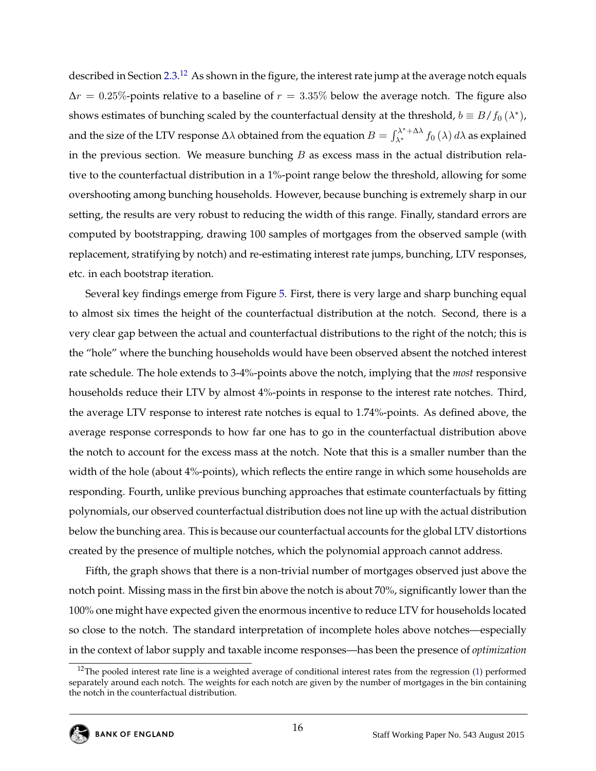described in Section 2.3.[12] As shown in the figure, the interest rate jump at the average notch equals $\Delta r = 0.25\%$-points relative to a baseline of $r = 3.35\%$ below the average notch. The figure also shows estimates of bunching scaled by the counterfactual density at the threshold, $b \equiv B/f_0(\lambda^*)$, and the size of the LTV response $\Delta\lambda$ obtained from the equation $B = \int_{\lambda^*}^{\lambda^*+\Delta\lambda} f_0(\lambda)\,d\lambda$ as explained in the previous section. We measure bunching $B$ as excess mass in the actual distribution relative to the counterfactual distribution in a 1%-point range below the threshold, allowing for some overshooting among bunching households. However, because bunching is extremely sharp in our setting, the results are very robust to reducing the width of this range. Finally, standard errors are computed by bootstrapping, drawing 100 samples of mortgages from the observed sample (with replacement, stratifying by notch) and re-estimating interest rate jumps, bunching, LTV responses, etc. in each bootstrap iteration.

Several key findings emerge from Figure 5. First, there is very large and sharp bunching equal to almost six times the height of the counterfactual distribution at the notch. Second, there is a very clear gap between the actual and counterfactual distributions to the right of the notch; this is the "hole" where the bunching households would have been observed absent the notched interest rate schedule. The hole extends to 3-4%-points above the notch, implying that the *most* responsive households reduce their LTV by almost 4%-points in response to the interest rate notches. Third, the average LTV response to interest rate notches is equal to 1.74%-points. As defined above, the average response corresponds to how far one has to go in the counterfactual distribution above the notch to account for the excess mass at the notch. Note that this is a smaller number than the width of the hole (about 4%-points), which reflects the entire range in which some households are responding. Fourth, unlike previous bunching approaches that estimate counterfactuals by fitting polynomials, our observed counterfactual distribution does not line up with the actual distribution below the bunching area. This is because our counterfactual accounts for the global LTV distortions created by the presence of multiple notches, which the polynomial approach cannot address.

Fifth, the graph shows that there is a non-trivial number of mortgages observed just above the notch point. Missing mass in the first bin above the notch is about 70%, significantly lower than the 100% one might have expected given the enormous incentive to reduce LTV for households located so close to the notch. The standard interpretation of incomplete holes above notches—especially in the context of labor supply and taxable income responses—has been the presence of *optimization*

[12] The pooled interest rate line is a weighted average of conditional interest rates from the regression (1) performed separately around each notch. The weights for each notch are given by the number of mortgages in the bin containing the notch in the counterfactual distribution.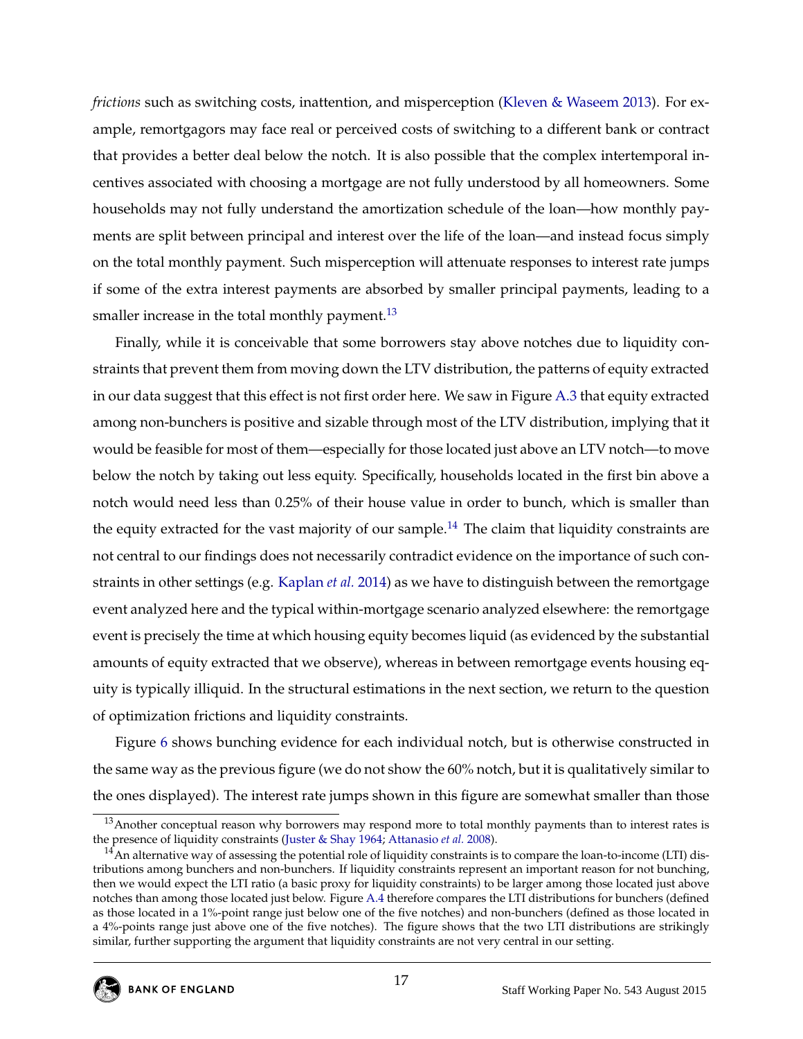*frictions* such as switching costs, inattention, and misperception (Kleven & Waseem 2013). For example, remortgagors may face real or perceived costs of switching to a different bank or contract that provides a better deal below the notch. It is also possible that the complex intertemporal incentives associated with choosing a mortgage are not fully understood by all homeowners. Some households may not fully understand the amortization schedule of the loan—how monthly payments are split between principal and interest over the life of the loan—and instead focus simply on the total monthly payment. Such misperception will attenuate responses to interest rate jumps if some of the extra interest payments are absorbed by smaller principal payments, leading to a smaller increase in the total monthly payment.[13]

Finally, while it is conceivable that some borrowers stay above notches due to liquidity constraints that prevent them from moving down the LTV distribution, the patterns of equity extracted in our data suggest that this effect is not first order here. We saw in Figure A.3 that equity extracted among non-bunchers is positive and sizable through most of the LTV distribution, implying that it would be feasible for most of them—especially for those located just above an LTV notch—to move below the notch by taking out less equity. Specifically, households located in the first bin above a notch would need less than 0.25% of their house value in order to bunch, which is smaller than the equity extracted for the vast majority of our sample.[14] The claim that liquidity constraints are not central to our findings does not necessarily contradict evidence on the importance of such constraints in other settings (e.g. Kaplan *et al.* 2014) as we have to distinguish between the remortgage event analyzed here and the typical within-mortgage scenario analyzed elsewhere: the remortgage event is precisely the time at which housing equity becomes liquid (as evidenced by the substantial amounts of equity extracted that we observe), whereas in between remortgage events housing equity is typically illiquid. In the structural estimations in the next section, we return to the question of optimization frictions and liquidity constraints.

Figure 6 shows bunching evidence for each individual notch, but is otherwise constructed in the same way as the previous figure (we do not show the 60% notch, but it is qualitatively similar to the ones displayed). The interest rate jumps shown in this figure are somewhat smaller than those

[13] Another conceptual reason why borrowers may respond more to total monthly payments than to interest rates is the presence of liquidity constraints (Juster & Shay 1964; Attanasio *et al.* 2008).

[14] An alternative way of assessing the potential role of liquidity constraints is to compare the loan-to-income (LTI) distributions among bunchers and non-bunchers. If liquidity constraints represent an important reason for not bunching, then we would expect the LTI ratio (a basic proxy for liquidity constraints) to be larger among those located just above notches than among those located just below. Figure A.4 therefore compares the LTI distributions for bunchers (defined as those located in a 1%-point range just below one of the five notches) and non-bunchers (defined as those located in a 4%-points range just above one of the five notches). The figure shows that the two LTI distributions are strikingly similar, further supporting the argument that liquidity constraints are not very central in our setting.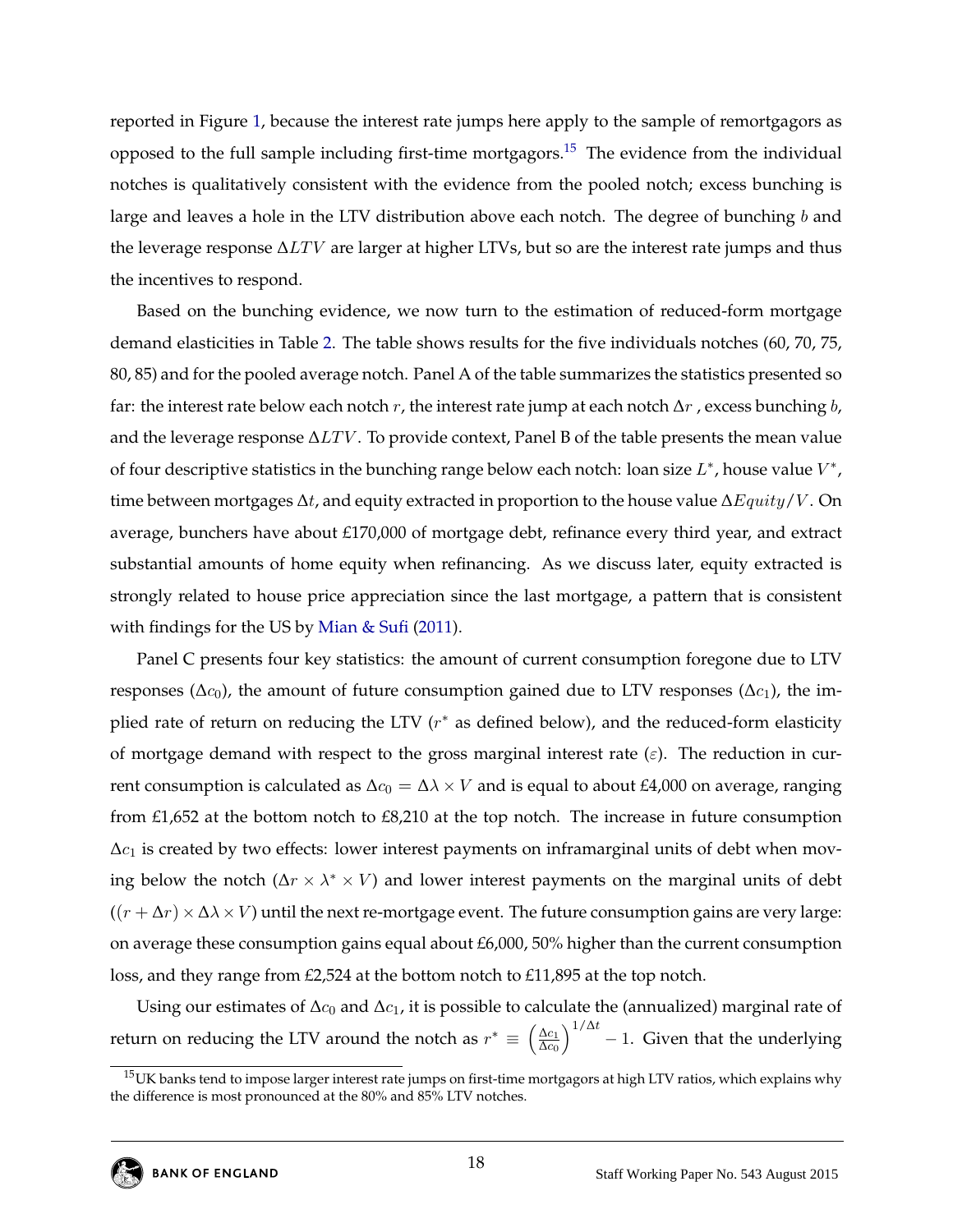reported in Figure 1, because the interest rate jumps here apply to the sample of remortgagors as opposed to the full sample including first-time mortgagors.[15] The evidence from the individual notches is qualitatively consistent with the evidence from the pooled notch; excess bunching is large and leaves a hole in the LTV distribution above each notch. The degree of bunching $b$ and the leverage response $\Delta LTV$ are larger at higher LTVs, but so are the interest rate jumps and thus the incentives to respond.

Based on the bunching evidence, we now turn to the estimation of reduced-form mortgage demand elasticities in Table 2. The table shows results for the five individuals notches (60, 70, 75, 80, 85) and for the pooled average notch. Panel A of the table summarizes the statistics presented so far: the interest rate below each notch $r$, the interest rate jump at each notch $\Delta r$ , excess bunching $b$, and the leverage response $\Delta LTV$. To provide context, Panel B of the table presents the mean value of four descriptive statistics in the bunching range below each notch: loan size $L^*$, house value $V^*$, time between mortgages $\Delta t$, and equity extracted in proportion to the house value $\Delta Equity/V$. On average, bunchers have about £170,000 of mortgage debt, refinance every third year, and extract substantial amounts of home equity when refinancing. As we discuss later, equity extracted is strongly related to house price appreciation since the last mortgage, a pattern that is consistent with findings for the US by Mian & Sufi (2011).

Panel C presents four key statistics: the amount of current consumption foregone due to LTV responses ($\Delta c_0$), the amount of future consumption gained due to LTV responses ($\Delta c_1$), the implied rate of return on reducing the LTV ($r^*$ as defined below), and the reduced-form elasticity of mortgage demand with respect to the gross marginal interest rate ($\varepsilon$). The reduction in current consumption is calculated as $\Delta c_0 = \Delta\lambda \times V$ and is equal to about £4,000 on average, ranging from £1,652 at the bottom notch to £8,210 at the top notch. The increase in future consumption $\Delta c_1$ is created by two effects: lower interest payments on inframarginal units of debt when moving below the notch ($\Delta r \times \lambda^* \times V$) and lower interest payments on the marginal units of debt ($(r + \Delta r) \times \Delta\lambda \times V$) until the next re-mortgage event. The future consumption gains are very large: on average these consumption gains equal about £6,000, 50% higher than the current consumption loss, and they range from £2,524 at the bottom notch to £11,895 at the top notch.

Using our estimates of $\Delta c_0$ and $\Delta c_1$, it is possible to calculate the (annualized) marginal rate of return on reducing the LTV around the notch as $r^* \equiv \left(\frac{\Delta c_1}{\Delta c_0}\right)^{1/\Delta t} - 1$. Given that the underlying

[15] UK banks tend to impose larger interest rate jumps on first-time mortgagors at high LTV ratios, which explains why the difference is most pronounced at the 80% and 85% LTV notches.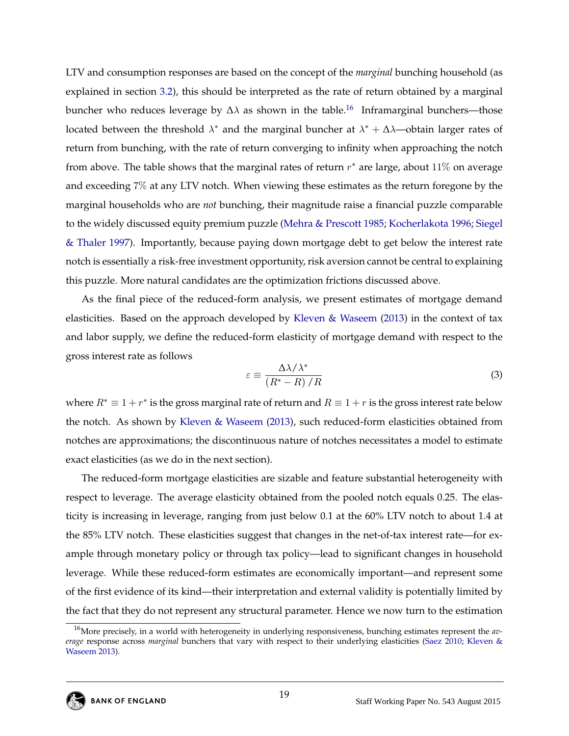LTV and consumption responses are based on the concept of the *marginal* bunching household (as explained in section 3.2), this should be interpreted as the rate of return obtained by a marginal buncher who reduces leverage by $\Delta\lambda$ as shown in the table.[16] Inframarginal bunchers—those located between the threshold $\lambda^*$ and the marginal buncher at $\lambda^* + \Delta\lambda$—obtain larger rates of return from bunching, with the rate of return converging to infinity when approaching the notch from above. The table shows that the marginal rates of return $r^*$ are large, about $11\%$ on average and exceeding $7\%$ at any LTV notch. When viewing these estimates as the return foregone by the marginal households who are *not* bunching, their magnitude raise a financial puzzle comparable to the widely discussed equity premium puzzle (Mehra & Prescott 1985; Kocherlakota 1996; Siegel & Thaler 1997). Importantly, because paying down mortgage debt to get below the interest rate notch is essentially a risk-free investment opportunity, risk aversion cannot be central to explaining this puzzle. More natural candidates are the optimization frictions discussed above.

As the final piece of the reduced-form analysis, we present estimates of mortgage demand elasticities. Based on the approach developed by Kleven & Waseem (2013) in the context of tax and labor supply, we define the reduced-form elasticity of mortgage demand with respect to the gross interest rate as follows

$$\varepsilon \equiv \frac{\Delta\lambda/\lambda^*}{(R^* - R)/R} \tag{3}$$

where $R^* \equiv 1 + r^*$ is the gross marginal rate of return and $R \equiv 1 + r$ is the gross interest rate below the notch. As shown by Kleven & Waseem (2013), such reduced-form elasticities obtained from notches are approximations; the discontinuous nature of notches necessitates a model to estimate exact elasticities (as we do in the next section).

The reduced-form mortgage elasticities are sizable and feature substantial heterogeneity with respect to leverage. The average elasticity obtained from the pooled notch equals 0.25. The elasticity is increasing in leverage, ranging from just below 0.1 at the 60% LTV notch to about 1.4 at the 85% LTV notch. These elasticities suggest that changes in the net-of-tax interest rate—for example through monetary policy or through tax policy—lead to significant changes in household leverage. While these reduced-form estimates are economically important—and represent some of the first evidence of its kind—their interpretation and external validity is potentially limited by the fact that they do not represent any structural parameter. Hence we now turn to the estimation

[16] More precisely, in a world with heterogeneity in underlying responsiveness, bunching estimates represent the *average* response across *marginal* bunchers that vary with respect to their underlying elasticities (Saez 2010; Kleven & Waseem 2013).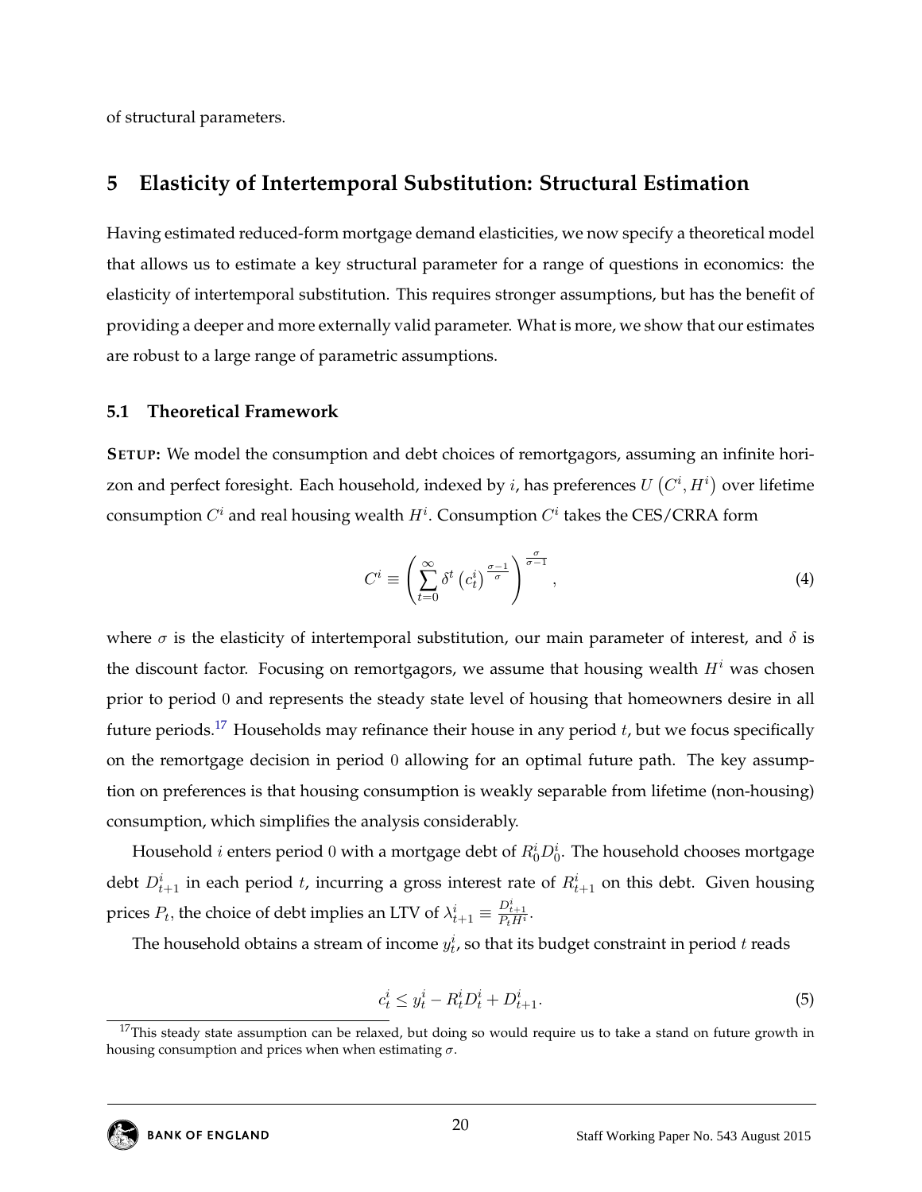of structural parameters.

## 5 Elasticity of Intertemporal Substitution: Structural Estimation

Having estimated reduced-form mortgage demand elasticities, we now specify a theoretical model that allows us to estimate a key structural parameter for a range of questions in economics: the elasticity of intertemporal substitution. This requires stronger assumptions, but has the benefit of providing a deeper and more externally valid parameter. What is more, we show that our estimates are robust to a large range of parametric assumptions.

### 5.1 Theoretical Framework

**SETUP:** We model the consumption and debt choices of remortgagors, assuming an infinite horizon and perfect foresight. Each household, indexed by $i$, has preferences $U\left(C^i, H^i\right)$ over lifetime consumption $C^i$ and real housing wealth $H^i$. Consumption $C^i$ takes the CES/CRRA form

$$C^i \equiv \left(\sum_{t=0}^{\infty} \delta^t \left(c_t^i\right)^{\frac{\sigma-1}{\sigma}}\right)^{\frac{\sigma}{\sigma-1}}, \tag{4}$$

where $\sigma$ is the elasticity of intertemporal substitution, our main parameter of interest, and $\delta$ is the discount factor. Focusing on remortgagors, we assume that housing wealth $H^i$ was chosen prior to period $0$ and represents the steady state level of housing that homeowners desire in all future periods.[17] Households may refinance their house in any period $t$, but we focus specifically on the remortgage decision in period $0$ allowing for an optimal future path. The key assumption on preferences is that housing consumption is weakly separable from lifetime (non-housing) consumption, which simplifies the analysis considerably.

Household $i$ enters period $0$ with a mortgage debt of $R_0^i D_0^i$. The household chooses mortgage debt $D_{t+1}^i$ in each period $t$, incurring a gross interest rate of $R_{t+1}^i$ on this debt. Given housing prices $P_t$, the choice of debt implies an LTV of $\lambda_{t+1}^i \equiv \frac{D_{t+1}^i}{P_t H^i}$.

The household obtains a stream of income $y_t^i$, so that its budget constraint in period $t$ reads

$$c_t^i \leq y_t^i - R_t^i D_t^i + D_{t+1}^i. \tag{5}$$

[17] This steady state assumption can be relaxed, but doing so would require us to take a stand on future growth in housing consumption and prices when when estimating $\sigma$.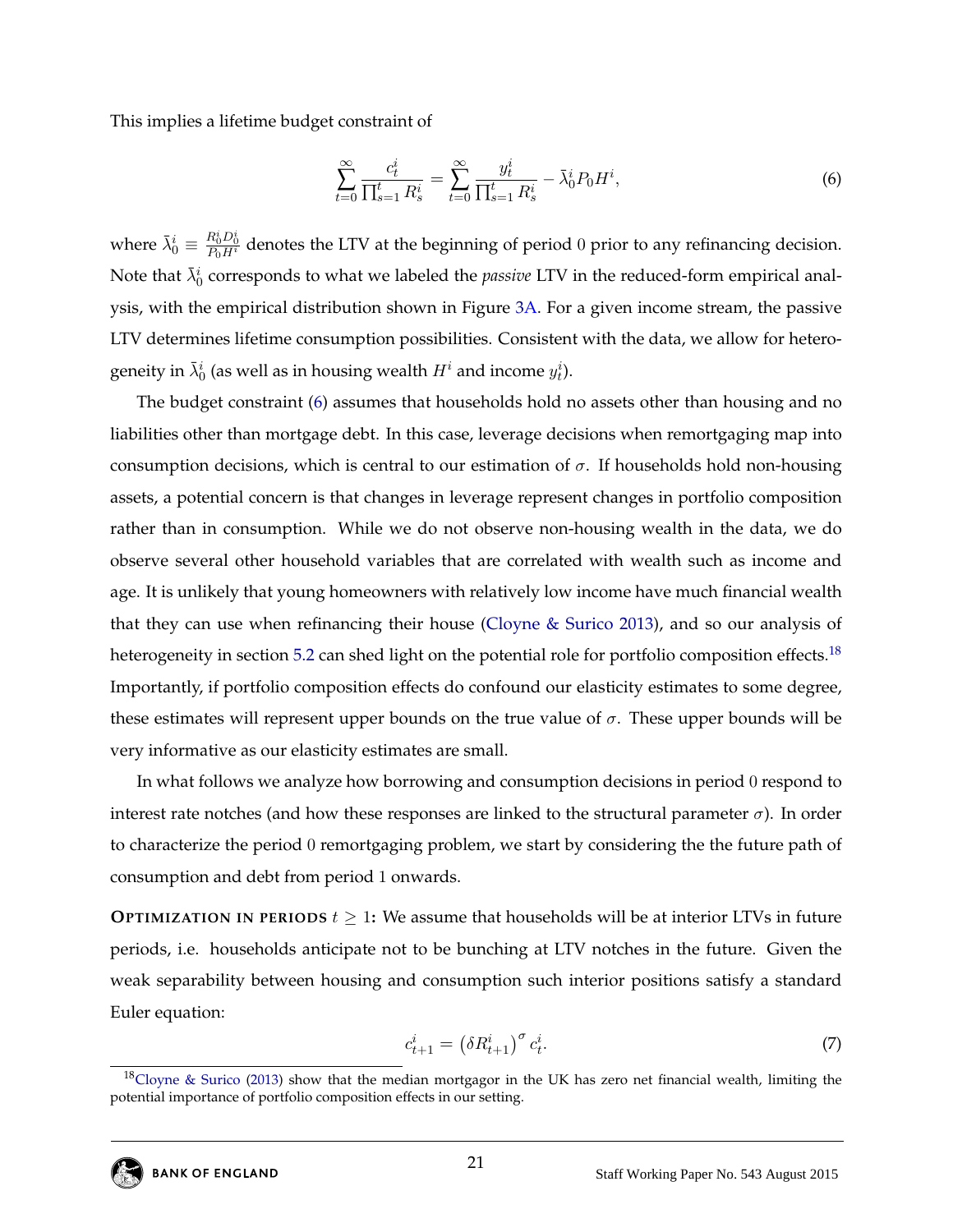This implies a lifetime budget constraint of

$$\sum_{t=0}^{\infty} \frac{c_t^i}{\prod_{s=1}^{t} R_s^i} = \sum_{t=0}^{\infty} \frac{y_t^i}{\prod_{s=1}^{t} R_s^i} - \bar{\lambda}_0^i P_0 H^i, \tag{6}$$

where $\bar{\lambda}_0^i \equiv \frac{R_0^i D_0^i}{P_0 H^i}$ denotes the LTV at the beginning of period 0 prior to any refinancing decision. Note that $\bar{\lambda}_0^i$ corresponds to what we labeled the *passive* LTV in the reduced-form empirical analysis, with the empirical distribution shown in Figure 3A. For a given income stream, the passive LTV determines lifetime consumption possibilities. Consistent with the data, we allow for heterogeneity in $\bar{\lambda}_0^i$ (as well as in housing wealth $H^i$ and income $y_t^i$).

The budget constraint (6) assumes that households hold no assets other than housing and no liabilities other than mortgage debt. In this case, leverage decisions when remortgaging map into consumption decisions, which is central to our estimation of $\sigma$. If households hold non-housing assets, a potential concern is that changes in leverage represent changes in portfolio composition rather than in consumption. While we do not observe non-housing wealth in the data, we do observe several other household variables that are correlated with wealth such as income and age. It is unlikely that young homeowners with relatively low income have much financial wealth that they can use when refinancing their house (Cloyne & Surico 2013), and so our analysis of heterogeneity in section 5.2 can shed light on the potential role for portfolio composition effects.[18] Importantly, if portfolio composition effects do confound our elasticity estimates to some degree, these estimates will represent upper bounds on the true value of $\sigma$. These upper bounds will be very informative as our elasticity estimates are small.

In what follows we analyze how borrowing and consumption decisions in period 0 respond to interest rate notches (and how these responses are linked to the structural parameter $\sigma$). In order to characterize the period 0 remortgaging problem, we start by considering the the future path of consumption and debt from period 1 onwards.

**OPTIMIZATION IN PERIODS $t \geq 1$:** We assume that households will be at interior LTVs in future periods, i.e. households anticipate not to be bunching at LTV notches in the future. Given the weak separability between housing and consumption such interior positions satisfy a standard Euler equation:

$$c_{t+1}^i = \left(\delta R_{t+1}^i\right)^{\sigma} c_t^i. \tag{7}$$

[18] Cloyne & Surico (2013) show that the median mortgagor in the UK has zero net financial wealth, limiting the potential importance of portfolio composition effects in our setting.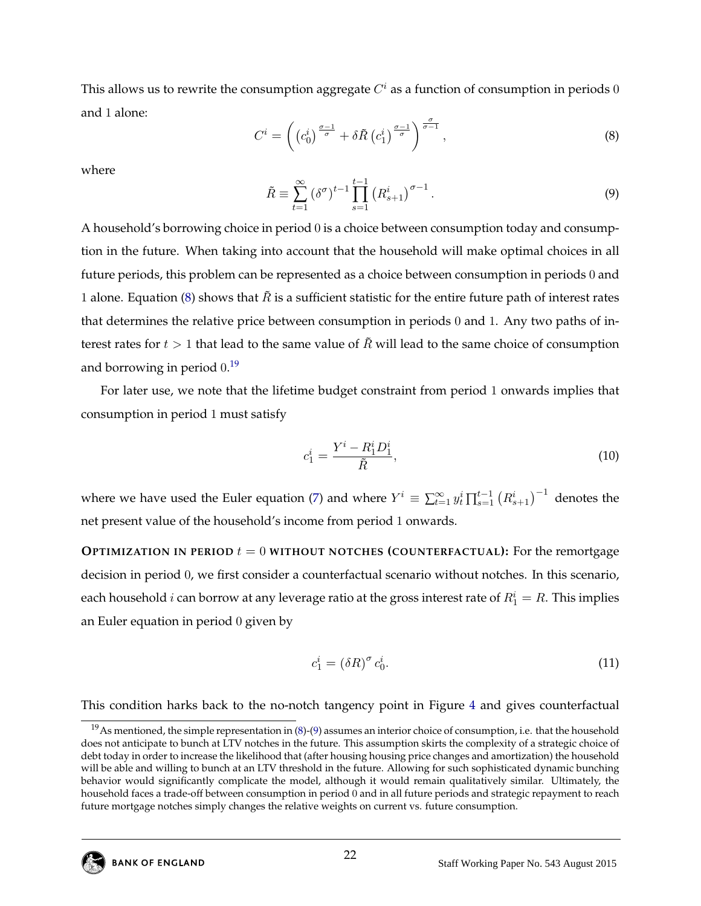This allows us to rewrite the consumption aggregate $C^i$ as a function of consumption in periods 0 and 1 alone:

$$C^i = \left( \left(c_0^i\right)^{\frac{\sigma-1}{\sigma}} + \delta \tilde{R} \left(c_1^i\right)^{\frac{\sigma-1}{\sigma}} \right)^{\frac{\sigma}{\sigma-1}}, \tag{8}$$

where

$$\tilde{R} \equiv \sum_{t=1}^{\infty} \left(\delta^{\sigma}\right)^{t-1} \prod_{s=1}^{t-1} \left(R_{s+1}^i\right)^{\sigma-1}. \tag{9}$$

A household's borrowing choice in period 0 is a choice between consumption today and consumption in the future. When taking into account that the household will make optimal choices in all future periods, this problem can be represented as a choice between consumption in periods 0 and 1 alone. Equation (8) shows that $\tilde{R}$ is a sufficient statistic for the entire future path of interest rates that determines the relative price between consumption in periods 0 and 1. Any two paths of interest rates for $t > 1$ that lead to the same value of $\tilde{R}$ will lead to the same choice of consumption and borrowing in period 0.[19]

For later use, we note that the lifetime budget constraint from period 1 onwards implies that consumption in period 1 must satisfy

$$c_1^i = \frac{Y^i - R_1^i D_1^i}{\tilde{R}}, \tag{10}$$

where we have used the Euler equation (7) and where $Y^i \equiv \sum_{t=1}^{\infty} y_t^i \prod_{s=1}^{t-1} \left(R_{s+1}^i\right)^{-1}$ denotes the net present value of the household's income from period 1 onwards.

**Optimization in period $t = 0$ without notches (counterfactual):** For the remortgage decision in period 0, we first consider a counterfactual scenario without notches. In this scenario, each household $i$ can borrow at any leverage ratio at the gross interest rate of $R_1^i = R$. This implies an Euler equation in period 0 given by

$$c_1^i = \left(\delta R\right)^{\sigma} c_0^i. \tag{11}$$

This condition harks back to the no-notch tangency point in Figure 4 and gives counterfactual

[19] As mentioned, the simple representation in (8)-(9) assumes an interior choice of consumption, i.e. that the household does not anticipate to bunch at LTV notches in the future. This assumption skirts the complexity of a strategic choice of debt today in order to increase the likelihood that (after housing housing price changes and amortization) the household will be able and willing to bunch at an LTV threshold in the future. Allowing for such sophisticated dynamic bunching behavior would significantly complicate the model, although it would remain qualitatively similar. Ultimately, the household faces a trade-off between consumption in period 0 and in all future periods and strategic repayment to reach future mortgage notches simply changes the relative weights on current vs. future consumption.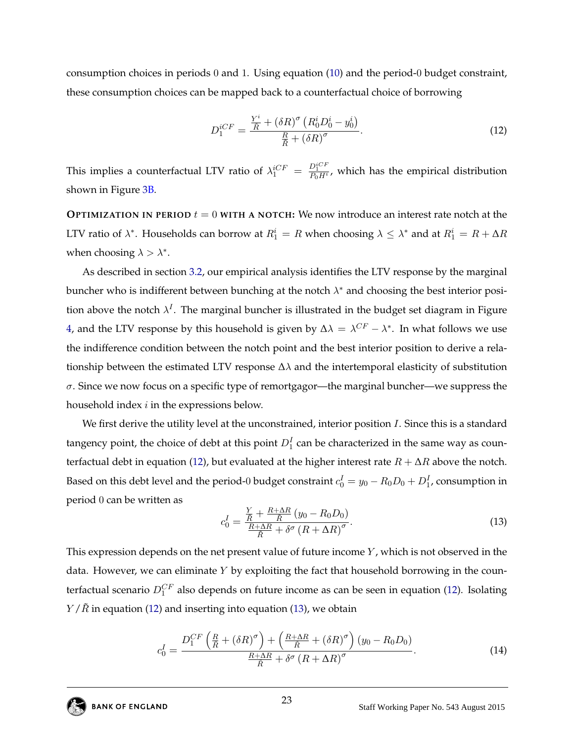consumption choices in periods 0 and 1. Using equation (10) and the period-0 budget constraint, these consumption choices can be mapped back to a counterfactual choice of borrowing

$$D_1^{iCF} = \frac{\frac{Y^i}{\tilde{R}} + (\delta R)^{\sigma} \left( R_0^i D_0^i - y_0^i \right)}{\frac{R}{\tilde{R}} + (\delta R)^{\sigma}}. \tag{12}$$

This implies a counterfactual LTV ratio of $\lambda_1^{iCF} = \frac{D_1^{iCF}}{P_0 H^i}$, which has the empirical distribution shown in Figure 3B.

**OPTIMIZATION IN PERIOD $t = 0$ WITH A NOTCH:** We now introduce an interest rate notch at the LTV ratio of $\lambda^*$. Households can borrow at $R_1^i = R$ when choosing $\lambda \leq \lambda^*$ and at $R_1^i = R + \Delta R$ when choosing $\lambda > \lambda^*$.

As described in section 3.2, our empirical analysis identifies the LTV response by the marginal buncher who is indifferent between bunching at the notch $\lambda^*$ and choosing the best interior position above the notch $\lambda^I$. The marginal buncher is illustrated in the budget set diagram in Figure 4, and the LTV response by this household is given by $\Delta\lambda = \lambda^{CF} - \lambda^*$. In what follows we use the indifference condition between the notch point and the best interior position to derive a relationship between the estimated LTV response $\Delta\lambda$ and the intertemporal elasticity of substitution $\sigma$. Since we now focus on a specific type of remortgagor—the marginal buncher—we suppress the household index $i$ in the expressions below.

We first derive the utility level at the unconstrained, interior position $I$. Since this is a standard tangency point, the choice of debt at this point $D_1^I$ can be characterized in the same way as counterfactual debt in equation (12), but evaluated at the higher interest rate $R + \Delta R$ above the notch. Based on this debt level and the period-0 budget constraint $c_0^I = y_0 - R_0 D_0 + D_1^I$, consumption in period 0 can be written as

$$c_0^I = \frac{\frac{Y}{\tilde{R}} + \frac{R+\Delta R}{\tilde{R}} \left( y_0 - R_0 D_0 \right)}{\frac{R+\Delta R}{\tilde{R}} + \delta^{\sigma} \left( R + \Delta R \right)^{\sigma}}. \tag{13}$$

This expression depends on the net present value of future income $Y$, which is not observed in the data. However, we can eliminate $Y$ by exploiting the fact that household borrowing in the counterfactual scenario $D_1^{CF}$ also depends on future income as can be seen in equation (12). Isolating $Y/\tilde{R}$ in equation (12) and inserting into equation (13), we obtain

$$c_0^I = \frac{D_1^{CF} \left( \frac{R}{\tilde{R}} + (\delta R)^{\sigma} \right) + \left( \frac{R+\Delta R}{\tilde{R}} + (\delta R)^{\sigma} \right) \left( y_0 - R_0 D_0 \right)}{\frac{R+\Delta R}{\tilde{R}} + \delta^{\sigma} \left( R + \Delta R \right)^{\sigma}}. \tag{14}$$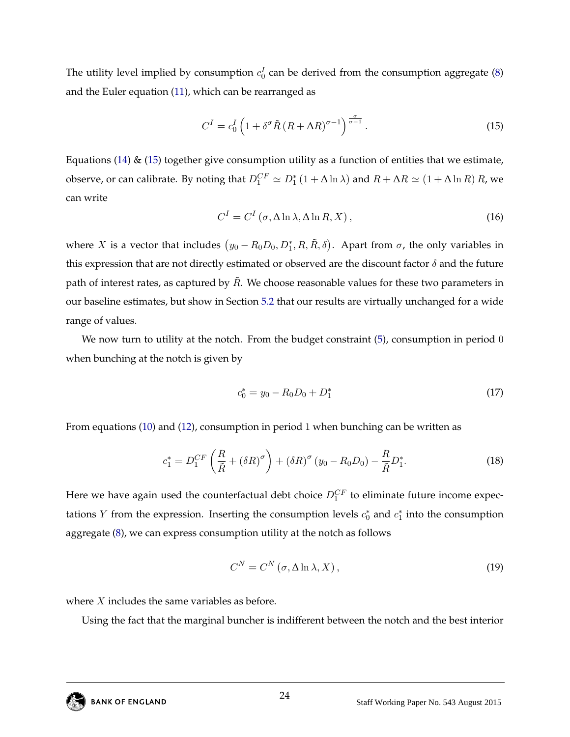The utility level implied by consumption $c_0^I$ can be derived from the consumption aggregate (8) and the Euler equation (11), which can be rearranged as

$$C^I = c_0^I \left(1 + \delta^\sigma \tilde{R} \left(R + \Delta R\right)^{\sigma - 1}\right)^{\frac{\sigma}{\sigma - 1}}. \tag{15}$$

Equations (14) & (15) together give consumption utility as a function of entities that we estimate, observe, or can calibrate. By noting that $D_1^{CF} \simeq D_1^* \left(1 + \Delta \ln \lambda\right)$ and $R + \Delta R \simeq \left(1 + \Delta \ln R\right) R$, we can write

$$C^I = C^I \left(\sigma, \Delta \ln \lambda, \Delta \ln R, X\right), \tag{16}$$

where $X$ is a vector that includes $\left(y_0 - R_0 D_0, D_1^*, R, \tilde{R}, \delta\right)$. Apart from $\sigma$, the only variables in this expression that are not directly estimated or observed are the discount factor $\delta$ and the future path of interest rates, as captured by $\tilde{R}$. We choose reasonable values for these two parameters in our baseline estimates, but show in Section 5.2 that our results are virtually unchanged for a wide range of values.

We now turn to utility at the notch. From the budget constraint (5), consumption in period 0 when bunching at the notch is given by

$$c_0^* = y_0 - R_0 D_0 + D_1^* \tag{17}$$

From equations (10) and (12), consumption in period 1 when bunching can be written as

$$c_1^* = D_1^{CF} \left(\frac{R}{\tilde{R}} + \left(\delta R\right)^\sigma\right) + \left(\delta R\right)^\sigma \left(y_0 - R_0 D_0\right) - \frac{R}{\tilde{R}} D_1^*. \tag{18}$$

Here we have again used the counterfactual debt choice $D_1^{CF}$ to eliminate future income expectations $Y$ from the expression. Inserting the consumption levels $c_0^*$ and $c_1^*$ into the consumption aggregate (8), we can express consumption utility at the notch as follows

$$C^N = C^N \left(\sigma, \Delta \ln \lambda, X\right), \tag{19}$$

where $X$ includes the same variables as before.

Using the fact that the marginal buncher is indifferent between the notch and the best interior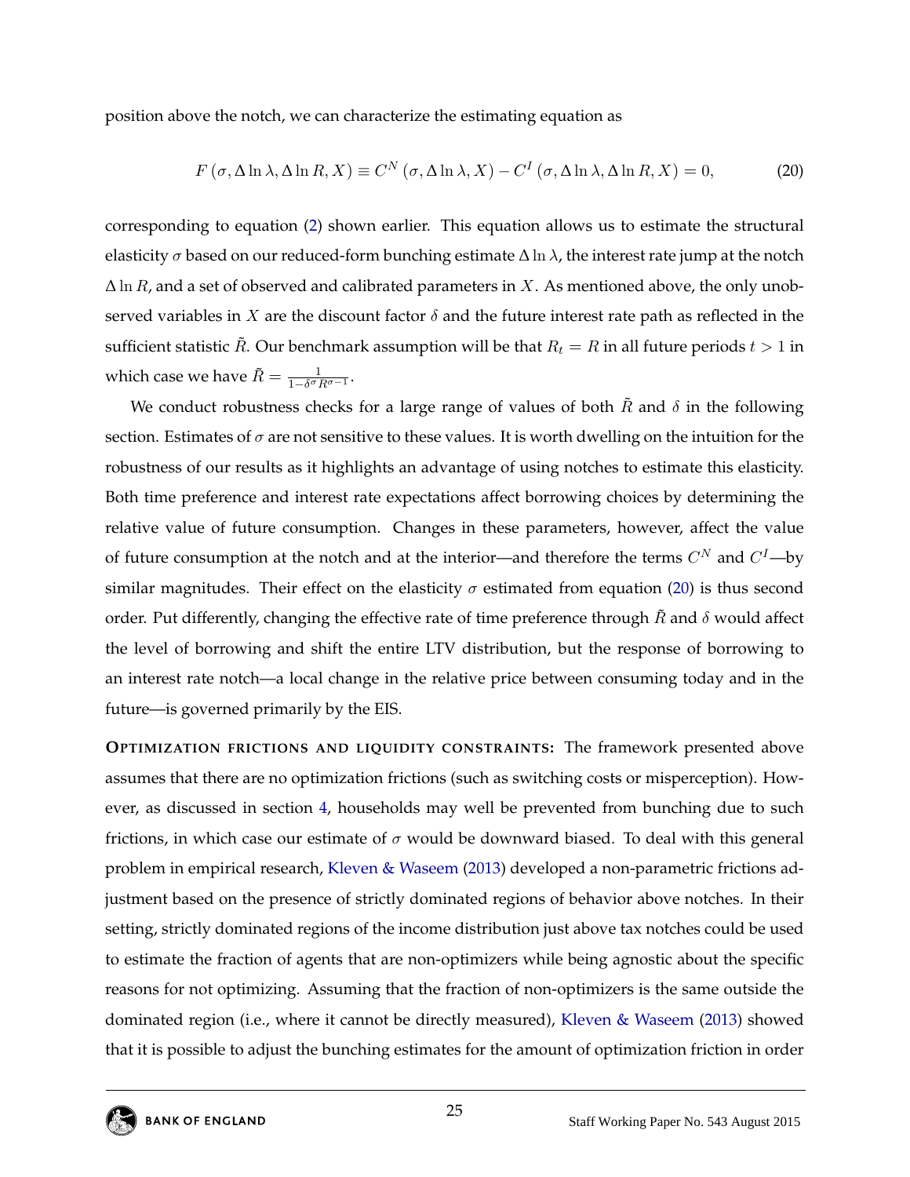position above the notch, we can characterize the estimating equation as

$$F(\sigma, \Delta \ln \lambda, \Delta \ln R, X) \equiv C^N(\sigma, \Delta \ln \lambda, X) - C^I(\sigma, \Delta \ln \lambda, \Delta \ln R, X) = 0, \tag{20}$$

corresponding to equation (2) shown earlier. This equation allows us to estimate the structural elasticity $\sigma$ based on our reduced-form bunching estimate $\Delta \ln \lambda$, the interest rate jump at the notch $\Delta \ln R$, and a set of observed and calibrated parameters in $X$. As mentioned above, the only unobserved variables in $X$ are the discount factor $\delta$ and the future interest rate path as reflected in the sufficient statistic $\tilde{R}$. Our benchmark assumption will be that $R_t = R$ in all future periods $t > 1$ in which case we have $\tilde{R} = \frac{1}{1-\delta^\sigma R^{\sigma-1}}$.

We conduct robustness checks for a large range of values of both $\tilde{R}$ and $\delta$ in the following section. Estimates of $\sigma$ are not sensitive to these values. It is worth dwelling on the intuition for the robustness of our results as it highlights an advantage of using notches to estimate this elasticity. Both time preference and interest rate expectations affect borrowing choices by determining the relative value of future consumption. Changes in these parameters, however, affect the value of future consumption at the notch and at the interior—and therefore the terms $C^N$ and $C^I$—by similar magnitudes. Their effect on the elasticity $\sigma$ estimated from equation (20) is thus second order. Put differently, changing the effective rate of time preference through $\tilde{R}$ and $\delta$ would affect the level of borrowing and shift the entire LTV distribution, but the response of borrowing to an interest rate notch—a local change in the relative price between consuming today and in the future—is governed primarily by the EIS.

**Optimization frictions and liquidity constraints:** The framework presented above assumes that there are no optimization frictions (such as switching costs or misperception). However, as discussed in section 4, households may well be prevented from bunching due to such frictions, in which case our estimate of $\sigma$ would be downward biased. To deal with this general problem in empirical research, Kleven & Waseem (2013) developed a non-parametric frictions adjustment based on the presence of strictly dominated regions of behavior above notches. In their setting, strictly dominated regions of the income distribution just above tax notches could be used to estimate the fraction of agents that are non-optimizers while being agnostic about the specific reasons for not optimizing. Assuming that the fraction of non-optimizers is the same outside the dominated region (i.e., where it cannot be directly measured), Kleven & Waseem (2013) showed that it is possible to adjust the bunching estimates for the amount of optimization friction in order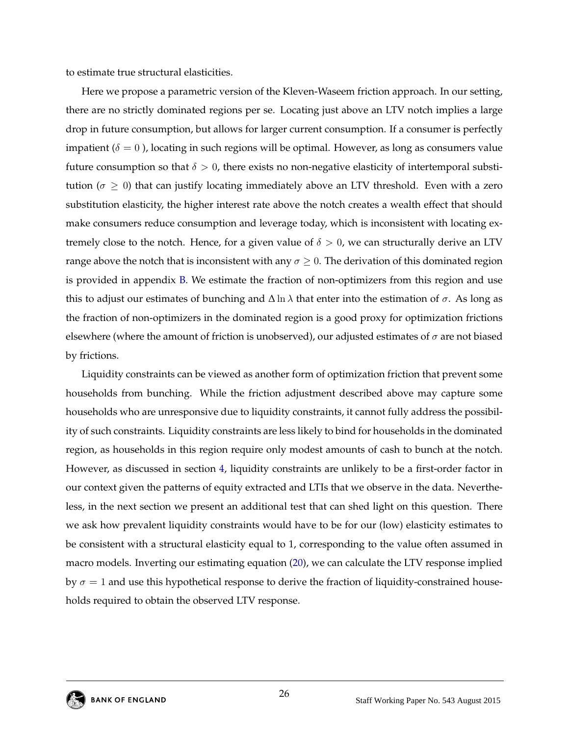to estimate true structural elasticities.

Here we propose a parametric version of the Kleven-Waseem friction approach. In our setting, there are no strictly dominated regions per se. Locating just above an LTV notch implies a large drop in future consumption, but allows for larger current consumption. If a consumer is perfectly impatient ($\delta = 0$ ), locating in such regions will be optimal. However, as long as consumers value future consumption so that $\delta > 0$, there exists no non-negative elasticity of intertemporal substitution ($\sigma \geq 0$) that can justify locating immediately above an LTV threshold. Even with a zero substitution elasticity, the higher interest rate above the notch creates a wealth effect that should make consumers reduce consumption and leverage today, which is inconsistent with locating extremely close to the notch. Hence, for a given value of $\delta > 0$, we can structurally derive an LTV range above the notch that is inconsistent with any $\sigma \geq 0$. The derivation of this dominated region is provided in appendix B. We estimate the fraction of non-optimizers from this region and use this to adjust our estimates of bunching and $\Delta \ln \lambda$ that enter into the estimation of $\sigma$. As long as the fraction of non-optimizers in the dominated region is a good proxy for optimization frictions elsewhere (where the amount of friction is unobserved), our adjusted estimates of $\sigma$ are not biased by frictions.

Liquidity constraints can be viewed as another form of optimization friction that prevent some households from bunching. While the friction adjustment described above may capture some households who are unresponsive due to liquidity constraints, it cannot fully address the possibility of such constraints. Liquidity constraints are less likely to bind for households in the dominated region, as households in this region require only modest amounts of cash to bunch at the notch. However, as discussed in section 4, liquidity constraints are unlikely to be a first-order factor in our context given the patterns of equity extracted and LTIs that we observe in the data. Nevertheless, in the next section we present an additional test that can shed light on this question. There we ask how prevalent liquidity constraints would have to be for our (low) elasticity estimates to be consistent with a structural elasticity equal to 1, corresponding to the value often assumed in macro models. Inverting our estimating equation (20), we can calculate the LTV response implied by $\sigma = 1$ and use this hypothetical response to derive the fraction of liquidity-constrained households required to obtain the observed LTV response.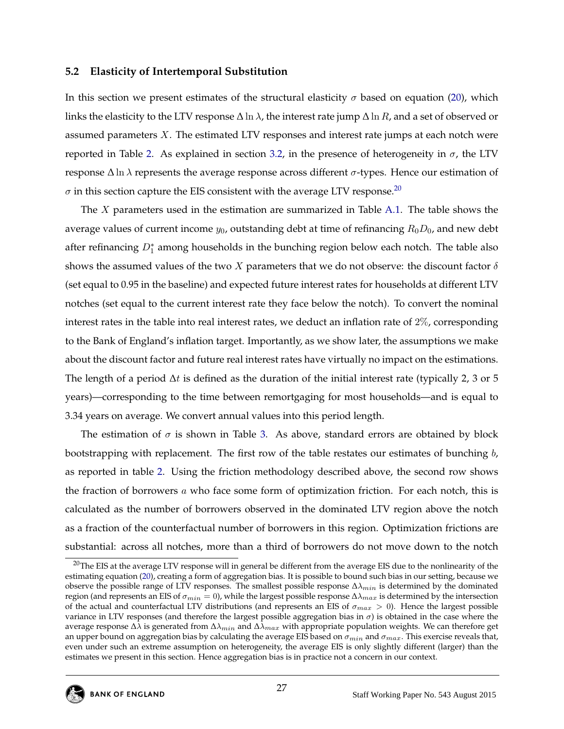### 5.2 Elasticity of Intertemporal Substitution

In this section we present estimates of the structural elasticity $\sigma$ based on equation (20), which links the elasticity to the LTV response $\Delta \ln \lambda$, the interest rate jump $\Delta \ln R$, and a set of observed or assumed parameters $X$. The estimated LTV responses and interest rate jumps at each notch were reported in Table 2. As explained in section 3.2, in the presence of heterogeneity in $\sigma$, the LTV response $\Delta \ln \lambda$ represents the average response across different $\sigma$-types. Hence our estimation of $\sigma$ in this section capture the EIS consistent with the average LTV response.[20]

The $X$ parameters used in the estimation are summarized in Table A.1. The table shows the average values of current income $y_0$, outstanding debt at time of refinancing $R_0 D_0$, and new debt after refinancing $D_1^*$ among households in the bunching region below each notch. The table also shows the assumed values of the two $X$ parameters that we do not observe: the discount factor $\delta$ (set equal to 0.95 in the baseline) and expected future interest rates for households at different LTV notches (set equal to the current interest rate they face below the notch). To convert the nominal interest rates in the table into real interest rates, we deduct an inflation rate of 2%, corresponding to the Bank of England's inflation target. Importantly, as we show later, the assumptions we make about the discount factor and future real interest rates have virtually no impact on the estimations. The length of a period $\Delta t$ is defined as the duration of the initial interest rate (typically 2, 3 or 5 years)—corresponding to the time between remortgaging for most households—and is equal to 3.34 years on average. We convert annual values into this period length.

The estimation of $\sigma$ is shown in Table 3. As above, standard errors are obtained by block bootstrapping with replacement. The first row of the table restates our estimates of bunching $b$, as reported in table 2. Using the friction methodology described above, the second row shows the fraction of borrowers $a$ who face some form of optimization friction. For each notch, this is calculated as the number of borrowers observed in the dominated LTV region above the notch as a fraction of the counterfactual number of borrowers in this region. Optimization frictions are substantial: across all notches, more than a third of borrowers do not move down to the notch

[20] The EIS at the average LTV response will in general be different from the average EIS due to the nonlinearity of the estimating equation (20), creating a form of aggregation bias. It is possible to bound such bias in our setting, because we observe the possible range of LTV responses. The smallest possible response $\Delta\lambda_{min}$ is determined by the dominated region (and represents an EIS of $\sigma_{min} = 0$), while the largest possible response $\Delta\lambda_{max}$ is determined by the intersection of the actual and counterfactual LTV distributions (and represents an EIS of $\sigma_{max} > 0$). Hence the largest possible variance in LTV responses (and therefore the largest possible aggregation bias in $\sigma$) is obtained in the case where the average response $\Delta\lambda$ is generated from $\Delta\lambda_{min}$ and $\Delta\lambda_{max}$ with appropriate population weights. We can therefore get an upper bound on aggregation bias by calculating the average EIS based on $\sigma_{min}$ and $\sigma_{max}$. This exercise reveals that, even under such an extreme assumption on heterogeneity, the average EIS is only slightly different (larger) than the estimates we present in this section. Hence aggregation bias is in practice not a concern in our context.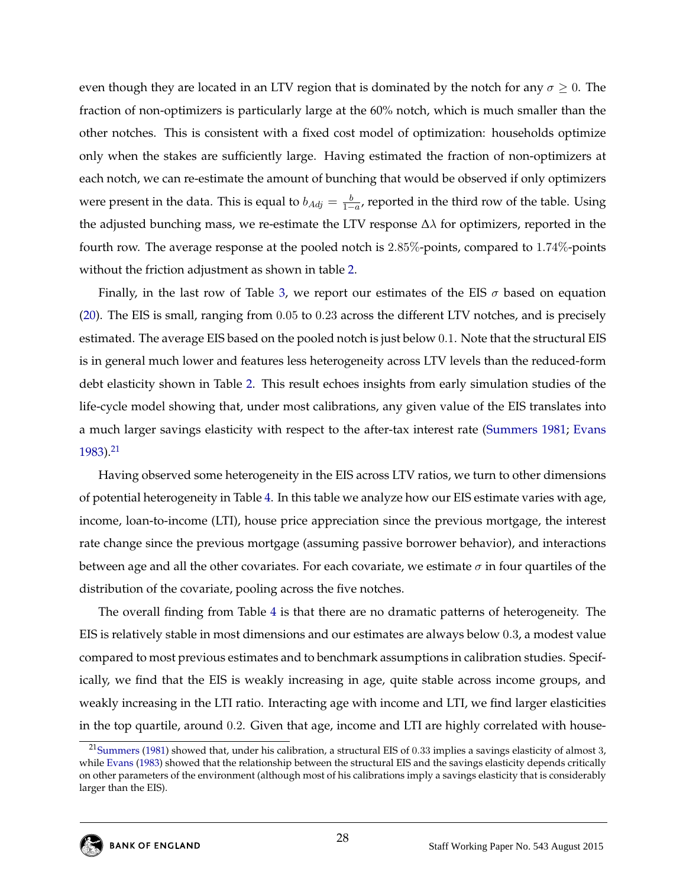even though they are located in an LTV region that is dominated by the notch for any $\sigma \geq 0$. The fraction of non-optimizers is particularly large at the 60% notch, which is much smaller than the other notches. This is consistent with a fixed cost model of optimization: households optimize only when the stakes are sufficiently large. Having estimated the fraction of non-optimizers at each notch, we can re-estimate the amount of bunching that would be observed if only optimizers were present in the data. This is equal to $b_{Adj} = \frac{b}{1-a}$, reported in the third row of the table. Using the adjusted bunching mass, we re-estimate the LTV response $\Delta\lambda$ for optimizers, reported in the fourth row. The average response at the pooled notch is $2.85\%$-points, compared to $1.74\%$-points without the friction adjustment as shown in table 2.

Finally, in the last row of Table 3, we report our estimates of the EIS $\sigma$ based on equation (20). The EIS is small, ranging from $0.05$ to $0.23$ across the different LTV notches, and is precisely estimated. The average EIS based on the pooled notch is just below $0.1$. Note that the structural EIS is in general much lower and features less heterogeneity across LTV levels than the reduced-form debt elasticity shown in Table 2. This result echoes insights from early simulation studies of the life-cycle model showing that, under most calibrations, any given value of the EIS translates into a much larger savings elasticity with respect to the after-tax interest rate (Summers 1981; Evans 1983).[21]

Having observed some heterogeneity in the EIS across LTV ratios, we turn to other dimensions of potential heterogeneity in Table 4. In this table we analyze how our EIS estimate varies with age, income, loan-to-income (LTI), house price appreciation since the previous mortgage, the interest rate change since the previous mortgage (assuming passive borrower behavior), and interactions between age and all the other covariates. For each covariate, we estimate $\sigma$ in four quartiles of the distribution of the covariate, pooling across the five notches.

The overall finding from Table 4 is that there are no dramatic patterns of heterogeneity. The EIS is relatively stable in most dimensions and our estimates are always below $0.3$, a modest value compared to most previous estimates and to benchmark assumptions in calibration studies. Specifically, we find that the EIS is weakly increasing in age, quite stable across income groups, and weakly increasing in the LTI ratio. Interacting age with income and LTI, we find larger elasticities in the top quartile, around $0.2$. Given that age, income and LTI are highly correlated with house-

[21] Summers (1981) showed that, under his calibration, a structural EIS of $0.33$ implies a savings elasticity of almost $3$, while Evans (1983) showed that the relationship between the structural EIS and the savings elasticity depends critically on other parameters of the environment (although most of his calibrations imply a savings elasticity that is considerably larger than the EIS).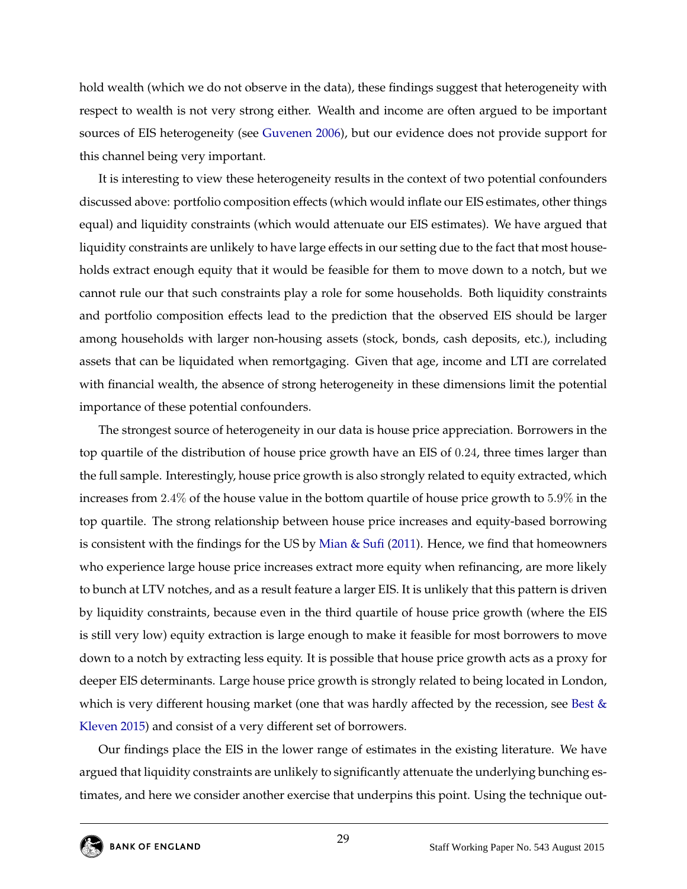hold wealth (which we do not observe in the data), these findings suggest that heterogeneity with respect to wealth is not very strong either. Wealth and income are often argued to be important sources of EIS heterogeneity (see Guvenen 2006), but our evidence does not provide support for this channel being very important.

It is interesting to view these heterogeneity results in the context of two potential confounders discussed above: portfolio composition effects (which would inflate our EIS estimates, other things equal) and liquidity constraints (which would attenuate our EIS estimates). We have argued that liquidity constraints are unlikely to have large effects in our setting due to the fact that most households extract enough equity that it would be feasible for them to move down to a notch, but we cannot rule our that such constraints play a role for some households. Both liquidity constraints and portfolio composition effects lead to the prediction that the observed EIS should be larger among households with larger non-housing assets (stock, bonds, cash deposits, etc.), including assets that can be liquidated when remortgaging. Given that age, income and LTI are correlated with financial wealth, the absence of strong heterogeneity in these dimensions limit the potential importance of these potential confounders.

The strongest source of heterogeneity in our data is house price appreciation. Borrowers in the top quartile of the distribution of house price growth have an EIS of $0.24$, three times larger than the full sample. Interestingly, house price growth is also strongly related to equity extracted, which increases from $2.4\%$ of the house value in the bottom quartile of house price growth to $5.9\%$ in the top quartile. The strong relationship between house price increases and equity-based borrowing is consistent with the findings for the US by Mian & Sufi (2011). Hence, we find that homeowners who experience large house price increases extract more equity when refinancing, are more likely to bunch at LTV notches, and as a result feature a larger EIS. It is unlikely that this pattern is driven by liquidity constraints, because even in the third quartile of house price growth (where the EIS is still very low) equity extraction is large enough to make it feasible for most borrowers to move down to a notch by extracting less equity. It is possible that house price growth acts as a proxy for deeper EIS determinants. Large house price growth is strongly related to being located in London, which is very different housing market (one that was hardly affected by the recession, see Best & Kleven 2015) and consist of a very different set of borrowers.

Our findings place the EIS in the lower range of estimates in the existing literature. We have argued that liquidity constraints are unlikely to significantly attenuate the underlying bunching estimates, and here we consider another exercise that underpins this point. Using the technique out-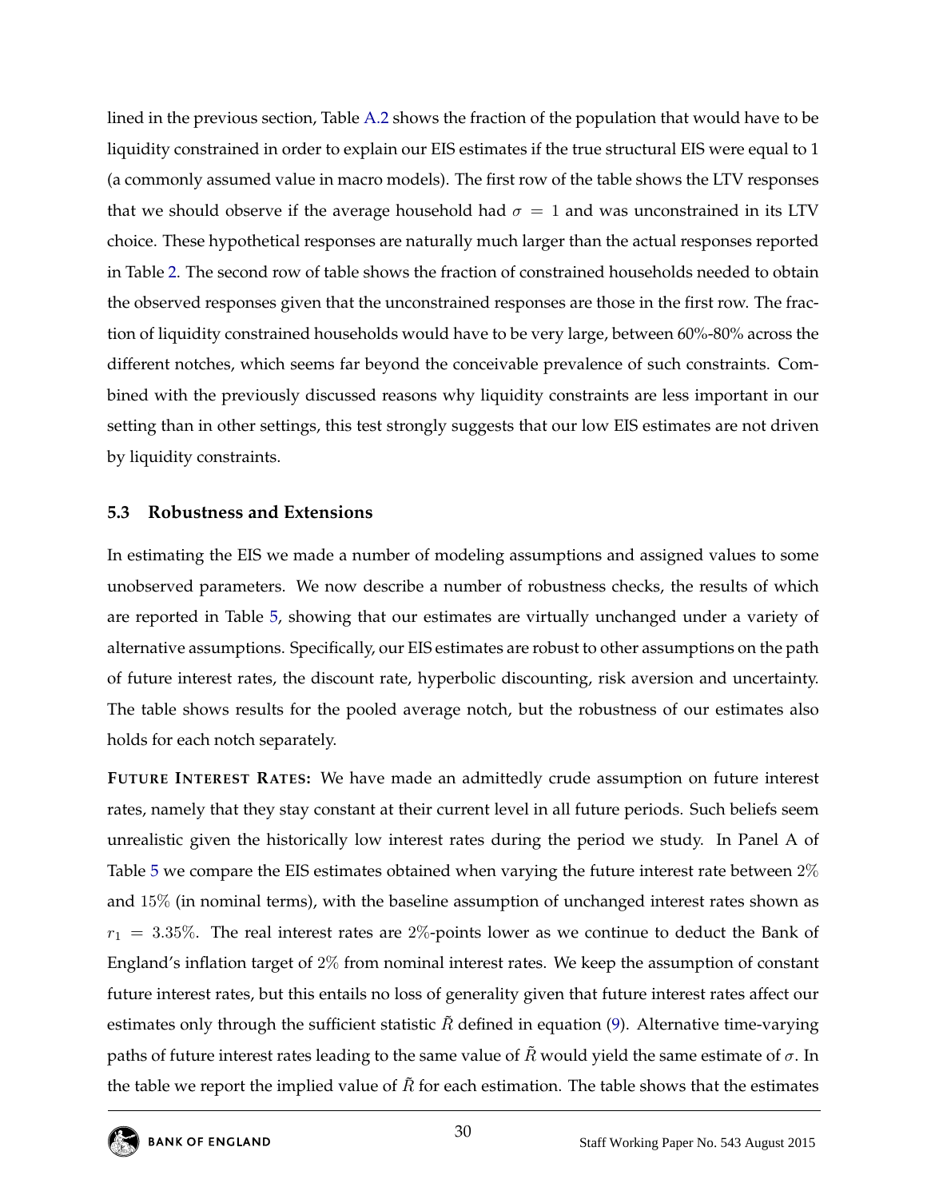lined in the previous section, Table A.2 shows the fraction of the population that would have to be liquidity constrained in order to explain our EIS estimates if the true structural EIS were equal to 1 (a commonly assumed value in macro models). The first row of the table shows the LTV responses that we should observe if the average household had $\sigma = 1$ and was unconstrained in its LTV choice. These hypothetical responses are naturally much larger than the actual responses reported in Table 2. The second row of table shows the fraction of constrained households needed to obtain the observed responses given that the unconstrained responses are those in the first row. The fraction of liquidity constrained households would have to be very large, between 60%-80% across the different notches, which seems far beyond the conceivable prevalence of such constraints. Combined with the previously discussed reasons why liquidity constraints are less important in our setting than in other settings, this test strongly suggests that our low EIS estimates are not driven by liquidity constraints.

### 5.3 Robustness and Extensions

In estimating the EIS we made a number of modeling assumptions and assigned values to some unobserved parameters. We now describe a number of robustness checks, the results of which are reported in Table 5, showing that our estimates are virtually unchanged under a variety of alternative assumptions. Specifically, our EIS estimates are robust to other assumptions on the path of future interest rates, the discount rate, hyperbolic discounting, risk aversion and uncertainty. The table shows results for the pooled average notch, but the robustness of our estimates also holds for each notch separately.

**FUTURE INTEREST RATES:** We have made an admittedly crude assumption on future interest rates, namely that they stay constant at their current level in all future periods. Such beliefs seem unrealistic given the historically low interest rates during the period we study. In Panel A of Table 5 we compare the EIS estimates obtained when varying the future interest rate between $2\%$ and $15\%$ (in nominal terms), with the baseline assumption of unchanged interest rates shown as $r_1 = 3.35\%$. The real interest rates are $2\%$-points lower as we continue to deduct the Bank of England's inflation target of $2\%$ from nominal interest rates. We keep the assumption of constant future interest rates, but this entails no loss of generality given that future interest rates affect our estimates only through the sufficient statistic $\tilde{R}$ defined in equation (9). Alternative time-varying paths of future interest rates leading to the same value of $\tilde{R}$ would yield the same estimate of $\sigma$. In the table we report the implied value of $\tilde{R}$ for each estimation. The table shows that the estimates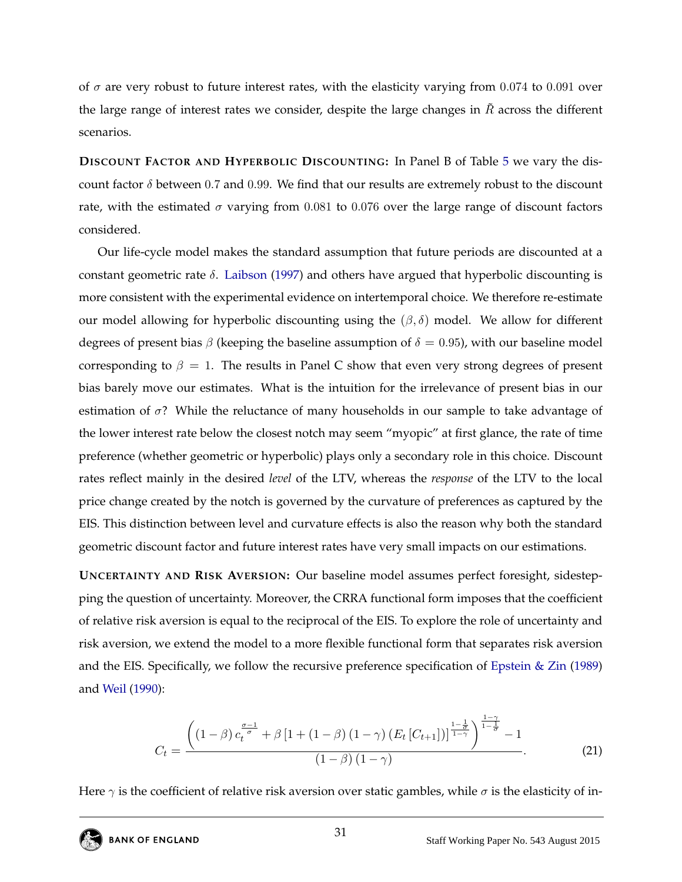of $\sigma$ are very robust to future interest rates, with the elasticity varying from $0.074$ to $0.091$ over the large range of interest rates we consider, despite the large changes in $\tilde{R}$ across the different scenarios.

**DISCOUNT FACTOR AND HYPERBOLIC DISCOUNTING:** In Panel B of Table 5 we vary the discount factor $\delta$ between $0.7$ and $0.99$. We find that our results are extremely robust to the discount rate, with the estimated $\sigma$ varying from $0.081$ to $0.076$ over the large range of discount factors considered.

Our life-cycle model makes the standard assumption that future periods are discounted at a constant geometric rate $\delta$. Laibson (1997) and others have argued that hyperbolic discounting is more consistent with the experimental evidence on intertemporal choice. We therefore re-estimate our model allowing for hyperbolic discounting using the $(\beta, \delta)$ model. We allow for different degrees of present bias $\beta$ (keeping the baseline assumption of $\delta = 0.95$), with our baseline model corresponding to $\beta = 1$. The results in Panel C show that even very strong degrees of present bias barely move our estimates. What is the intuition for the irrelevance of present bias in our estimation of $\sigma$? While the reluctance of many households in our sample to take advantage of the lower interest rate below the closest notch may seem "myopic" at first glance, the rate of time preference (whether geometric or hyperbolic) plays only a secondary role in this choice. Discount rates reflect mainly in the desired *level* of the LTV, whereas the *response* of the LTV to the local price change created by the notch is governed by the curvature of preferences as captured by the EIS. This distinction between level and curvature effects is also the reason why both the standard geometric discount factor and future interest rates have very small impacts on our estimations.

**UNCERTAINTY AND RISK AVERSION:** Our baseline model assumes perfect foresight, sidestepping the question of uncertainty. Moreover, the CRRA functional form imposes that the coefficient of relative risk aversion is equal to the reciprocal of the EIS. To explore the role of uncertainty and risk aversion, we extend the model to a more flexible functional form that separates risk aversion and the EIS. Specifically, we follow the recursive preference specification of Epstein & Zin (1989) and Weil (1990):

$$C_t = \frac{\left( (1-\beta)\, c_t^{\frac{\sigma-1}{\sigma}} + \beta \left[ 1 + (1-\beta)(1-\gamma)\left(E_t\left[C_{t+1}\right]\right)\right]^{\frac{1-\frac{1}{\sigma}}{1-\gamma}} \right)^{\frac{1-\gamma}{1-\frac{1}{\sigma}}} - 1}{(1-\beta)(1-\gamma)}. \tag{21}$$

Here $\gamma$ is the coefficient of relative risk aversion over static gambles, while $\sigma$ is the elasticity of in-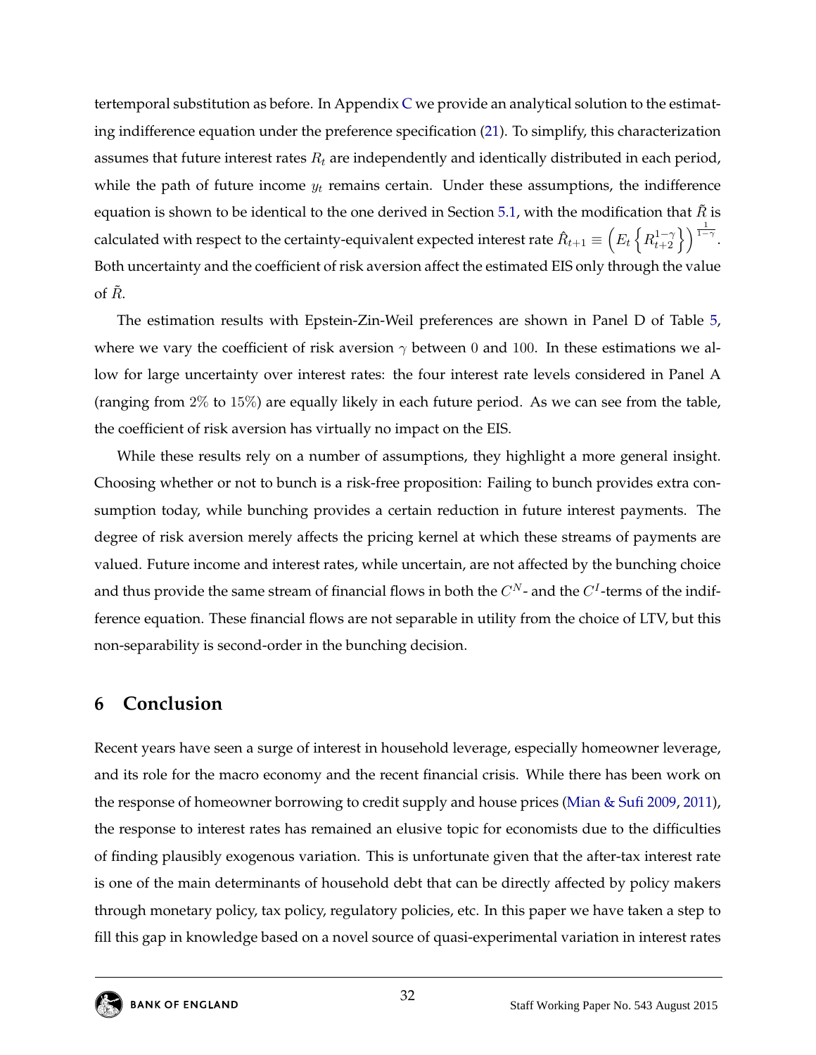tertemporal substitution as before. In Appendix C we provide an analytical solution to the estimating indifference equation under the preference specification (21). To simplify, this characterization assumes that future interest rates $R_t$ are independently and identically distributed in each period, while the path of future income $y_t$ remains certain. Under these assumptions, the indifference equation is shown to be identical to the one derived in Section 5.1, with the modification that $\tilde{R}$ is calculated with respect to the certainty-equivalent expected interest rate $\hat{R}_{t+1} \equiv \left( E_t \left\{ R_{t+2}^{1-\gamma} \right\} \right)^{\frac{1}{1-\gamma}}$. Both uncertainty and the coefficient of risk aversion affect the estimated EIS only through the value of $\tilde{R}$.

The estimation results with Epstein-Zin-Weil preferences are shown in Panel D of Table 5, where we vary the coefficient of risk aversion $\gamma$ between 0 and 100. In these estimations we allow for large uncertainty over interest rates: the four interest rate levels considered in Panel A (ranging from 2% to 15%) are equally likely in each future period. As we can see from the table, the coefficient of risk aversion has virtually no impact on the EIS.

While these results rely on a number of assumptions, they highlight a more general insight. Choosing whether or not to bunch is a risk-free proposition: Failing to bunch provides extra consumption today, while bunching provides a certain reduction in future interest payments. The degree of risk aversion merely affects the pricing kernel at which these streams of payments are valued. Future income and interest rates, while uncertain, are not affected by the bunching choice and thus provide the same stream of financial flows in both the $C^N$- and the $C^I$-terms of the indifference equation. These financial flows are not separable in utility from the choice of LTV, but this non-separability is second-order in the bunching decision.

## 6 Conclusion

Recent years have seen a surge of interest in household leverage, especially homeowner leverage, and its role for the macro economy and the recent financial crisis. While there has been work on the response of homeowner borrowing to credit supply and house prices (Mian & Sufi 2009, 2011), the response to interest rates has remained an elusive topic for economists due to the difficulties of finding plausibly exogenous variation. This is unfortunate given that the after-tax interest rate is one of the main determinants of household debt that can be directly affected by policy makers through monetary policy, tax policy, regulatory policies, etc. In this paper we have taken a step to fill this gap in knowledge based on a novel source of quasi-experimental variation in interest rates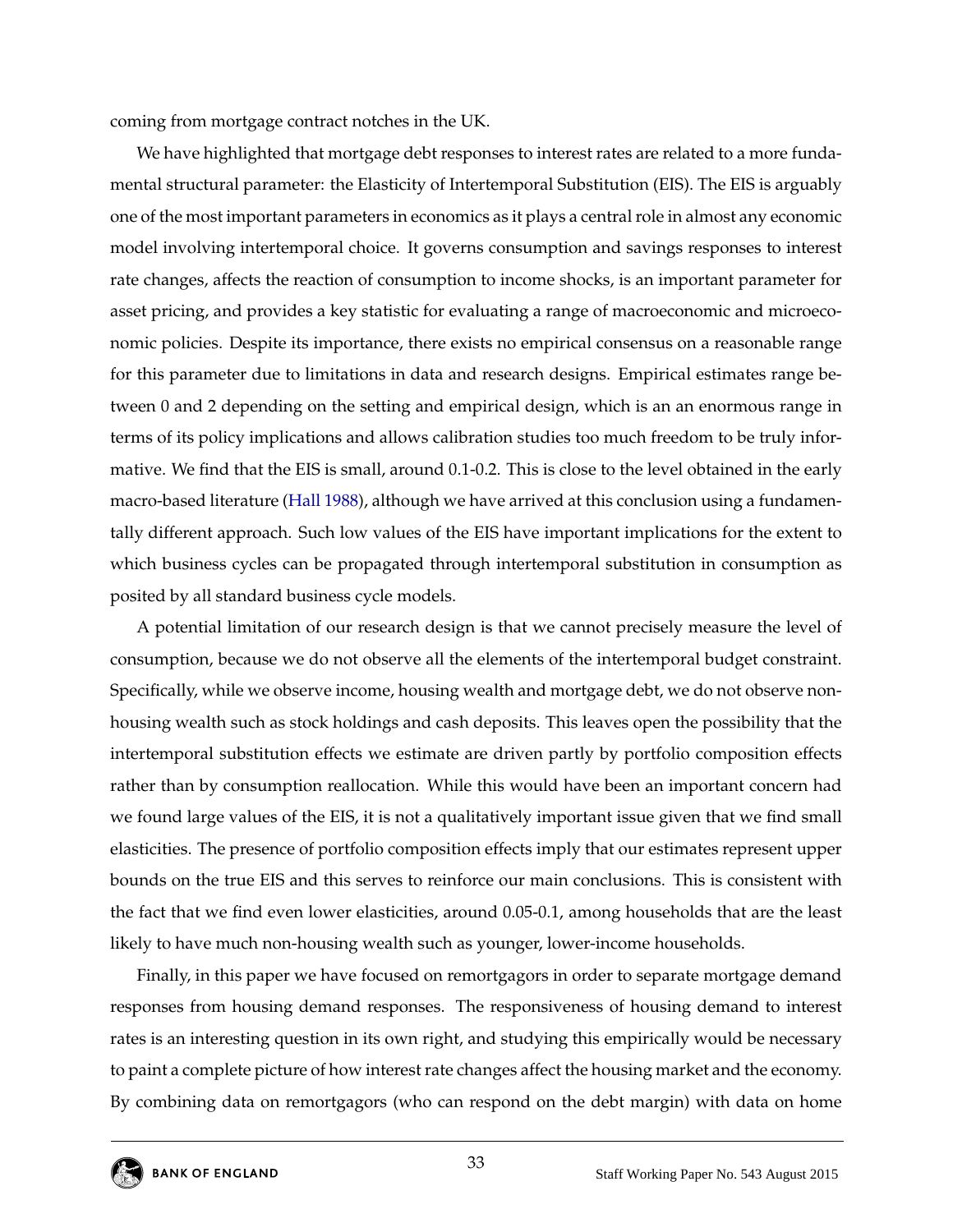coming from mortgage contract notches in the UK.

We have highlighted that mortgage debt responses to interest rates are related to a more fundamental structural parameter: the Elasticity of Intertemporal Substitution (EIS). The EIS is arguably one of the most important parameters in economics as it plays a central role in almost any economic model involving intertemporal choice. It governs consumption and savings responses to interest rate changes, affects the reaction of consumption to income shocks, is an important parameter for asset pricing, and provides a key statistic for evaluating a range of macroeconomic and microeconomic policies. Despite its importance, there exists no empirical consensus on a reasonable range for this parameter due to limitations in data and research designs. Empirical estimates range between 0 and 2 depending on the setting and empirical design, which is an an enormous range in terms of its policy implications and allows calibration studies too much freedom to be truly informative. We find that the EIS is small, around 0.1-0.2. This is close to the level obtained in the early macro-based literature (Hall 1988), although we have arrived at this conclusion using a fundamentally different approach. Such low values of the EIS have important implications for the extent to which business cycles can be propagated through intertemporal substitution in consumption as posited by all standard business cycle models.

A potential limitation of our research design is that we cannot precisely measure the level of consumption, because we do not observe all the elements of the intertemporal budget constraint. Specifically, while we observe income, housing wealth and mortgage debt, we do not observe non-housing wealth such as stock holdings and cash deposits. This leaves open the possibility that the intertemporal substitution effects we estimate are driven partly by portfolio composition effects rather than by consumption reallocation. While this would have been an important concern had we found large values of the EIS, it is not a qualitatively important issue given that we find small elasticities. The presence of portfolio composition effects imply that our estimates represent upper bounds on the true EIS and this serves to reinforce our main conclusions. This is consistent with the fact that we find even lower elasticities, around 0.05-0.1, among households that are the least likely to have much non-housing wealth such as younger, lower-income households.

Finally, in this paper we have focused on remortgagors in order to separate mortgage demand responses from housing demand responses. The responsiveness of housing demand to interest rates is an interesting question in its own right, and studying this empirically would be necessary to paint a complete picture of how interest rate changes affect the housing market and the economy. By combining data on remortgagors (who can respond on the debt margin) with data on home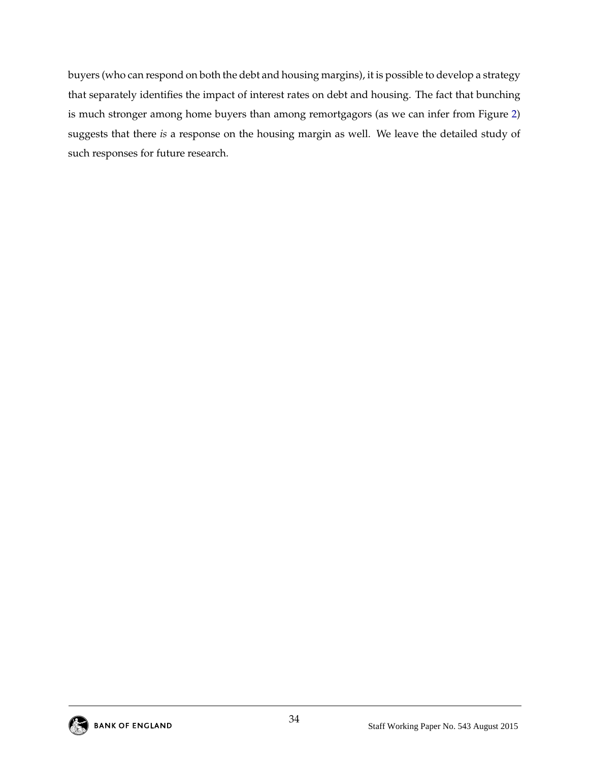buyers (who can respond on both the debt and housing margins), it is possible to develop a strategy that separately identifies the impact of interest rates on debt and housing. The fact that bunching is much stronger among home buyers than among remortgagors (as we can infer from Figure 2) suggests that there *is* a response on the housing margin as well. We leave the detailed study of such responses for future research.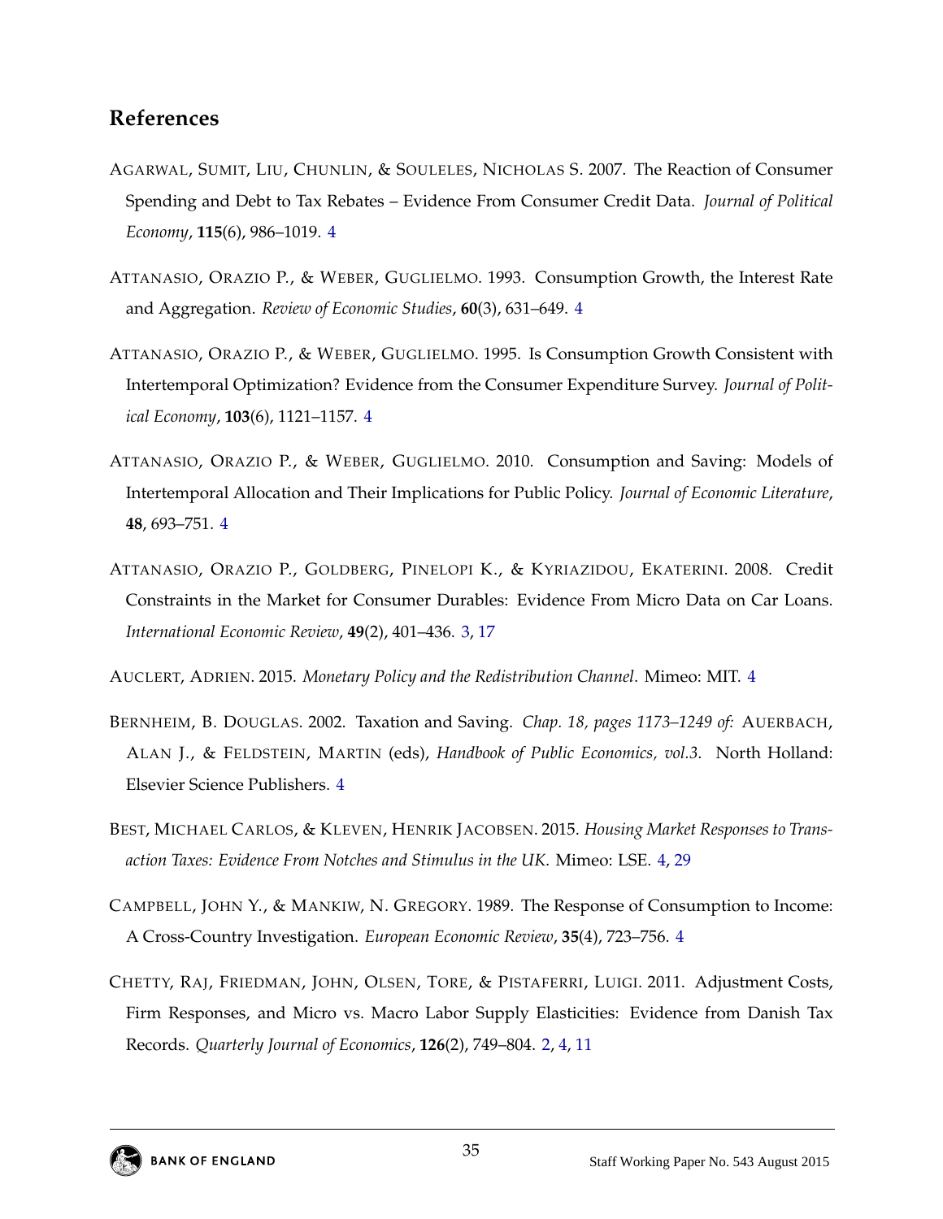## References

AGARWAL, SUMIT, LIU, CHUNLIN, & SOULELES, NICHOLAS S. 2007. The Reaction of Consumer Spending and Debt to Tax Rebates – Evidence From Consumer Credit Data. *Journal of Political Economy*, **115**(6), 986–1019. 4

ATTANASIO, ORAZIO P., & WEBER, GUGLIELMO. 1993. Consumption Growth, the Interest Rate and Aggregation. *Review of Economic Studies*, **60**(3), 631–649. 4

ATTANASIO, ORAZIO P., & WEBER, GUGLIELMO. 1995. Is Consumption Growth Consistent with Intertemporal Optimization? Evidence from the Consumer Expenditure Survey. *Journal of Political Economy*, **103**(6), 1121–1157. 4

ATTANASIO, ORAZIO P., & WEBER, GUGLIELMO. 2010. Consumption and Saving: Models of Intertemporal Allocation and Their Implications for Public Policy. *Journal of Economic Literature*, **48**, 693–751. 4

ATTANASIO, ORAZIO P., GOLDBERG, PINELOPI K., & KYRIAZIDOU, EKATERINI. 2008. Credit Constraints in the Market for Consumer Durables: Evidence From Micro Data on Car Loans. *International Economic Review*, **49**(2), 401–436. 3, 17

AUCLERT, ADRIEN. 2015. *Monetary Policy and the Redistribution Channel*. Mimeo: MIT. 4

BERNHEIM, B. DOUGLAS. 2002. Taxation and Saving. *Chap. 18, pages 1173–1249 of:* AUERBACH, ALAN J., & FELDSTEIN, MARTIN (eds), *Handbook of Public Economics, vol.3*. North Holland: Elsevier Science Publishers. 4

BEST, MICHAEL CARLOS, & KLEVEN, HENRIK JACOBSEN. 2015. *Housing Market Responses to Transaction Taxes: Evidence From Notches and Stimulus in the UK*. Mimeo: LSE. 4, 29

CAMPBELL, JOHN Y., & MANKIW, N. GREGORY. 1989. The Response of Consumption to Income: A Cross-Country Investigation. *European Economic Review*, **35**(4), 723–756. 4

CHETTY, RAJ, FRIEDMAN, JOHN, OLSEN, TORE, & PISTAFERRI, LUIGI. 2011. Adjustment Costs, Firm Responses, and Micro vs. Macro Labor Supply Elasticities: Evidence from Danish Tax Records. *Quarterly Journal of Economics*, **126**(2), 749–804. 2, 4, 11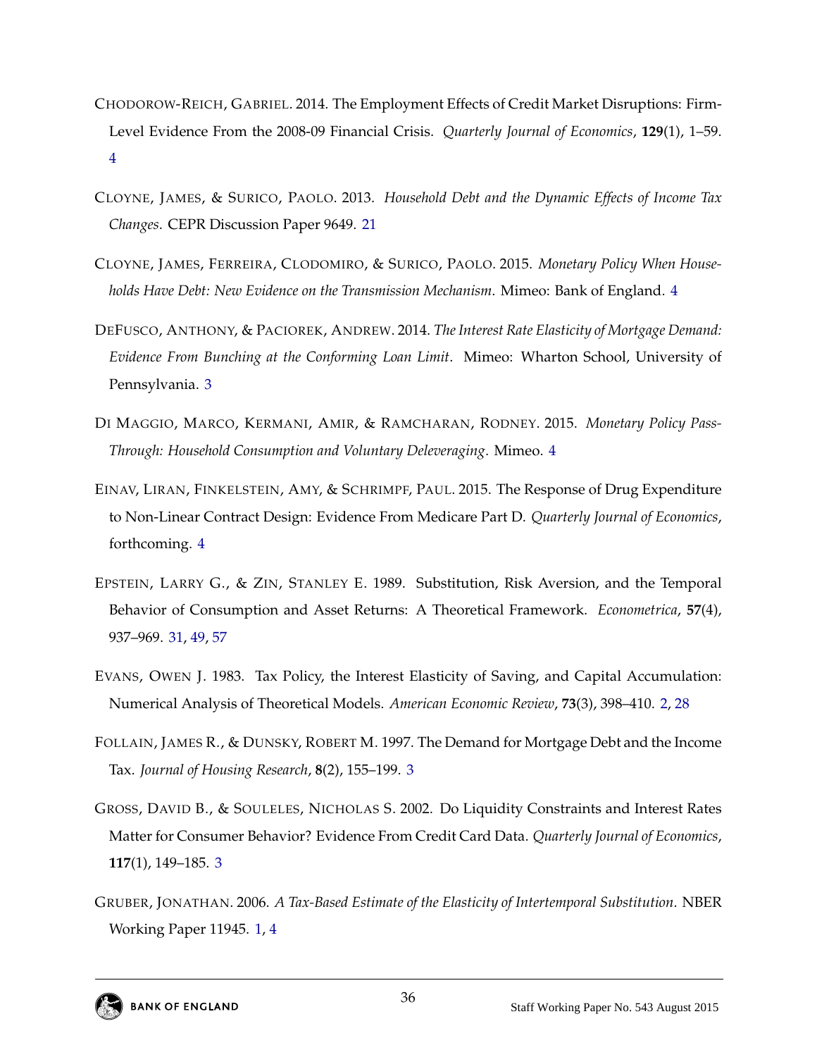Chodorow-Reich, Gabriel. 2014. The Employment Effects of Credit Market Disruptions: Firm-Level Evidence From the 2008-09 Financial Crisis. *Quarterly Journal of Economics*, **129**(1), 1–59. 4

Cloyne, James, & Surico, Paolo. 2013. *Household Debt and the Dynamic Effects of Income Tax Changes*. CEPR Discussion Paper 9649. 21

Cloyne, James, Ferreira, Clodomiro, & Surico, Paolo. 2015. *Monetary Policy When Households Have Debt: New Evidence on the Transmission Mechanism*. Mimeo: Bank of England. 4

DeFusco, Anthony, & Paciorek, Andrew. 2014. *The Interest Rate Elasticity of Mortgage Demand: Evidence From Bunching at the Conforming Loan Limit*. Mimeo: Wharton School, University of Pennsylvania. 3

Di Maggio, Marco, Kermani, Amir, & Ramcharan, Rodney. 2015. *Monetary Policy Pass-Through: Household Consumption and Voluntary Deleveraging*. Mimeo. 4

Einav, Liran, Finkelstein, Amy, & Schrimpf, Paul. 2015. The Response of Drug Expenditure to Non-Linear Contract Design: Evidence From Medicare Part D. *Quarterly Journal of Economics*, forthcoming. 4

Epstein, Larry G., & Zin, Stanley E. 1989. Substitution, Risk Aversion, and the Temporal Behavior of Consumption and Asset Returns: A Theoretical Framework. *Econometrica*, **57**(4), 937–969. 31, 49, 57

Evans, Owen J. 1983. Tax Policy, the Interest Elasticity of Saving, and Capital Accumulation: Numerical Analysis of Theoretical Models. *American Economic Review*, **73**(3), 398–410. 2, 28

Follain, James R., & Dunsky, Robert M. 1997. The Demand for Mortgage Debt and the Income Tax. *Journal of Housing Research*, **8**(2), 155–199. 3

Gross, David B., & Souleles, Nicholas S. 2002. Do Liquidity Constraints and Interest Rates Matter for Consumer Behavior? Evidence From Credit Card Data. *Quarterly Journal of Economics*, **117**(1), 149–185. 3

Gruber, Jonathan. 2006. *A Tax-Based Estimate of the Elasticity of Intertemporal Substitution*. NBER Working Paper 11945. 1, 4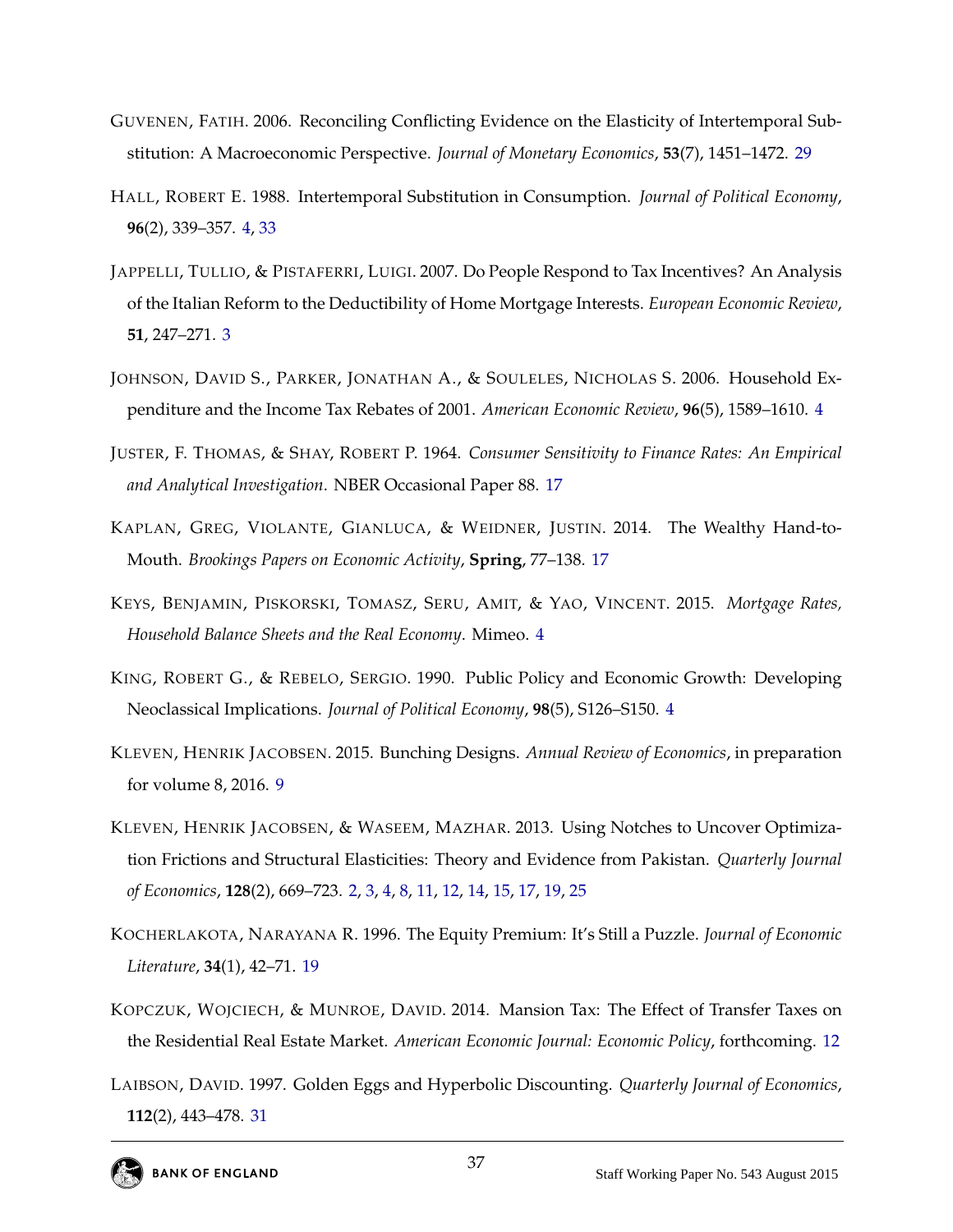GUVENEN, FATIH. 2006. Reconciling Conflicting Evidence on the Elasticity of Intertemporal Substitution: A Macroeconomic Perspective. *Journal of Monetary Economics*, **53**(7), 1451–1472. 29

HALL, ROBERT E. 1988. Intertemporal Substitution in Consumption. *Journal of Political Economy*, **96**(2), 339–357. 4, 33

JAPPELLI, TULLIO, & PISTAFERRI, LUIGI. 2007. Do People Respond to Tax Incentives? An Analysis of the Italian Reform to the Deductibility of Home Mortgage Interests. *European Economic Review*, **51**, 247–271. 3

JOHNSON, DAVID S., PARKER, JONATHAN A., & SOULELES, NICHOLAS S. 2006. Household Expenditure and the Income Tax Rebates of 2001. *American Economic Review*, **96**(5), 1589–1610. 4

JUSTER, F. THOMAS, & SHAY, ROBERT P. 1964. *Consumer Sensitivity to Finance Rates: An Empirical and Analytical Investigation*. NBER Occasional Paper 88. 17

KAPLAN, GREG, VIOLANTE, GIANLUCA, & WEIDNER, JUSTIN. 2014. The Wealthy Hand-to-Mouth. *Brookings Papers on Economic Activity*, **Spring**, 77–138. 17

KEYS, BENJAMIN, PISKORSKI, TOMASZ, SERU, AMIT, & YAO, VINCENT. 2015. *Mortgage Rates, Household Balance Sheets and the Real Economy*. Mimeo. 4

KING, ROBERT G., & REBELO, SERGIO. 1990. Public Policy and Economic Growth: Developing Neoclassical Implications. *Journal of Political Economy*, **98**(5), S126–S150. 4

KLEVEN, HENRIK JACOBSEN. 2015. Bunching Designs. *Annual Review of Economics*, in preparation for volume 8, 2016. 9

KLEVEN, HENRIK JACOBSEN, & WASEEM, MAZHAR. 2013. Using Notches to Uncover Optimization Frictions and Structural Elasticities: Theory and Evidence from Pakistan. *Quarterly Journal of Economics*, **128**(2), 669–723. 2, 3, 4, 8, 11, 12, 14, 15, 17, 19, 25

KOCHERLAKOTA, NARAYANA R. 1996. The Equity Premium: It's Still a Puzzle. *Journal of Economic Literature*, **34**(1), 42–71. 19

KOPCZUK, WOJCIECH, & MUNROE, DAVID. 2014. Mansion Tax: The Effect of Transfer Taxes on the Residential Real Estate Market. *American Economic Journal: Economic Policy*, forthcoming. 12

LAIBSON, DAVID. 1997. Golden Eggs and Hyperbolic Discounting. *Quarterly Journal of Economics*, **112**(2), 443–478. 31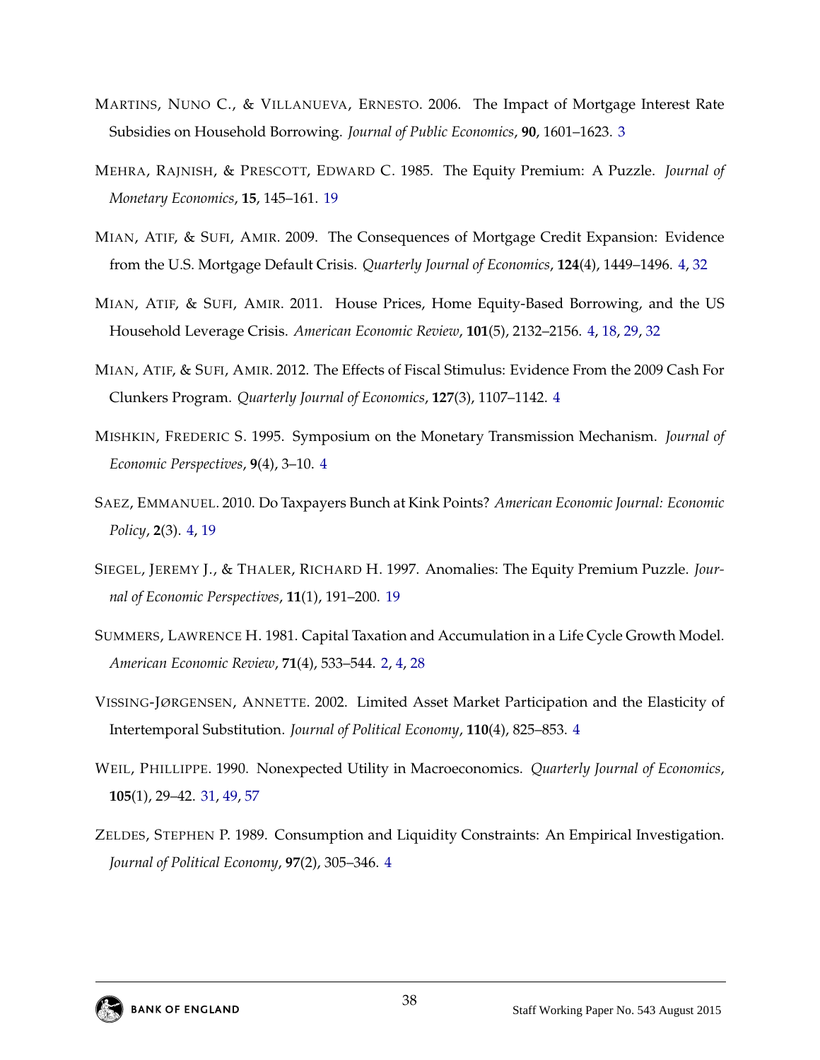MARTINS, NUNO C., & VILLANUEVA, ERNESTO. 2006. The Impact of Mortgage Interest Rate Subsidies on Household Borrowing. *Journal of Public Economics*, **90**, 1601–1623. 3

MEHRA, RAJNISH, & PRESCOTT, EDWARD C. 1985. The Equity Premium: A Puzzle. *Journal of Monetary Economics*, **15**, 145–161. 19

MIAN, ATIF, & SUFI, AMIR. 2009. The Consequences of Mortgage Credit Expansion: Evidence from the U.S. Mortgage Default Crisis. *Quarterly Journal of Economics*, **124**(4), 1449–1496. 4, 32

MIAN, ATIF, & SUFI, AMIR. 2011. House Prices, Home Equity-Based Borrowing, and the US Household Leverage Crisis. *American Economic Review*, **101**(5), 2132–2156. 4, 18, 29, 32

MIAN, ATIF, & SUFI, AMIR. 2012. The Effects of Fiscal Stimulus: Evidence From the 2009 Cash For Clunkers Program. *Quarterly Journal of Economics*, **127**(3), 1107–1142. 4

MISHKIN, FREDERIC S. 1995. Symposium on the Monetary Transmission Mechanism. *Journal of Economic Perspectives*, **9**(4), 3–10. 4

SAEZ, EMMANUEL. 2010. Do Taxpayers Bunch at Kink Points? *American Economic Journal: Economic Policy*, **2**(3). 4, 19

SIEGEL, JEREMY J., & THALER, RICHARD H. 1997. Anomalies: The Equity Premium Puzzle. *Journal of Economic Perspectives*, **11**(1), 191–200. 19

SUMMERS, LAWRENCE H. 1981. Capital Taxation and Accumulation in a Life Cycle Growth Model. *American Economic Review*, **71**(4), 533–544. 2, 4, 28

VISSING-JØRGENSEN, ANNETTE. 2002. Limited Asset Market Participation and the Elasticity of Intertemporal Substitution. *Journal of Political Economy*, **110**(4), 825–853. 4

WEIL, PHILLIPPE. 1990. Nonexpected Utility in Macroeconomics. *Quarterly Journal of Economics*, **105**(1), 29–42. 31, 49, 57

ZELDES, STEPHEN P. 1989. Consumption and Liquidity Constraints: An Empirical Investigation. *Journal of Political Economy*, **97**(2), 305–346. 4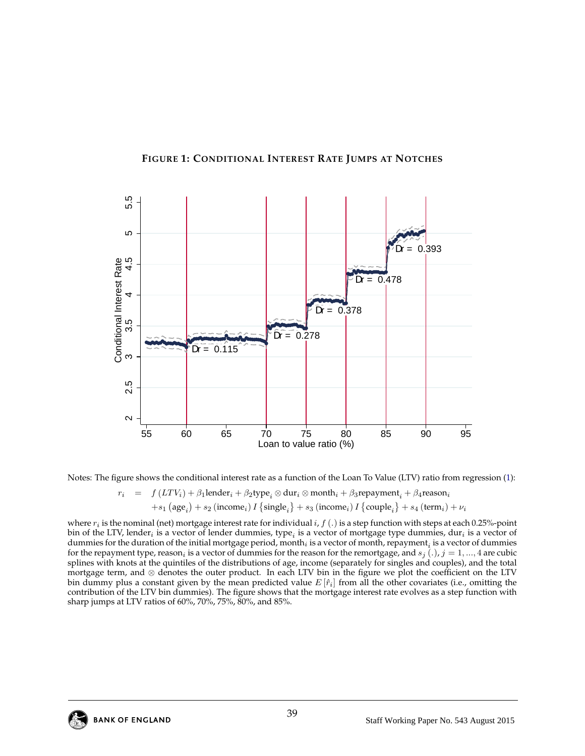**FIGURE 1: CONDITIONAL INTEREST RATE JUMPS AT NOTCHES**

Notes: The figure shows the conditional interest rate as a function of the Loan To Value (LTV) ratio from regression (1):

$$
\begin{aligned}
r_i \quad = \quad & f\left(LTV_i\right) + \beta_1 \text{lender}_i + \beta_2 \text{type}_i \otimes \text{dur}_i \otimes \text{month}_i + \beta_3 \text{repayment}_i + \beta_4 \text{reason}_i \\
& + s_1\left(\text{age}_i\right) + s_2\left(\text{income}_i\right) I\left\{\text{single}_i\right\} + s_3\left(\text{income}_i\right) I\left\{\text{couple}_i\right\} + s_4\left(\text{term}_i\right) + \nu_i
\end{aligned}
$$

where $r_i$ is the nominal (net) mortgage interest rate for individual $i$, $f(.)$ is a step function with steps at each 0.25%-point bin of the LTV, lender$_i$ is a vector of lender dummies, type$_i$ is a vector of mortgage type dummies, dur$_i$ is a vector of dummies for the duration of the initial mortgage period, month$_i$ is a vector of month, repayment$_i$ is a vector of dummies for the repayment type, reason$_i$ is a vector of dummies for the reason for the remortgage, and $s_j(.)$, $j = 1, ..., 4$ are cubic splines with knots at the quintiles of the distributions of age, income (separately for singles and couples), and the total mortgage term, and $\otimes$ denotes the outer product. In each LTV bin in the figure we plot the coefficient on the LTV bin dummy plus a constant given by the mean predicted value $E[\hat{r}_i]$ from all the other covariates (i.e., omitting the contribution of the LTV bin dummies). The figure shows that the mortgage interest rate evolves as a step function with sharp jumps at LTV ratios of 60%, 70%, 75%, 80%, and 85%.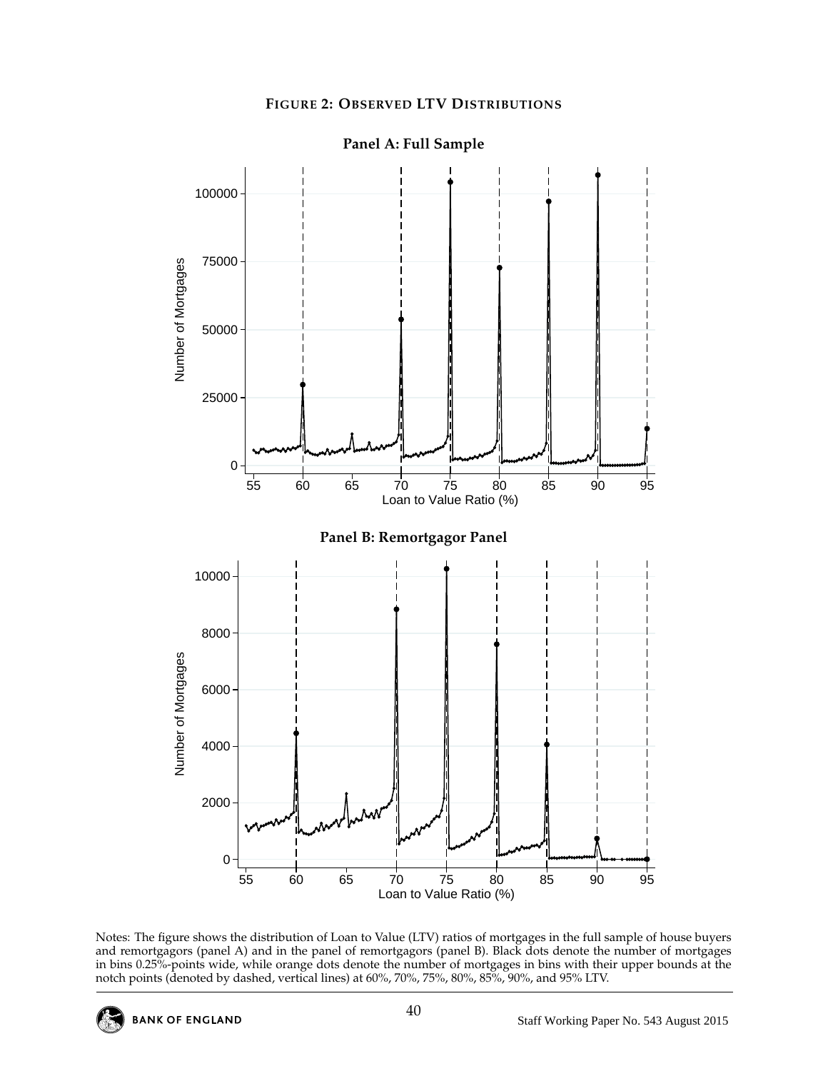**FIGURE 2: OBSERVED LTV DISTRIBUTIONS**

**Panel A: Full Sample**

**Panel B: Remortgagor Panel**

Notes: The figure shows the distribution of Loan to Value (LTV) ratios of mortgages in the full sample of house buyers and remortgagors (panel A) and in the panel of remortgagors (panel B). Black dots denote the number of mortgages in bins 0.25%-points wide, while orange dots denote the number of mortgages in bins with their upper bounds at the notch points (denoted by dashed, vertical lines) at 60%, 70%, 75%, 80%, 85%, 90%, and 95% LTV.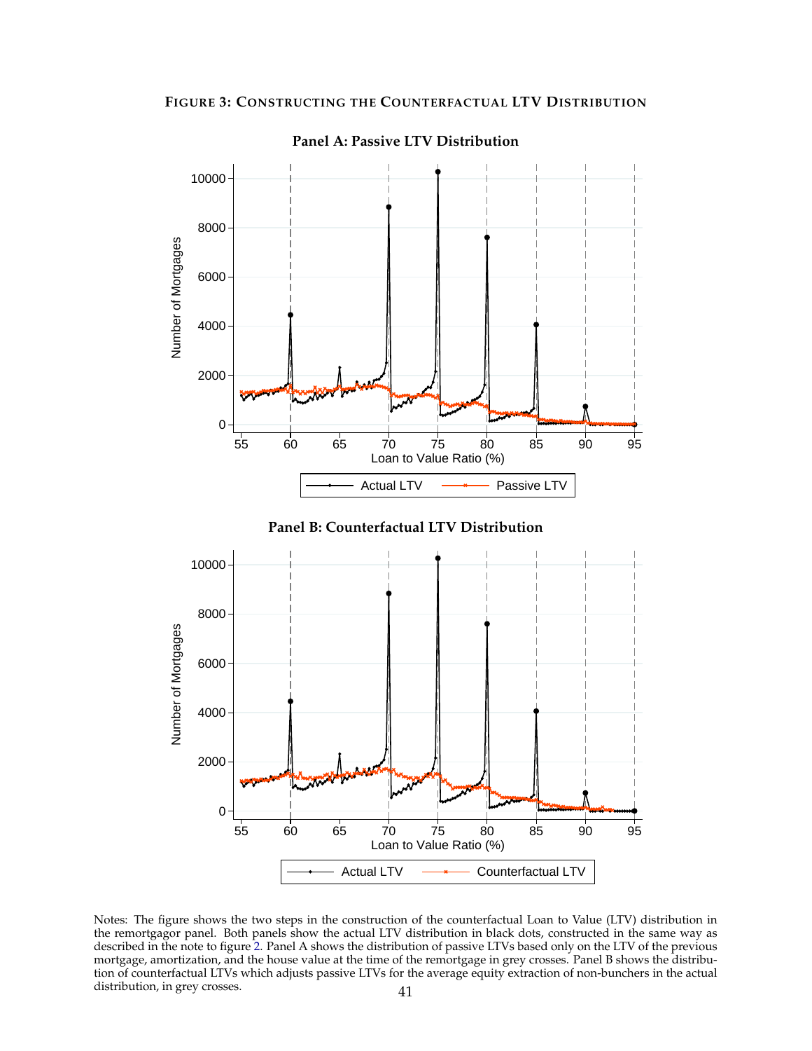**FIGURE 3: CONSTRUCTING THE COUNTERFACTUAL LTV DISTRIBUTION**

**Panel A: Passive LTV Distribution**

**Panel B: Counterfactual LTV Distribution**

Notes: The figure shows the two steps in the construction of the counterfactual Loan to Value (LTV) distribution in the remortgagor panel. Both panels show the actual LTV distribution in black dots, constructed in the same way as described in the note to figure 2. Panel A shows the distribution of passive LTVs based only on the LTV of the previous mortgage, amortization, and the house value at the time of the remortgage in grey crosses. Panel B shows the distribution of counterfactual LTVs which adjusts passive LTVs for the average equity extraction of non-bunchers in the actual distribution, in grey crosses.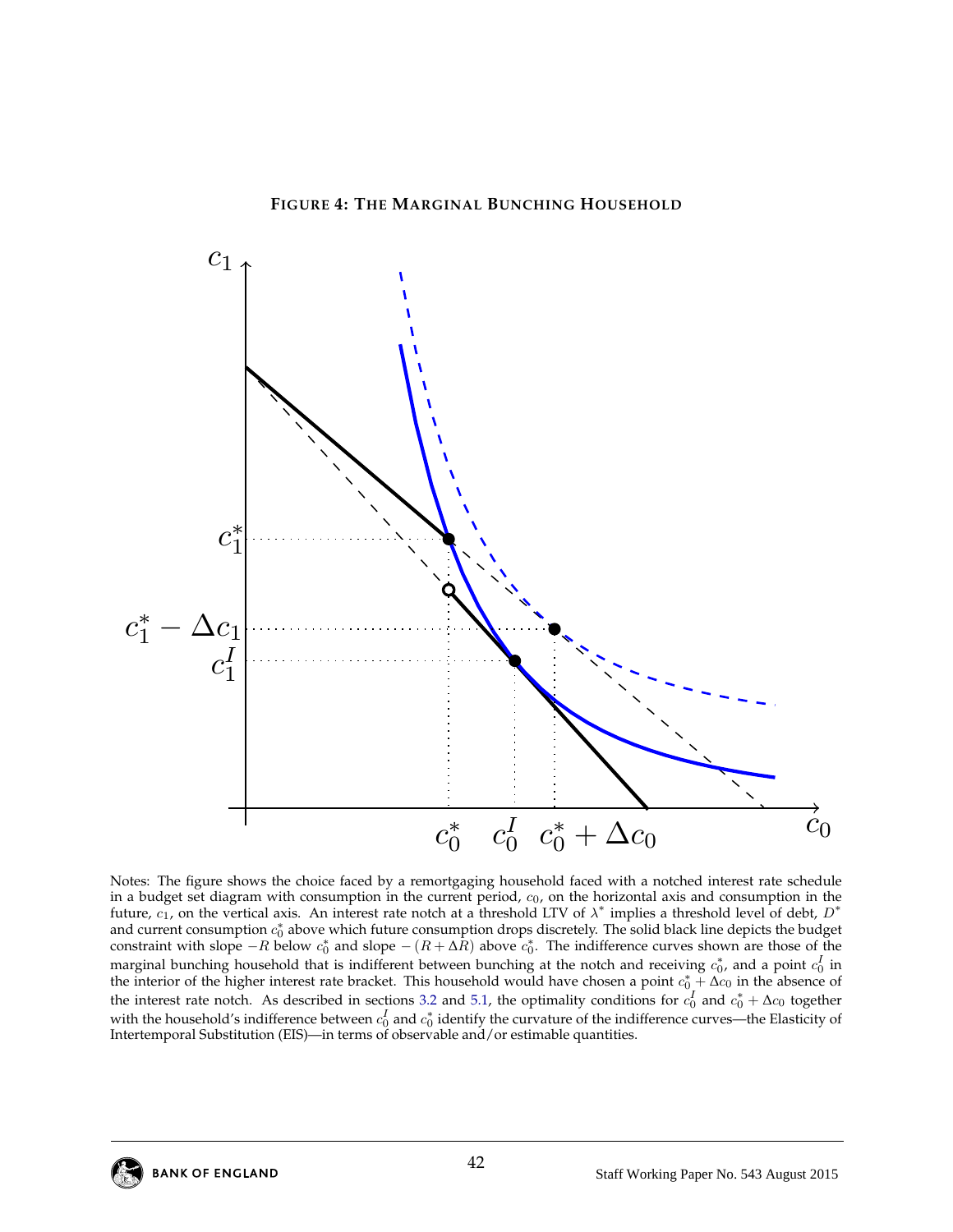**FIGURE 4: THE MARGINAL BUNCHING HOUSEHOLD**

Notes: The figure shows the choice faced by a remortgaging household faced with a notched interest rate schedule in a budget set diagram with consumption in the current period, $c_0$, on the horizontal axis and consumption in the future, $c_1$, on the vertical axis. An interest rate notch at a threshold LTV of $\lambda^*$ implies a threshold level of debt, $D^*$ and current consumption $c_0^*$ above which future consumption drops discretely. The solid black line depicts the budget constraint with slope $-R$ below $c_0^*$ and slope $-(R + \Delta R)$ above $c_0^*$. The indifference curves shown are those of the marginal bunching household that is indifferent between bunching at the notch and receiving $c_0^*$, and a point $c_0^I$ in the interior of the higher interest rate bracket. This household would have chosen a point $c_0^* + \Delta c_0$ in the absence of the interest rate notch. As described in sections 3.2 and 5.1, the optimality conditions for $c_0^I$ and $c_0^* + \Delta c_0$ together with the household's indifference between $c_0^I$ and $c_0^*$ identify the curvature of the indifference curves—the Elasticity of Intertemporal Substitution (EIS)—in terms of observable and/or estimable quantities.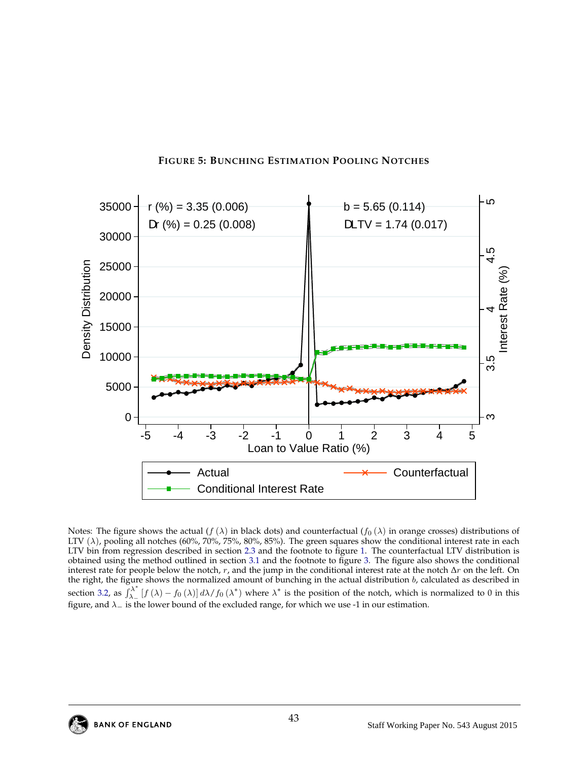**FIGURE 5: BUNCHING ESTIMATION POOLING NOTCHES**

r (%) = 3.35 (0.006)

Dr (%) = 0.25 (0.008)

b = 5.65 (0.114)

DLTV = 1.74 (0.017)

Notes: The figure shows the actual ($f(\lambda)$ in black dots) and counterfactual ($f_0(\lambda)$ in orange crosses) distributions of LTV ($\lambda$), pooling all notches (60%, 70%, 75%, 80%, 85%). The green squares show the conditional interest rate in each LTV bin from regression described in section 2.3 and the footnote to figure 1. The counterfactual LTV distribution is obtained using the method outlined in section 3.1 and the footnote to figure 3. The figure also shows the conditional interest rate for people below the notch, $r$, and the jump in the conditional interest rate at the notch $\Delta r$ on the left. On the right, the figure shows the normalized amount of bunching in the actual distribution $b$, calculated as described in section 3.2, as $\int_{\lambda_-}^{\lambda^*} [f(\lambda) - f_0(\lambda)] \, d\lambda / f_0(\lambda^*)$ where $\lambda^*$ is the position of the notch, which is normalized to 0 in this figure, and $\lambda_-$ is the lower bound of the excluded range, for which we use -1 in our estimation.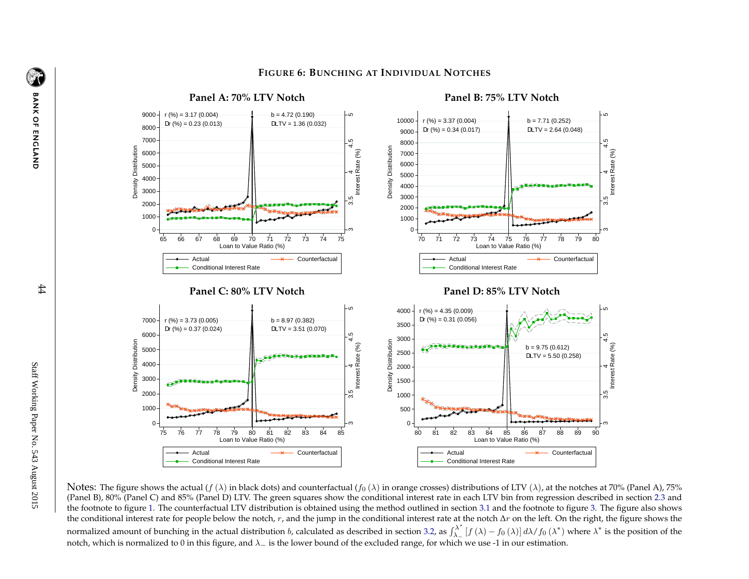**Figure 6: Bunching at Individual Notches**

**Panel A: 70% LTV Notch**

r (%) = 3.17 (0.004)
Dr (%) = 0.23 (0.013)
b = 4.72 (0.190)
DLTV = 1.36 (0.032)

**Panel B: 75% LTV Notch**

r (%) = 3.37 (0.004)
Dr (%) = 0.34 (0.017)
b = 7.71 (0.252)
DLTV = 2.64 (0.048)

**Panel C: 80% LTV Notch**

r (%) = 3.73 (0.005)
Dr (%) = 0.37 (0.024)
b = 8.97 (0.382)
DLTV = 3.51 (0.070)

**Panel D: 85% LTV Notch**

r (%) = 4.35 (0.009)
Dr (%) = 0.31 (0.056)
b = 9.75 (0.612)
DLTV = 5.50 (0.258)

Notes: The figure shows the actual ($f(\lambda)$ in black dots) and counterfactual ($f_0(\lambda)$ in orange crosses) distributions of LTV ($\lambda$), at the notches at 70% (Panel A), 75% (Panel B), 80% (Panel C) and 85% (Panel D) LTV. The green squares show the conditional interest rate in each LTV bin from regression described in section 2.3 and the footnote to figure 1. The counterfactual LTV distribution is obtained using the method outlined in section 3.1 and the footnote to figure 3. The figure also shows the conditional interest rate for people below the notch, $r$, and the jump in the conditional interest rate at the notch $\Delta r$ on the left. On the right, the figure shows the normalized amount of bunching in the actual distribution $b$, calculated as described in section 3.2, as $\int_{\lambda_-}^{\lambda^*} [f(\lambda) - f_0(\lambda)] \, d\lambda / f_0(\lambda^*)$ where $\lambda^*$ is the position of the notch, which is normalized to 0 in this figure, and $\lambda_-$ is the lower bound of the excluded range, for which we use -1 in our estimation.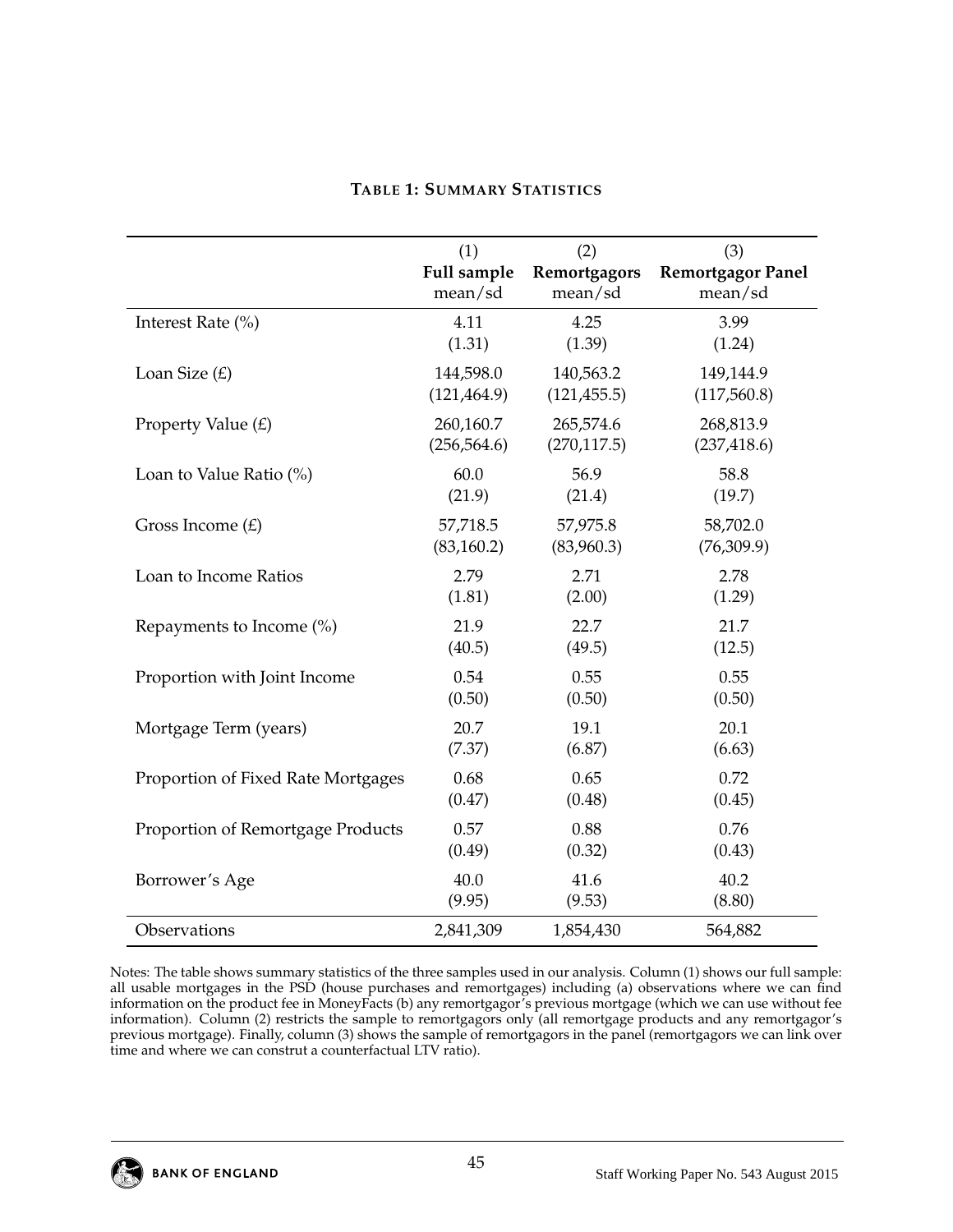**TABLE 1: SUMMARY STATISTICS**

| | (1) **Full sample** mean/sd | (2) **Remortgagors** mean/sd | (3) **Remortgagor Panel** mean/sd |
|---|---|---|---|
| Interest Rate (%) | 4.11 | 4.25 | 3.99 |
| | (1.31) | (1.39) | (1.24) |
| Loan Size (£) | 144,598.0 | 140,563.2 | 149,144.9 |
| | (121,464.9) | (121,455.5) | (117,560.8) |
| Property Value (£) | 260,160.7 | 265,574.6 | 268,813.9 |
| | (256,564.6) | (270,117.5) | (237,418.6) |
| Loan to Value Ratio (%) | 60.0 | 56.9 | 58.8 |
| | (21.9) | (21.4) | (19.7) |
| Gross Income (£) | 57,718.5 | 57,975.8 | 58,702.0 |
| | (83,160.2) | (83,960.3) | (76,309.9) |
| Loan to Income Ratios | 2.79 | 2.71 | 2.78 |
| | (1.81) | (2.00) | (1.29) |
| Repayments to Income (%) | 21.9 | 22.7 | 21.7 |
| | (40.5) | (49.5) | (12.5) |
| Proportion with Joint Income | 0.54 | 0.55 | 0.55 |
| | (0.50) | (0.50) | (0.50) |
| Mortgage Term (years) | 20.7 | 19.1 | 20.1 |
| | (7.37) | (6.87) | (6.63) |
| Proportion of Fixed Rate Mortgages | 0.68 | 0.65 | 0.72 |
| | (0.47) | (0.48) | (0.45) |
| Proportion of Remortgage Products | 0.57 | 0.88 | 0.76 |
| | (0.49) | (0.32) | (0.43) |
| Borrower's Age | 40.0 | 41.6 | 40.2 |
| | (9.95) | (9.53) | (8.80) |
| Observations | 2,841,309 | 1,854,430 | 564,882 |

Notes: The table shows summary statistics of the three samples used in our analysis. Column (1) shows our full sample: all usable mortgages in the PSD (house purchases and remortgages) including (a) observations where we can find information on the product fee in MoneyFacts (b) any remortgagor's previous mortgage (which we can use without fee information). Column (2) restricts the sample to remortgagors only (all remortgage products and any remortgagor's previous mortgage). Finally, column (3) shows the sample of remortgagors in the panel (remortgagors we can link over time and where we can construt a counterfactual LTV ratio).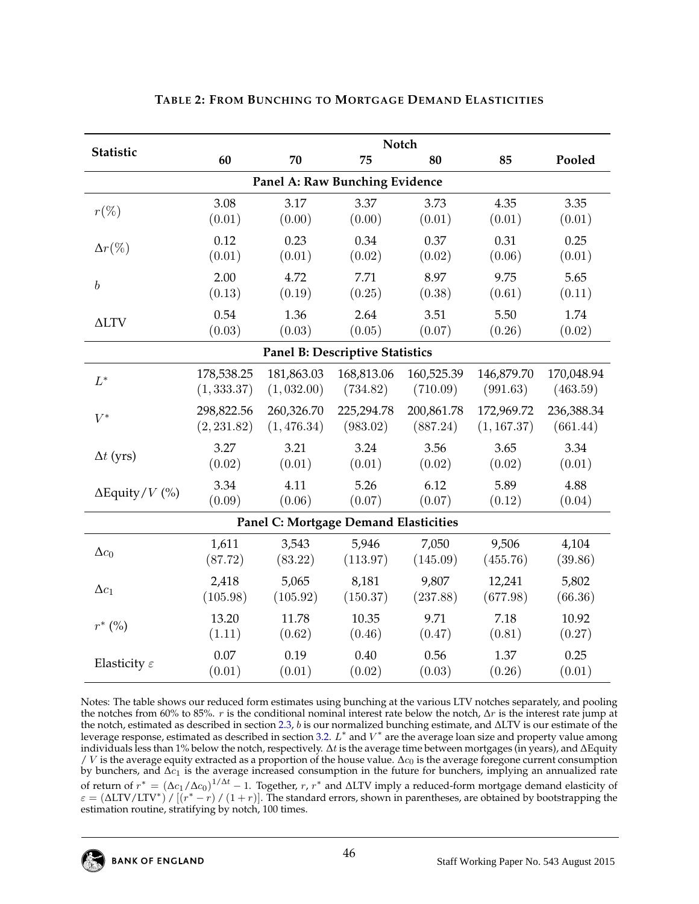**TABLE 2: FROM BUNCHING TO MORTGAGE DEMAND ELASTICITIES**

| Statistic | Notch | | | | | |
|---|---|---|---|---|---|---|
| | 60 | 70 | 75 | 80 | 85 | Pooled |
| **Panel A: Raw Bunching Evidence** | | | | | | |
| $r(\%)$ | 3.08 | 3.17 | 3.37 | 3.73 | 4.35 | 3.35 |
| | $(0.01)$ | $(0.00)$ | $(0.00)$ | $(0.01)$ | $(0.01)$ | $(0.01)$ |
| $\Delta r(\%)$ | 0.12 | 0.23 | 0.34 | 0.37 | 0.31 | 0.25 |
| | $(0.01)$ | $(0.01)$ | $(0.02)$ | $(0.02)$ | $(0.06)$ | $(0.01)$ |
| $b$ | 2.00 | 4.72 | 7.71 | 8.97 | 9.75 | 5.65 |
| | $(0.13)$ | $(0.19)$ | $(0.25)$ | $(0.38)$ | $(0.61)$ | $(0.11)$ |
| ΔLTV | 0.54 | 1.36 | 2.64 | 3.51 | 5.50 | 1.74 |
| | $(0.03)$ | $(0.03)$ | $(0.05)$ | $(0.07)$ | $(0.26)$ | $(0.02)$ |
| **Panel B: Descriptive Statistics** | | | | | | |
| $L^*$ | 178,538.25 | 181,863.03 | 168,813.06 | 160,525.39 | 146,879.70 | 170,048.94 |
| | $(1,333.37)$ | $(1,032.00)$ | $(734.82)$ | $(710.09)$ | $(991.63)$ | $(463.59)$ |
| $V^*$ | 298,822.56 | 260,326.70 | 225,294.78 | 200,861.78 | 172,969.72 | 236,388.34 |
| | $(2,231.82)$ | $(1,476.34)$ | $(983.02)$ | $(887.24)$ | $(1,167.37)$ | $(661.44)$ |
| $\Delta t$ (yrs) | 3.27 | 3.21 | 3.24 | 3.56 | 3.65 | 3.34 |
| | $(0.02)$ | $(0.01)$ | $(0.01)$ | $(0.02)$ | $(0.02)$ | $(0.01)$ |
| ΔEquity/$V$ (%) | 3.34 | 4.11 | 5.26 | 6.12 | 5.89 | 4.88 |
| | $(0.09)$ | $(0.06)$ | $(0.07)$ | $(0.07)$ | $(0.12)$ | $(0.04)$ |
| **Panel C: Mortgage Demand Elasticities** | | | | | | |
| $\Delta c_0$ | 1,611 | 3,543 | 5,946 | 7,050 | 9,506 | 4,104 |
| | $(87.72)$ | $(83.22)$ | $(113.97)$ | $(145.09)$ | $(455.76)$ | $(39.86)$ |
| $\Delta c_1$ | 2,418 | 5,065 | 8,181 | 9,807 | 12,241 | 5,802 |
| | $(105.98)$ | $(105.92)$ | $(150.37)$ | $(237.88)$ | $(677.98)$ | $(66.36)$ |
| $r^*$ (%) | 13.20 | 11.78 | 10.35 | 9.71 | 7.18 | 10.92 |
| | $(1.11)$ | $(0.62)$ | $(0.46)$ | $(0.47)$ | $(0.81)$ | $(0.27)$ |
| Elasticity $\varepsilon$ | 0.07 | 0.19 | 0.40 | 0.56 | 1.37 | 0.25 |
| | $(0.01)$ | $(0.01)$ | $(0.02)$ | $(0.03)$ | $(0.26)$ | $(0.01)$ |

Notes: The table shows our reduced form estimates using bunching at the various LTV notches separately, and pooling the notches from 60% to 85%. $r$ is the conditional nominal interest rate below the notch, $\Delta r$ is the interest rate jump at the notch, estimated as described in section 2.3, $b$ is our normalized bunching estimate, and ΔLTV is our estimate of the leverage response, estimated as described in section 3.2. $L^*$ and $V^*$ are the average loan size and property value among individuals less than 1% below the notch, respectively. $\Delta t$ is the average time between mortgages (in years), and ΔEquity / $V$ is the average equity extracted as a proportion of the house value. $\Delta c_0$ is the average foregone current consumption by bunchers, and $\Delta c_1$ is the average increased consumption in the future for bunchers, implying an annualized rate of return of $r^* = (\Delta c_1 / \Delta c_0)^{1/\Delta t} - 1$. Together, $r$, $r^*$ and ΔLTV imply a reduced-form mortgage demand elasticity of $\varepsilon = (\Delta \text{LTV}/\text{LTV}^*) / [(r^* - r) / (1+r)]$. The standard errors, shown in parentheses, are obtained by bootstrapping the estimation routine, stratifying by notch, 100 times.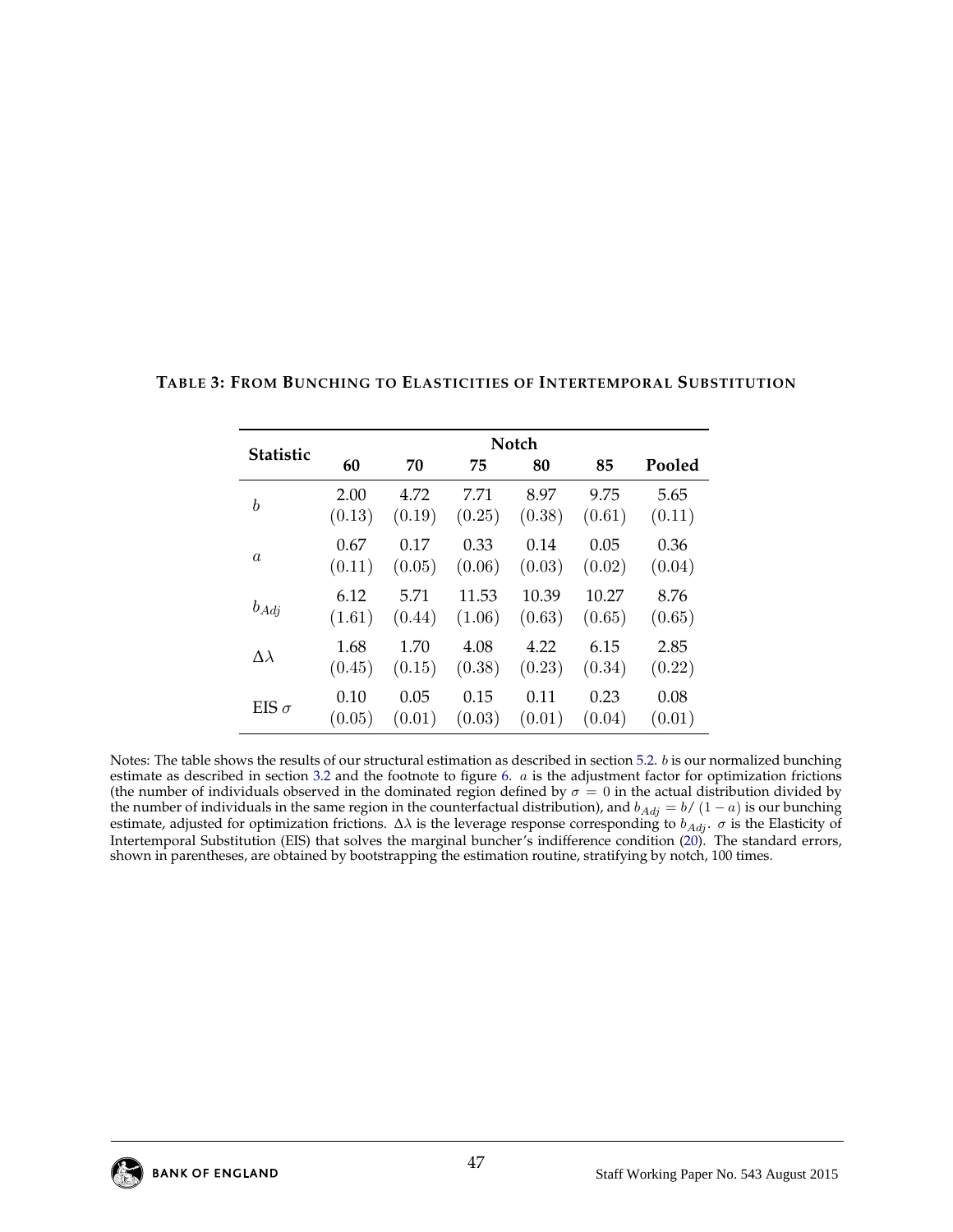**TABLE 3: FROM BUNCHING TO ELASTICITIES OF INTERTEMPORAL SUBSTITUTION**

| Statistic | Notch | | | | | |
|---|---|---|---|---|---|---|
| | **60** | **70** | **75** | **80** | **85** | **Pooled** |
| $b$ | 2.00 | 4.72 | 7.71 | 8.97 | 9.75 | 5.65 |
| | $(0.13)$ | $(0.19)$ | $(0.25)$ | $(0.38)$ | $(0.61)$ | $(0.11)$ |
| $a$ | 0.67 | 0.17 | 0.33 | 0.14 | 0.05 | 0.36 |
| | $(0.11)$ | $(0.05)$ | $(0.06)$ | $(0.03)$ | $(0.02)$ | $(0.04)$ |
| $b_{Adj}$ | 6.12 | 5.71 | 11.53 | 10.39 | 10.27 | 8.76 |
| | $(1.61)$ | $(0.44)$ | $(1.06)$ | $(0.63)$ | $(0.65)$ | $(0.65)$ |
| $\Delta\lambda$ | 1.68 | 1.70 | 4.08 | 4.22 | 6.15 | 2.85 |
| | $(0.45)$ | $(0.15)$ | $(0.38)$ | $(0.23)$ | $(0.34)$ | $(0.22)$ |
| EIS $\sigma$ | 0.10 | 0.05 | 0.15 | 0.11 | 0.23 | 0.08 |
| | $(0.05)$ | $(0.01)$ | $(0.03)$ | $(0.01)$ | $(0.04)$ | $(0.01)$ |

Notes: The table shows the results of our structural estimation as described in section 5.2. $b$ is our normalized bunching estimate as described in section 3.2 and the footnote to figure 6. $a$ is the adjustment factor for optimization frictions (the number of individuals observed in the dominated region defined by $\sigma = 0$ in the actual distribution divided by the number of individuals in the same region in the counterfactual distribution), and $b_{Adj} = b/(1-a)$ is our bunching estimate, adjusted for optimization frictions. $\Delta\lambda$ is the leverage response corresponding to $b_{Adj}$. $\sigma$ is the Elasticity of Intertemporal Substitution (EIS) that solves the marginal buncher's indifference condition (20). The standard errors, shown in parentheses, are obtained by bootstrapping the estimation routine, stratifying by notch, 100 times.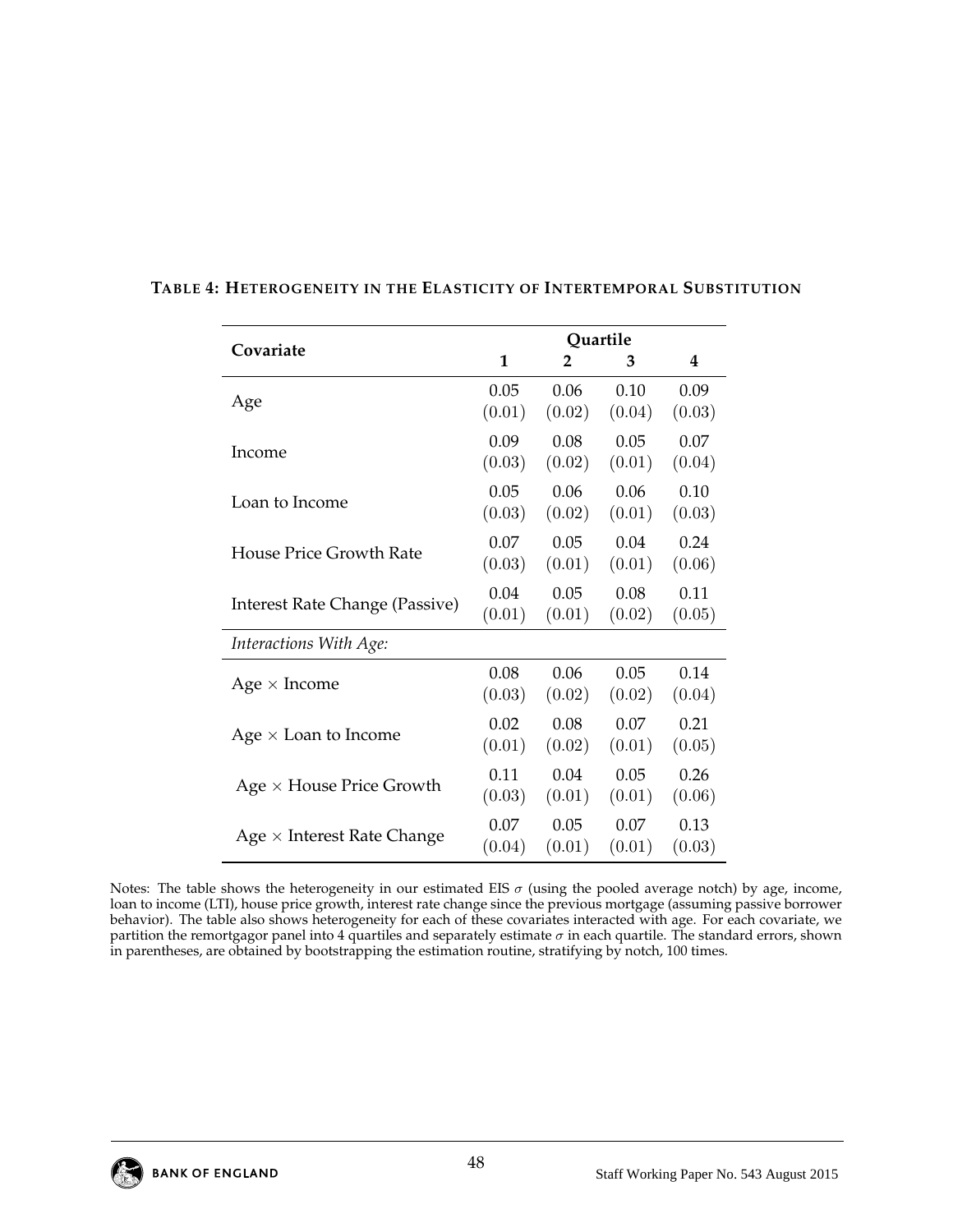**TABLE 4: HETEROGENEITY IN THE ELASTICITY OF INTERTEMPORAL SUBSTITUTION**

| Covariate | Quartile | | | |
|---|---|---|---|---|
| | **1** | **2** | **3** | **4** |
| Age | 0.05 | 0.06 | 0.10 | 0.09 |
| | (0.01) | (0.02) | (0.04) | (0.03) |
| Income | 0.09 | 0.08 | 0.05 | 0.07 |
| | (0.03) | (0.02) | (0.01) | (0.04) |
| Loan to Income | 0.05 | 0.06 | 0.06 | 0.10 |
| | (0.03) | (0.02) | (0.01) | (0.03) |
| House Price Growth Rate | 0.07 | 0.05 | 0.04 | 0.24 |
| | (0.03) | (0.01) | (0.01) | (0.06) |
| Interest Rate Change (Passive) | 0.04 | 0.05 | 0.08 | 0.11 |
| | (0.01) | (0.01) | (0.02) | (0.05) |
| *Interactions With Age:* | | | | |
| Age $\times$ Income | 0.08 | 0.06 | 0.05 | 0.14 |
| | (0.03) | (0.02) | (0.02) | (0.04) |
| Age $\times$ Loan to Income | 0.02 | 0.08 | 0.07 | 0.21 |
| | (0.01) | (0.02) | (0.01) | (0.05) |
| Age $\times$ House Price Growth | 0.11 | 0.04 | 0.05 | 0.26 |
| | (0.03) | (0.01) | (0.01) | (0.06) |
| Age $\times$ Interest Rate Change | 0.07 | 0.05 | 0.07 | 0.13 |
| | (0.04) | (0.01) | (0.01) | (0.03) |

Notes: The table shows the heterogeneity in our estimated EIS $\sigma$ (using the pooled average notch) by age, income, loan to income (LTI), house price growth, interest rate change since the previous mortgage (assuming passive borrower behavior). The table also shows heterogeneity for each of these covariates interacted with age. For each covariate, we partition the remortgagor panel into 4 quartiles and separately estimate $\sigma$ in each quartile. The standard errors, shown in parentheses, are obtained by bootstrapping the estimation routine, stratifying by notch, 100 times.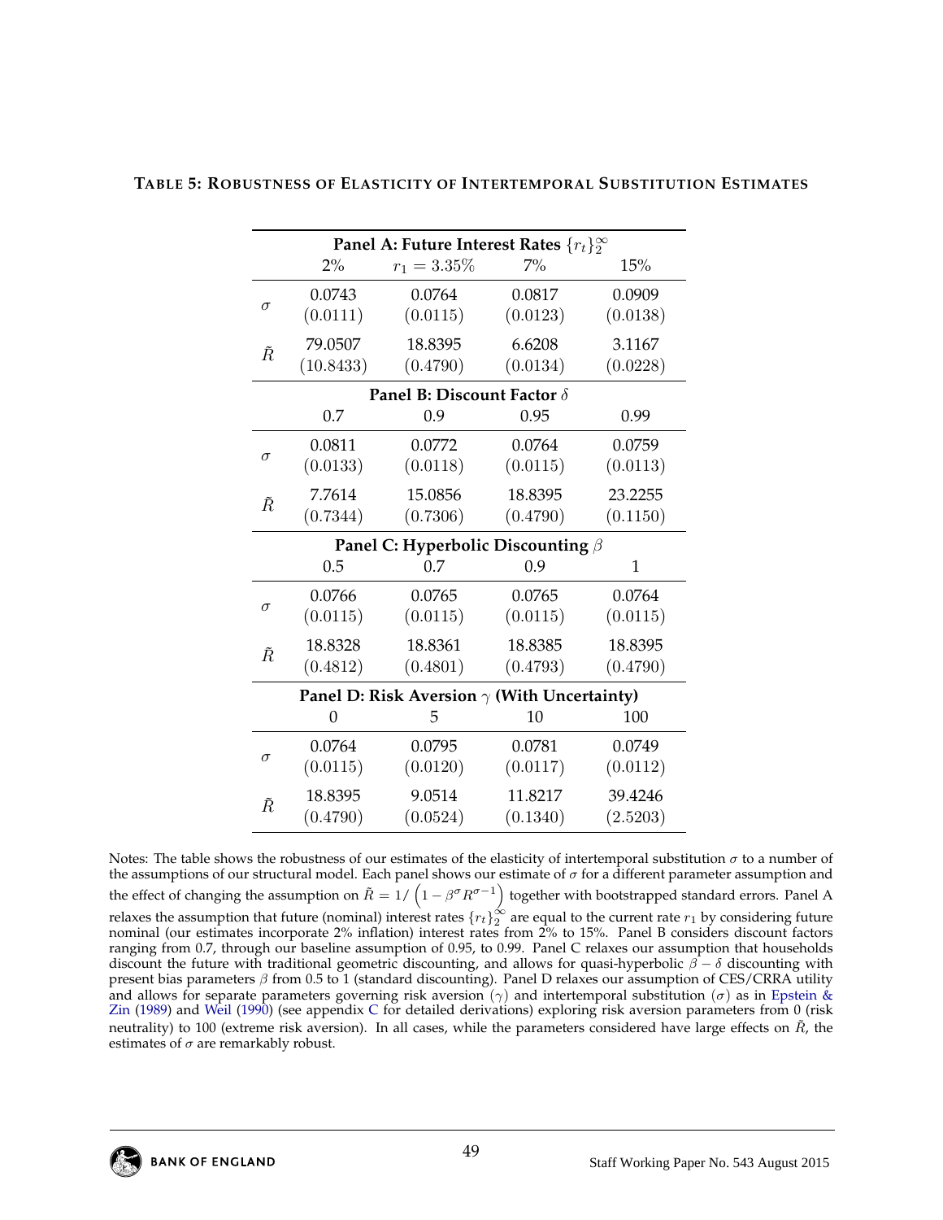**TABLE 5: ROBUSTNESS OF ELASTICITY OF INTERTEMPORAL SUBSTITUTION ESTIMATES**

| | **Panel A: Future Interest Rates $\{r_t\}_2^\infty$** | | | |
|---|---|---|---|---|
| | 2% | $r_1 = 3.35\%$ | 7% | 15% |
| $\sigma$ | 0.0743 | 0.0764 | 0.0817 | 0.0909 |
| | (0.0111) | (0.0115) | (0.0123) | (0.0138) |
| $\tilde{R}$ | 79.0507 | 18.8395 | 6.6208 | 3.1167 |
| | (10.8433) | (0.4790) | (0.0134) | (0.0228) |
| | **Panel B: Discount Factor $\delta$** | | | |
| | 0.7 | 0.9 | 0.95 | 0.99 |
| $\sigma$ | 0.0811 | 0.0772 | 0.0764 | 0.0759 |
| | (0.0133) | (0.0118) | (0.0115) | (0.0113) |
| $\tilde{R}$ | 7.7614 | 15.0856 | 18.8395 | 23.2255 |
| | (0.7344) | (0.7306) | (0.4790) | (0.1150) |
| | **Panel C: Hyperbolic Discounting $\beta$** | | | |
| | 0.5 | 0.7 | 0.9 | 1 |
| $\sigma$ | 0.0766 | 0.0765 | 0.0765 | 0.0764 |
| | (0.0115) | (0.0115) | (0.0115) | (0.0115) |
| $\tilde{R}$ | 18.8328 | 18.8361 | 18.8385 | 18.8395 |
| | (0.4812) | (0.4801) | (0.4793) | (0.4790) |
| | **Panel D: Risk Aversion $\gamma$ (With Uncertainty)** | | | |
| | 0 | 5 | 10 | 100 |
| $\sigma$ | 0.0764 | 0.0795 | 0.0781 | 0.0749 |
| | (0.0115) | (0.0120) | (0.0117) | (0.0112) |
| $\tilde{R}$ | 18.8395 | 9.0514 | 11.8217 | 39.4246 |
| | (0.4790) | (0.0524) | (0.1340) | (2.5203) |

Notes: The table shows the robustness of our estimates of the elasticity of intertemporal substitution $\sigma$ to a number of the assumptions of our structural model. Each panel shows our estimate of $\sigma$ for a different parameter assumption and the effect of changing the assumption on $\tilde{R} = 1/\left(1 - \beta^\sigma R^{\sigma-1}\right)$ together with bootstrapped standard errors. Panel A relaxes the assumption that future (nominal) interest rates $\{r_t\}_2^\infty$ are equal to the current rate $r_1$ by considering future nominal (our estimates incorporate 2% inflation) interest rates from 2% to 15%. Panel B considers discount factors ranging from 0.7, through our baseline assumption of 0.95, to 0.99. Panel C relaxes our assumption that households discount the future with traditional geometric discounting, and allows for quasi-hyperbolic $\beta - \delta$ discounting with present bias parameters $\beta$ from 0.5 to 1 (standard discounting). Panel D relaxes our assumption of CES/CRRA utility and allows for separate parameters governing risk aversion ($\gamma$) and intertemporal substitution ($\sigma$) as in Epstein & Zin (1989) and Weil (1990) (see appendix C for detailed derivations) exploring risk aversion parameters from 0 (risk neutrality) to 100 (extreme risk aversion). In all cases, while the parameters considered have large effects on $\tilde{R}$, the estimates of $\sigma$ are remarkably robust.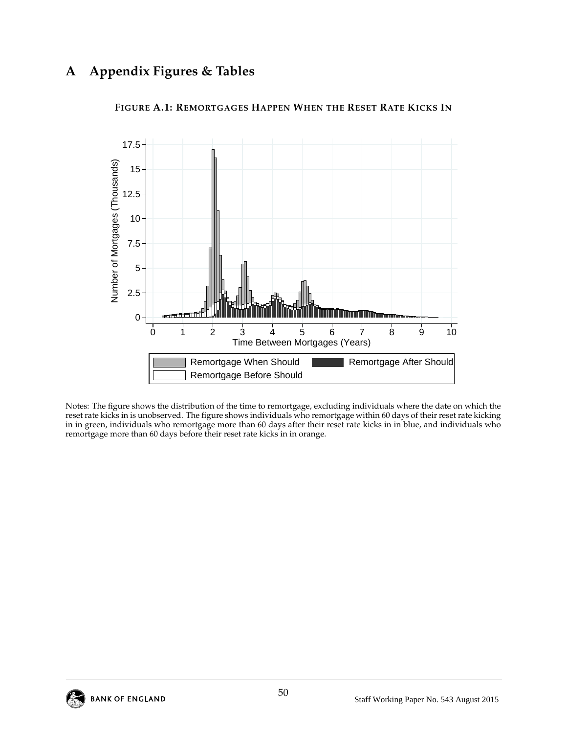# A Appendix Figures & Tables

**FIGURE A.1: REMORTGAGES HAPPEN WHEN THE RESET RATE KICKS IN**

Notes: The figure shows the distribution of the time to remortgage, excluding individuals where the date on which the reset rate kicks in is unobserved. The figure shows individuals who remortgage within 60 days of their reset rate kicking in in green, individuals who remortgage more than 60 days after their reset rate kicks in in blue, and individuals who remortgage more than 60 days before their reset rate kicks in in orange.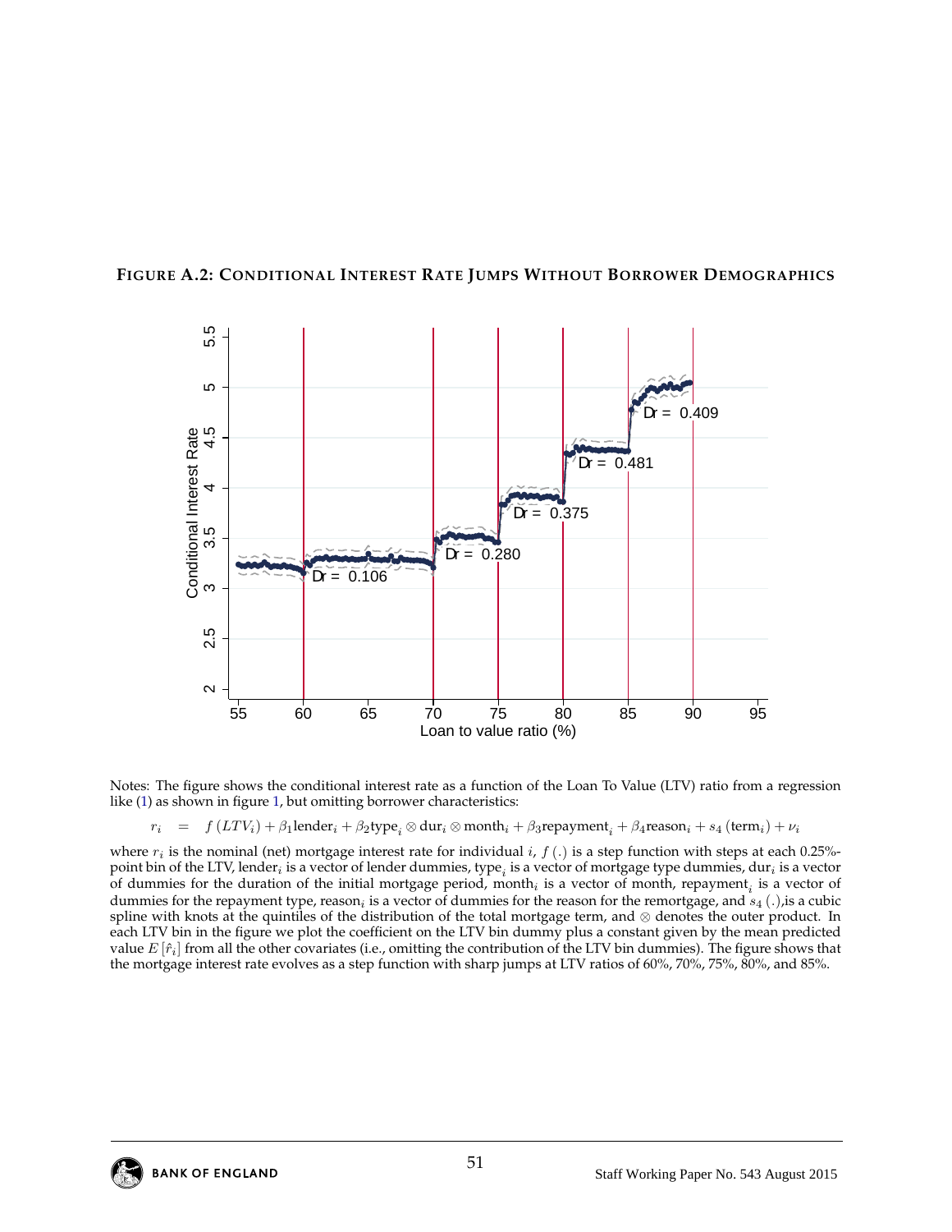**FIGURE A.2: CONDITIONAL INTEREST RATE JUMPS WITHOUT BORROWER DEMOGRAPHICS**

Notes: The figure shows the conditional interest rate as a function of the Loan To Value (LTV) ratio from a regression like (1) as shown in figure 1, but omitting borrower characteristics:

$$r_i = f(LTV_i) + \beta_1 \text{lender}_i + \beta_2 \text{type}_i \otimes \text{dur}_i \otimes \text{month}_i + \beta_3 \text{repayment}_i + \beta_4 \text{reason}_i + s_4(\text{term}_i) + \nu_i$$

where $r_i$ is the nominal (net) mortgage interest rate for individual $i$, $f(.)$ is a step function with steps at each 0.25%-point bin of the LTV, lender$_i$ is a vector of lender dummies, type$_i$ is a vector of mortgage type dummies, dur$_i$ is a vector of dummies for the duration of the initial mortgage period, month$_i$ is a vector of month, repayment$_i$ is a vector of dummies for the repayment type, reason$_i$ is a vector of dummies for the reason for the remortgage, and $s_4(.)$,is a cubic spline with knots at the quintiles of the distribution of the total mortgage term, and $\otimes$ denotes the outer product. In each LTV bin in the figure we plot the coefficient on the LTV bin dummy plus a constant given by the mean predicted value $E[\hat{r}_i]$ from all the other covariates (i.e., omitting the contribution of the LTV bin dummies). The figure shows that the mortgage interest rate evolves as a step function with sharp jumps at LTV ratios of 60%, 70%, 75%, 80%, and 85%.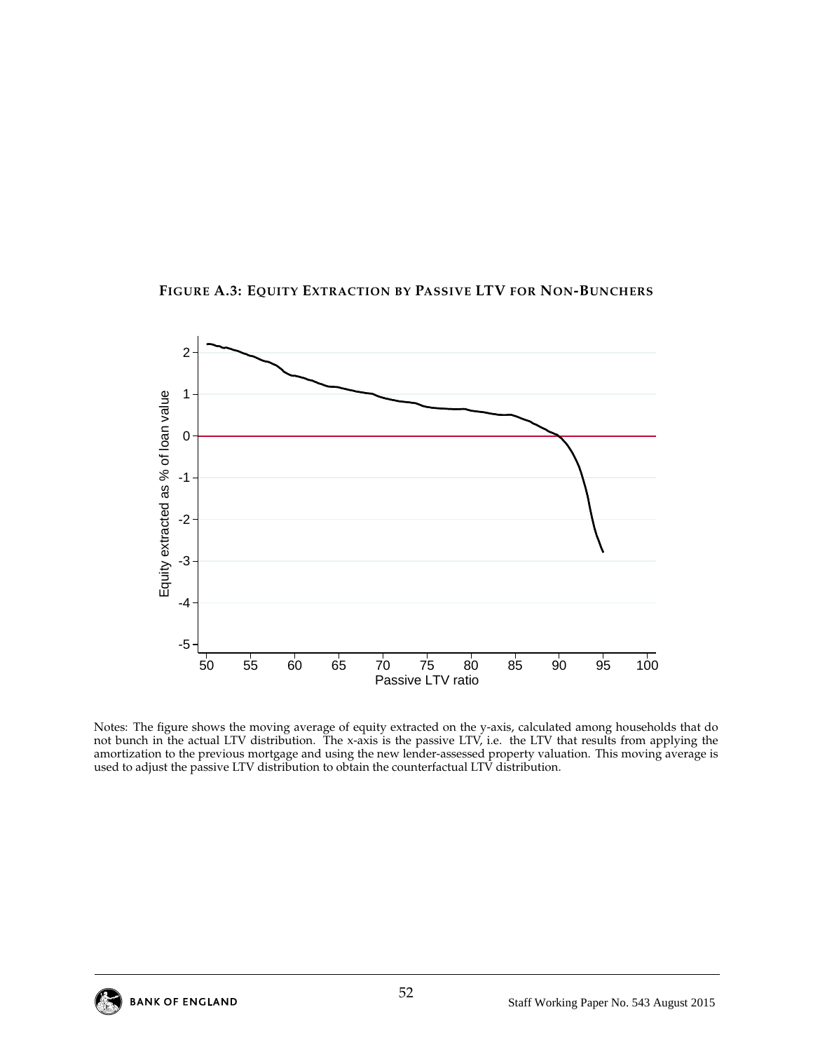**FIGURE A.3: EQUITY EXTRACTION BY PASSIVE LTV FOR NON-BUNCHERS**

Notes: The figure shows the moving average of equity extracted on the y-axis, calculated among households that do not bunch in the actual LTV distribution. The x-axis is the passive LTV, i.e. the LTV that results from applying the amortization to the previous mortgage and using the new lender-assessed property valuation. This moving average is used to adjust the passive LTV distribution to obtain the counterfactual LTV distribution.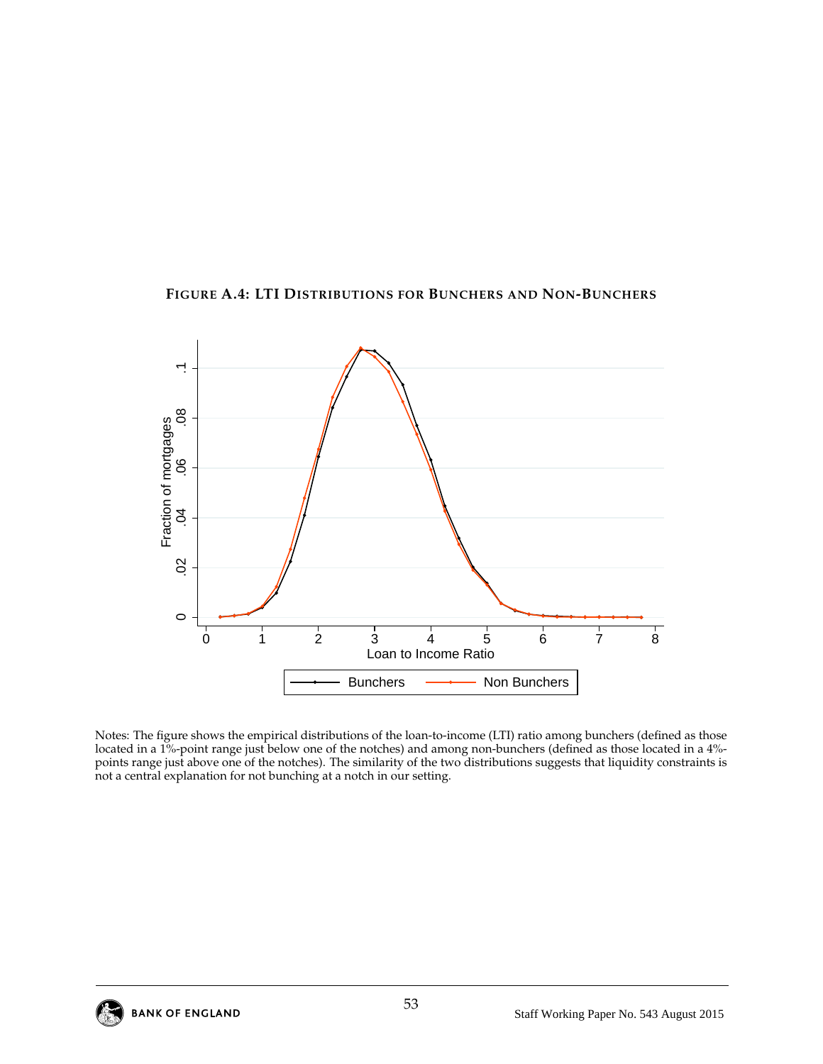**FIGURE A.4: LTI DISTRIBUTIONS FOR BUNCHERS AND NON-BUNCHERS**

Notes: The figure shows the empirical distributions of the loan-to-income (LTI) ratio among bunchers (defined as those located in a 1%-point range just below one of the notches) and among non-bunchers (defined as those located in a 4%-points range just above one of the notches). The similarity of the two distributions suggests that liquidity constraints is not a central explanation for not bunching at a notch in our setting.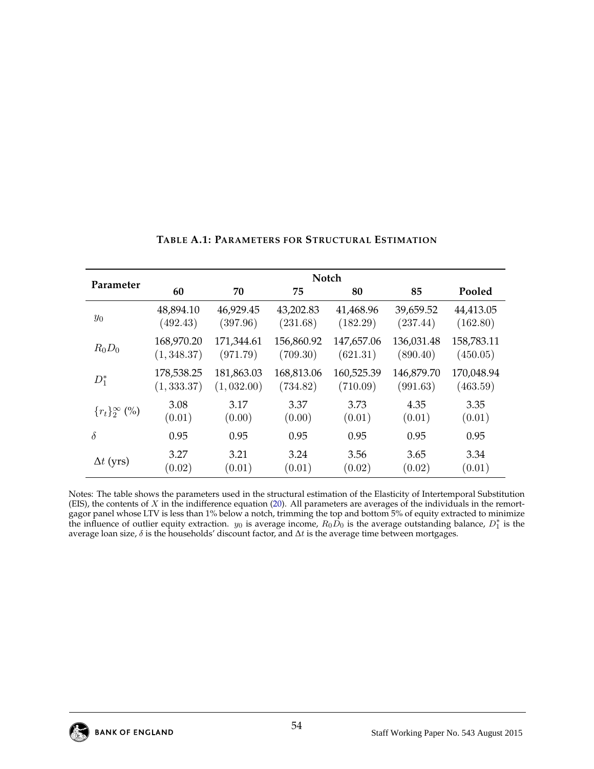**TABLE A.1: PARAMETERS FOR STRUCTURAL ESTIMATION**

| Parameter | Notch | | | | | |
|---|---|---|---|---|---|---|
| | **60** | **70** | **75** | **80** | **85** | **Pooled** |
| $y_0$ | 48,894.10 | 46,929.45 | 43,202.83 | 41,468.96 | 39,659.52 | 44,413.05 |
| | $(492.43)$ | $(397.96)$ | $(231.68)$ | $(182.29)$ | $(237.44)$ | $(162.80)$ |
| $R_0 D_0$ | 168,970.20 | 171,344.61 | 156,860.92 | 147,657.06 | 136,031.48 | 158,783.11 |
| | $(1,348.37)$ | $(971.79)$ | $(709.30)$ | $(621.31)$ | $(890.40)$ | $(450.05)$ |
| $D_1^*$ | 178,538.25 | 181,863.03 | 168,813.06 | 160,525.39 | 146,879.70 | 170,048.94 |
| | $(1,333.37)$ | $(1,032.00)$ | $(734.82)$ | $(710.09)$ | $(991.63)$ | $(463.59)$ |
| $\{r_t\}_2^\infty$ (%) | 3.08 | 3.17 | 3.37 | 3.73 | 4.35 | 3.35 |
| | $(0.01)$ | $(0.00)$ | $(0.00)$ | $(0.01)$ | $(0.01)$ | $(0.01)$ |
| $\delta$ | 0.95 | 0.95 | 0.95 | 0.95 | 0.95 | 0.95 |
| $\Delta t$ (yrs) | 3.27 | 3.21 | 3.24 | 3.56 | 3.65 | 3.34 |
| | $(0.02)$ | $(0.01)$ | $(0.01)$ | $(0.02)$ | $(0.02)$ | $(0.01)$ |

Notes: The table shows the parameters used in the structural estimation of the Elasticity of Intertemporal Substitution (EIS), the contents of $X$ in the indifference equation (20). All parameters are averages of the individuals in the remortgagor panel whose LTV is less than 1% below a notch, trimming the top and bottom 5% of equity extracted to minimize the influence of outlier equity extraction. $y_0$ is average income, $R_0 D_0$ is the average outstanding balance, $D_1^*$ is the average loan size, $\delta$ is the households' discount factor, and $\Delta t$ is the average time between mortgages.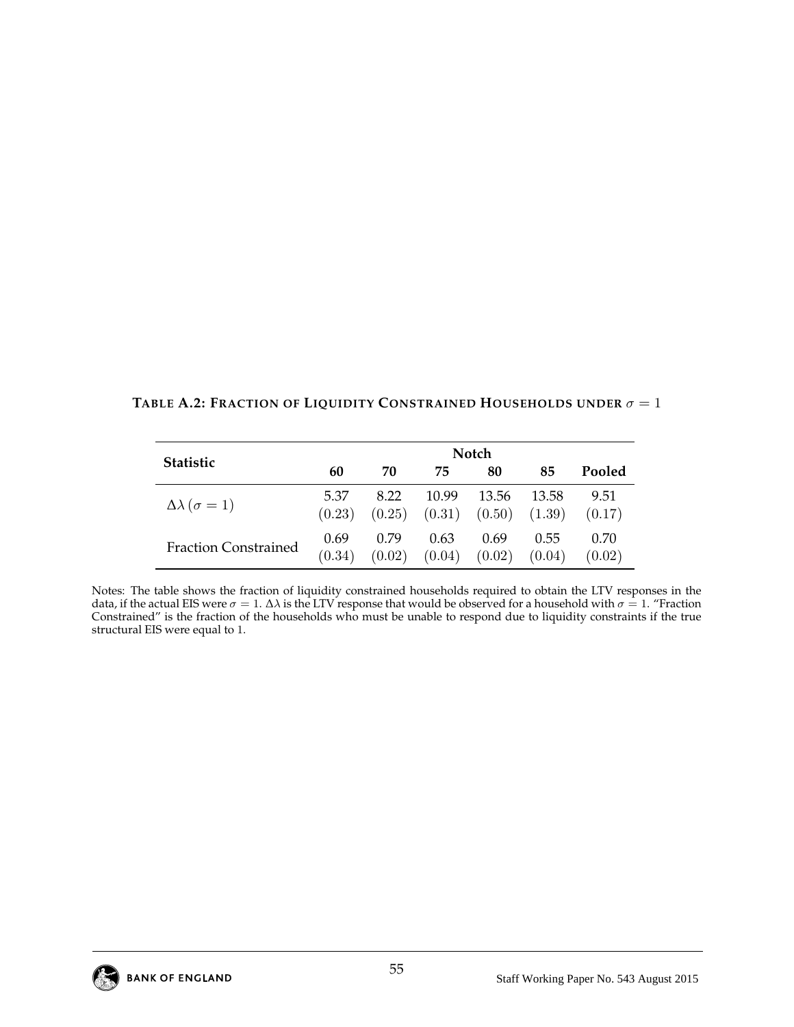**TABLE A.2: FRACTION OF LIQUIDITY CONSTRAINED HOUSEHOLDS UNDER $\sigma = 1$**

| Statistic | Notch | | | | | |
|---|---|---|---|---|---|---|
| | **60** | **70** | **75** | **80** | **85** | **Pooled** |
| $\Delta\lambda\,(\sigma = 1)$ | 5.37 | 8.22 | 10.99 | 13.56 | 13.58 | 9.51 |
| | $(0.23)$ | $(0.25)$ | $(0.31)$ | $(0.50)$ | $(1.39)$ | $(0.17)$ |
| Fraction Constrained | 0.69 | 0.79 | 0.63 | 0.69 | 0.55 | 0.70 |
| | $(0.34)$ | $(0.02)$ | $(0.04)$ | $(0.02)$ | $(0.04)$ | $(0.02)$ |

Notes: The table shows the fraction of liquidity constrained households required to obtain the LTV responses in the data, if the actual EIS were $\sigma = 1$. $\Delta\lambda$ is the LTV response that would be observed for a household with $\sigma = 1$. "Fraction Constrained" is the fraction of the households who must be unable to respond due to liquidity constraints if the true structural EIS were equal to 1.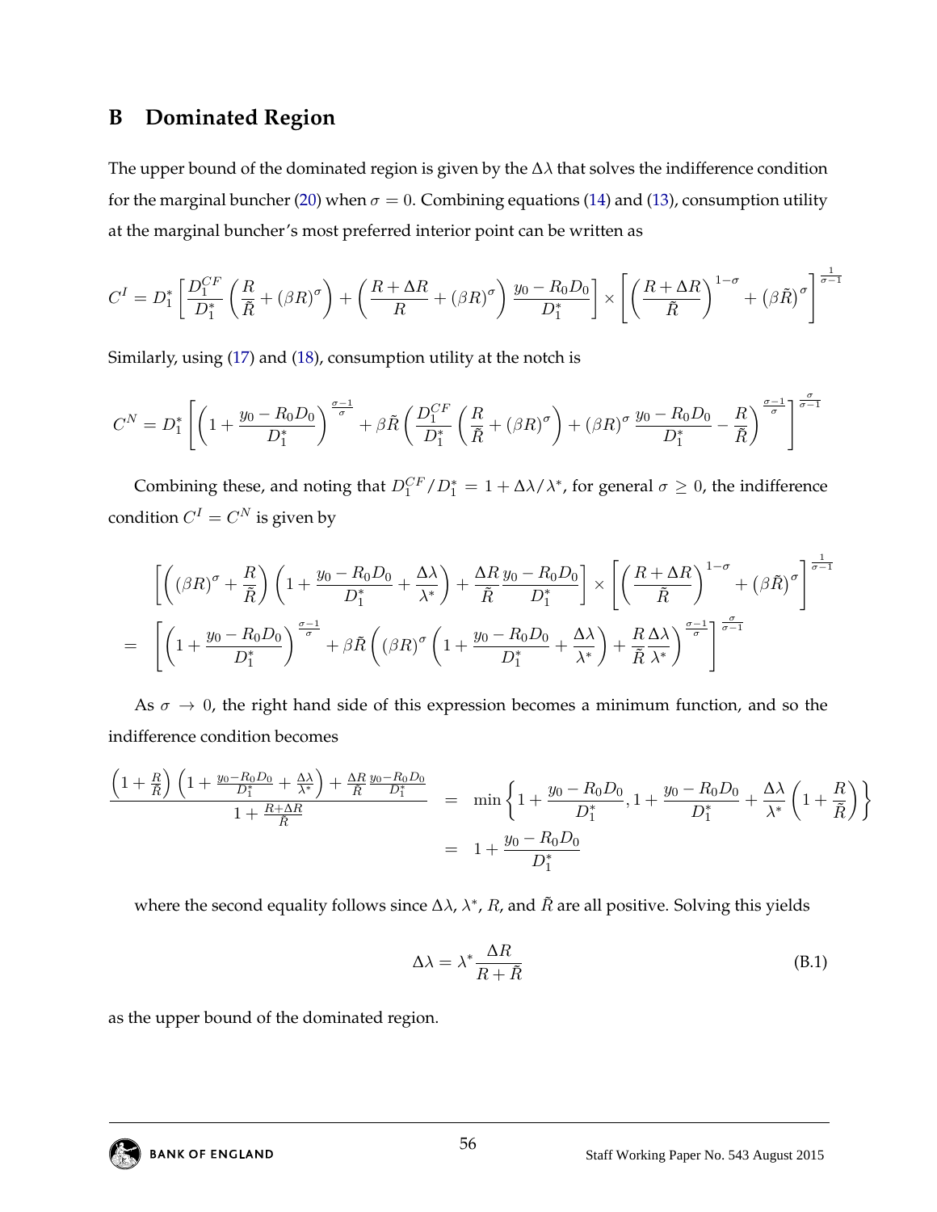# B Dominated Region

The upper bound of the dominated region is given by the $\Delta\lambda$ that solves the indifference condition for the marginal buncher (20) when $\sigma = 0$. Combining equations (14) and (13), consumption utility at the marginal buncher's most preferred interior point can be written as

$$C^I = D_1^* \left[ \frac{D_1^{CF}}{D_1^*} \left( \frac{R}{\tilde{R}} + (\beta R)^\sigma \right) + \left( \frac{R + \Delta R}{R} + (\beta R)^\sigma \right) \frac{y_0 - R_0 D_0}{D_1^*} \right] \times \left[ \left( \frac{R + \Delta R}{\tilde{R}} \right)^{1-\sigma} + (\beta \tilde{R})^\sigma \right]^{\frac{1}{\sigma - 1}}$$

Similarly, using (17) and (18), consumption utility at the notch is

$$C^N = D_1^* \left[ \left( 1 + \frac{y_0 - R_0 D_0}{D_1^*} \right)^{\frac{\sigma-1}{\sigma}} + \beta \tilde{R} \left( \frac{D_1^{CF}}{D_1^*} \left( \frac{R}{\tilde{R}} + (\beta R)^\sigma \right) + (\beta R)^\sigma \frac{y_0 - R_0 D_0}{D_1^*} - \frac{R}{\tilde{R}} \right)^{\frac{\sigma-1}{\sigma}} \right]^{\frac{\sigma}{\sigma-1}}$$

Combining these, and noting that $D_1^{CF}/D_1^* = 1 + \Delta\lambda/\lambda^*$, for general $\sigma \geq 0$, the indifference condition $C^I = C^N$ is given by

$$\begin{aligned} &\left[ \left( (\beta R)^\sigma + \frac{R}{\tilde{R}} \right) \left( 1 + \frac{y_0 - R_0 D_0}{D_1^*} + \frac{\Delta\lambda}{\lambda^*} \right) + \frac{\Delta R}{\tilde{R}} \frac{y_0 - R_0 D_0}{D_1^*} \right] \times \left[ \left( \frac{R + \Delta R}{\tilde{R}} \right)^{1-\sigma} + (\beta \tilde{R})^\sigma \right]^{\frac{1}{\sigma-1}} \\ = &\left[ \left( 1 + \frac{y_0 - R_0 D_0}{D_1^*} \right)^{\frac{\sigma-1}{\sigma}} + \beta \tilde{R} \left( (\beta R)^\sigma \left( 1 + \frac{y_0 - R_0 D_0}{D_1^*} + \frac{\Delta\lambda}{\lambda^*} \right) + \frac{R}{\tilde{R}} \frac{\Delta\lambda}{\lambda^*} \right)^{\frac{\sigma-1}{\sigma}} \right]^{\frac{\sigma}{\sigma-1}} \end{aligned}$$

As $\sigma \to 0$, the right hand side of this expression becomes a minimum function, and so the indifference condition becomes

$$\begin{aligned} \frac{\left( 1 + \frac{R}{\tilde{R}} \right) \left( 1 + \frac{y_0 - R_0 D_0}{D_1^*} + \frac{\Delta\lambda}{\lambda^*} \right) + \frac{\Delta R}{\tilde{R}} \frac{y_0 - R_0 D_0}{D_1^*}}{1 + \frac{R + \Delta R}{\tilde{R}}} &= \min \left\{ 1 + \frac{y_0 - R_0 D_0}{D_1^*}, 1 + \frac{y_0 - R_0 D_0}{D_1^*} + \frac{\Delta\lambda}{\lambda^*} \left( 1 + \frac{R}{\tilde{R}} \right) \right\} \\ &= 1 + \frac{y_0 - R_0 D_0}{D_1^*} \end{aligned}$$

where the second equality follows since $\Delta\lambda$, $\lambda^*$, $R$, and $\tilde{R}$ are all positive. Solving this yields

$$\Delta\lambda = \lambda^* \frac{\Delta R}{R + \tilde{R}} \tag{B.1}$$

as the upper bound of the dominated region.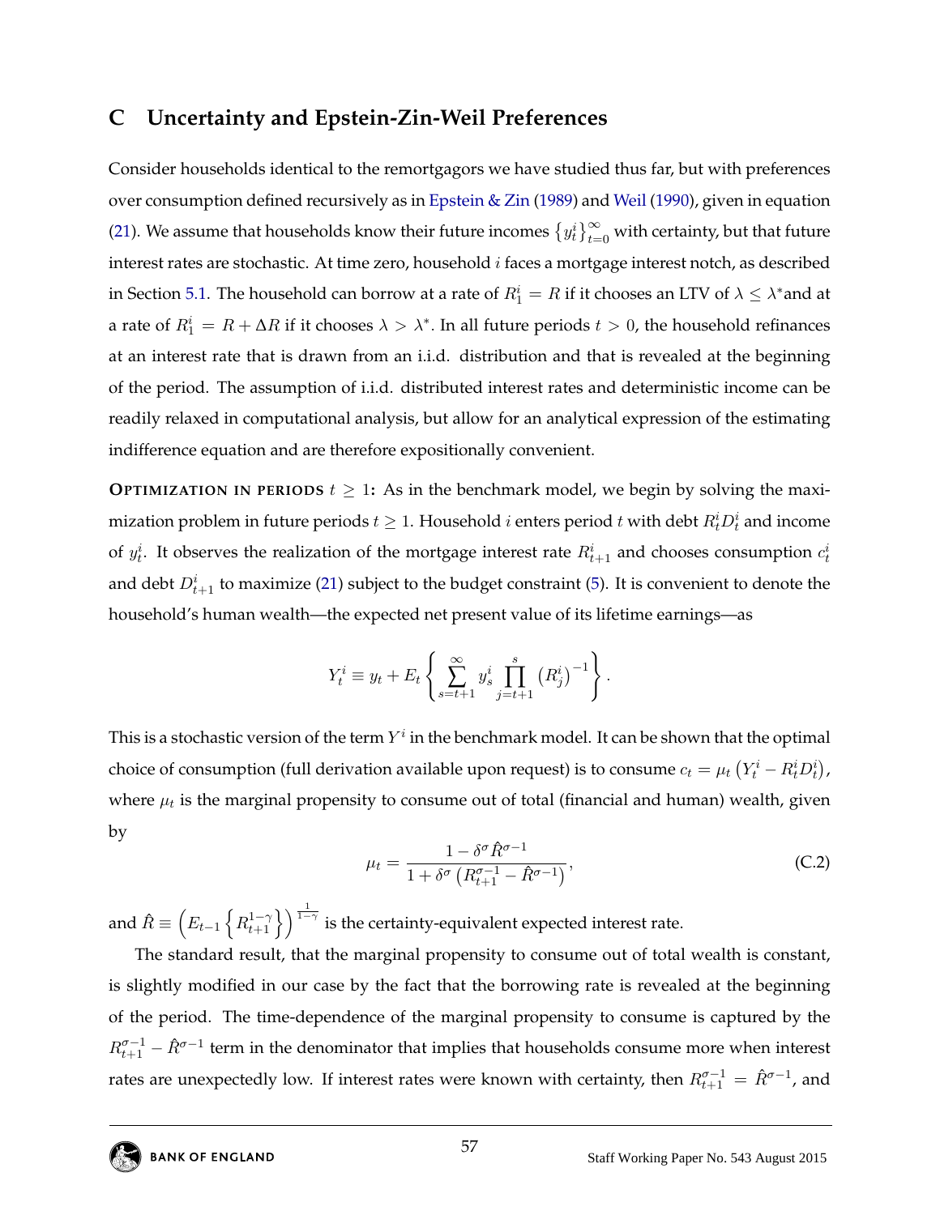## C Uncertainty and Epstein-Zin-Weil Preferences

Consider households identical to the remortgagors we have studied thus far, but with preferences over consumption defined recursively as in Epstein & Zin (1989) and Weil (1990), given in equation (21). We assume that households know their future incomes $\{y_t^i\}_{t=0}^{\infty}$ with certainty, but that future interest rates are stochastic. At time zero, household $i$ faces a mortgage interest notch, as described in Section 5.1. The household can borrow at a rate of $R_1^i = R$ if it chooses an LTV of $\lambda \leq \lambda^*$and at a rate of $R_1^i = R + \Delta R$ if it chooses $\lambda > \lambda^*$. In all future periods $t > 0$, the household refinances at an interest rate that is drawn from an i.i.d. distribution and that is revealed at the beginning of the period. The assumption of i.i.d. distributed interest rates and deterministic income can be readily relaxed in computational analysis, but allow for an analytical expression of the estimating indifference equation and are therefore expositionally convenient.

**OPTIMIZATION IN PERIODS $t \geq 1$:** As in the benchmark model, we begin by solving the maximization problem in future periods $t \geq 1$. Household $i$ enters period $t$ with debt $R_t^i D_t^i$ and income of $y_t^i$. It observes the realization of the mortgage interest rate $R_{t+1}^i$ and chooses consumption $c_t^i$ and debt $D_{t+1}^i$ to maximize (21) subject to the budget constraint (5). It is convenient to denote the household's human wealth—the expected net present value of its lifetime earnings—as

$$Y_t^i \equiv y_t + E_t \left\{ \sum_{s=t+1}^{\infty} y_s^i \prod_{j=t+1}^{s} \left(R_j^i\right)^{-1} \right\}.$$

This is a stochastic version of the term $Y^i$ in the benchmark model. It can be shown that the optimal choice of consumption (full derivation available upon request) is to consume $c_t = \mu_t \left(Y_t^i - R_t^i D_t^i\right)$, where $\mu_t$ is the marginal propensity to consume out of total (financial and human) wealth, given by

$$\mu_t = \frac{1 - \delta^\sigma \hat{R}^{\sigma-1}}{1 + \delta^\sigma \left(R_{t+1}^{\sigma-1} - \hat{R}^{\sigma-1}\right)}, \tag{C.2}$$

and $\hat{R} \equiv \left(E_{t-1}\left\{R_{t+1}^{1-\gamma}\right\}\right)^{\frac{1}{1-\gamma}}$ is the certainty-equivalent expected interest rate.

The standard result, that the marginal propensity to consume out of total wealth is constant, is slightly modified in our case by the fact that the borrowing rate is revealed at the beginning of the period. The time-dependence of the marginal propensity to consume is captured by the $R_{t+1}^{\sigma-1} - \hat{R}^{\sigma-1}$ term in the denominator that implies that households consume more when interest rates are unexpectedly low. If interest rates were known with certainty, then $R_{t+1}^{\sigma-1} = \hat{R}^{\sigma-1}$, and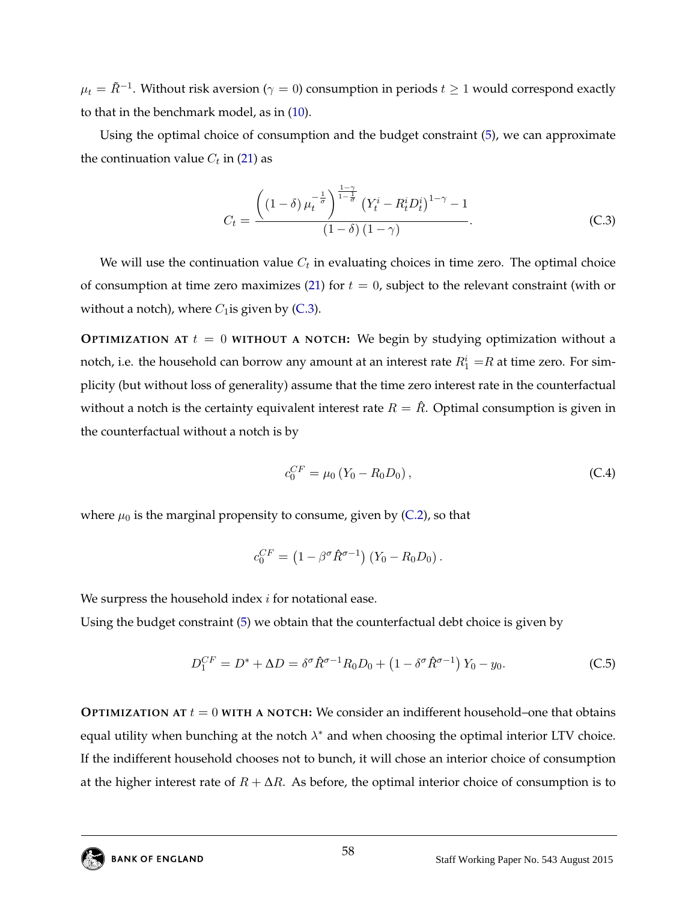$\mu_t = \tilde{R}^{-1}$. Without risk aversion ($\gamma = 0$) consumption in periods $t \geq 1$ would correspond exactly to that in the benchmark model, as in (10).

Using the optimal choice of consumption and the budget constraint (5), we can approximate the continuation value $C_t$ in (21) as

$$C_t = \frac{\left( (1-\delta)\, \mu_t^{-\frac{1}{\sigma}} \right)^{\frac{1-\gamma}{1-\frac{1}{\sigma}}} \left( Y_t^i - R_t^i D_t^i \right)^{1-\gamma} - 1}{(1-\delta)(1-\gamma)}. \tag{C.3}$$

We will use the continuation value $C_t$ in evaluating choices in time zero. The optimal choice of consumption at time zero maximizes (21) for $t = 0$, subject to the relevant constraint (with or without a notch), where $C_1$is given by (C.3).

**OPTIMIZATION AT $t = 0$ WITHOUT A NOTCH:** We begin by studying optimization without a notch, i.e. the household can borrow any amount at an interest rate $R_1^i = R$ at time zero. For simplicity (but without loss of generality) assume that the time zero interest rate in the counterfactual without a notch is the certainty equivalent interest rate $R = \hat{R}$. Optimal consumption is given in the counterfactual without a notch is by

$$c_0^{CF} = \mu_0 \left( Y_0 - R_0 D_0 \right), \tag{C.4}$$

where $\mu_0$ is the marginal propensity to consume, given by (C.2), so that

$$c_0^{CF} = \left( 1 - \beta^{\sigma} \hat{R}^{\sigma - 1} \right) \left( Y_0 - R_0 D_0 \right).$$

We surpress the household index $i$ for notational ease.

Using the budget constraint (5) we obtain that the counterfactual debt choice is given by

$$D_1^{CF} = D^* + \Delta D = \delta^{\sigma} \hat{R}^{\sigma-1} R_0 D_0 + \left( 1 - \delta^{\sigma} \hat{R}^{\sigma-1} \right) Y_0 - y_0. \tag{C.5}$$

**OPTIMIZATION AT $t = 0$ WITH A NOTCH:** We consider an indifferent household–one that obtains equal utility when bunching at the notch $\lambda^*$ and when choosing the optimal interior LTV choice. If the indifferent household chooses not to bunch, it will chose an interior choice of consumption at the higher interest rate of $R + \Delta R$. As before, the optimal interior choice of consumption is to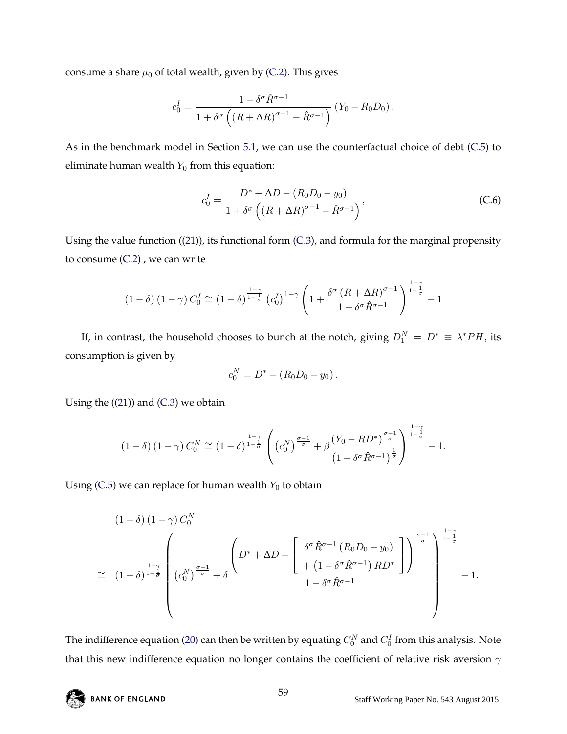consume a share $\mu_0$ of total wealth, given by (C.2). This gives

$$c_0^I = \frac{1 - \delta^\sigma \hat{R}^{\sigma-1}}{1 + \delta^\sigma \left( \left(R + \Delta R\right)^{\sigma-1} - \hat{R}^{\sigma-1} \right)} \left(Y_0 - R_0 D_0\right).$$

As in the benchmark model in Section 5.1, we can use the counterfactual choice of debt (C.5) to eliminate human wealth $Y_0$ from this equation:

$$c_0^I = \frac{D^* + \Delta D - \left(R_0 D_0 - y_0\right)}{1 + \delta^\sigma \left( \left(R + \Delta R\right)^{\sigma-1} - \hat{R}^{\sigma-1} \right)}, \tag{C.6}$$

Using the value function ((21)), its functional form (C.3), and formula for the marginal propensity to consume (C.2) , we can write

$$\left(1-\delta\right)\left(1-\gamma\right) C_0^I \cong \left(1-\delta\right)^{\frac{1-\gamma}{1-\frac{1}{\sigma}}} \left(c_0^I\right)^{1-\gamma} \left(1 + \frac{\delta^\sigma \left(R + \Delta R\right)^{\sigma-1}}{1 - \delta^\sigma \hat{R}^{\sigma-1}}\right)^{\frac{1-\gamma}{1-\frac{1}{\sigma}}} - 1$$

If, in contrast, the household chooses to bunch at the notch, giving $D_1^N = D^* \equiv \lambda^* PH$, its consumption is given by

$$c_0^N = D^* - \left(R_0 D_0 - y_0\right).$$

Using the ((21)) and (C.3) we obtain

$$\left(1-\delta\right)\left(1-\gamma\right) C_0^N \cong \left(1-\delta\right)^{\frac{1-\gamma}{1-\frac{1}{\sigma}}} \left( \left(c_0^N\right)^{\frac{\sigma-1}{\sigma}} + \beta \frac{\left(Y_0 - RD^*\right)^{\frac{\sigma-1}{\sigma}}}{\left(1 - \delta^\sigma \hat{R}^{\sigma-1}\right)^{\frac{1}{\sigma}}} \right)^{\frac{1-\gamma}{1-\frac{1}{\sigma}}} - 1.$$

Using (C.5) we can replace for human wealth $Y_0$ to obtain

$$\begin{aligned} &\left(1-\delta\right)\left(1-\gamma\right) C_0^N \\ \cong\ & \left(1-\delta\right)^{\frac{1-\gamma}{1-\frac{1}{\sigma}}} \left( \left(c_0^N\right)^{\frac{\sigma-1}{\sigma}} + \delta \frac{\left( D^* + \Delta D - \left[ \begin{array}{c} \delta^\sigma \hat{R}^{\sigma-1} \left(R_0 D_0 - y_0\right) \\ + \left(1 - \delta^\sigma \hat{R}^{\sigma-1}\right) RD^* \end{array} \right] \right)^{\frac{\sigma-1}{\sigma}}}{1 - \delta^\sigma \hat{R}^{\sigma-1}} \right)^{\frac{1-\gamma}{1-\frac{1}{\sigma}}} - 1. \end{aligned}$$

The indifference equation (20) can then be written by equating $C_0^N$ and $C_0^I$ from this analysis. Note that this new indifference equation no longer contains the coefficient of relative risk aversion $\gamma$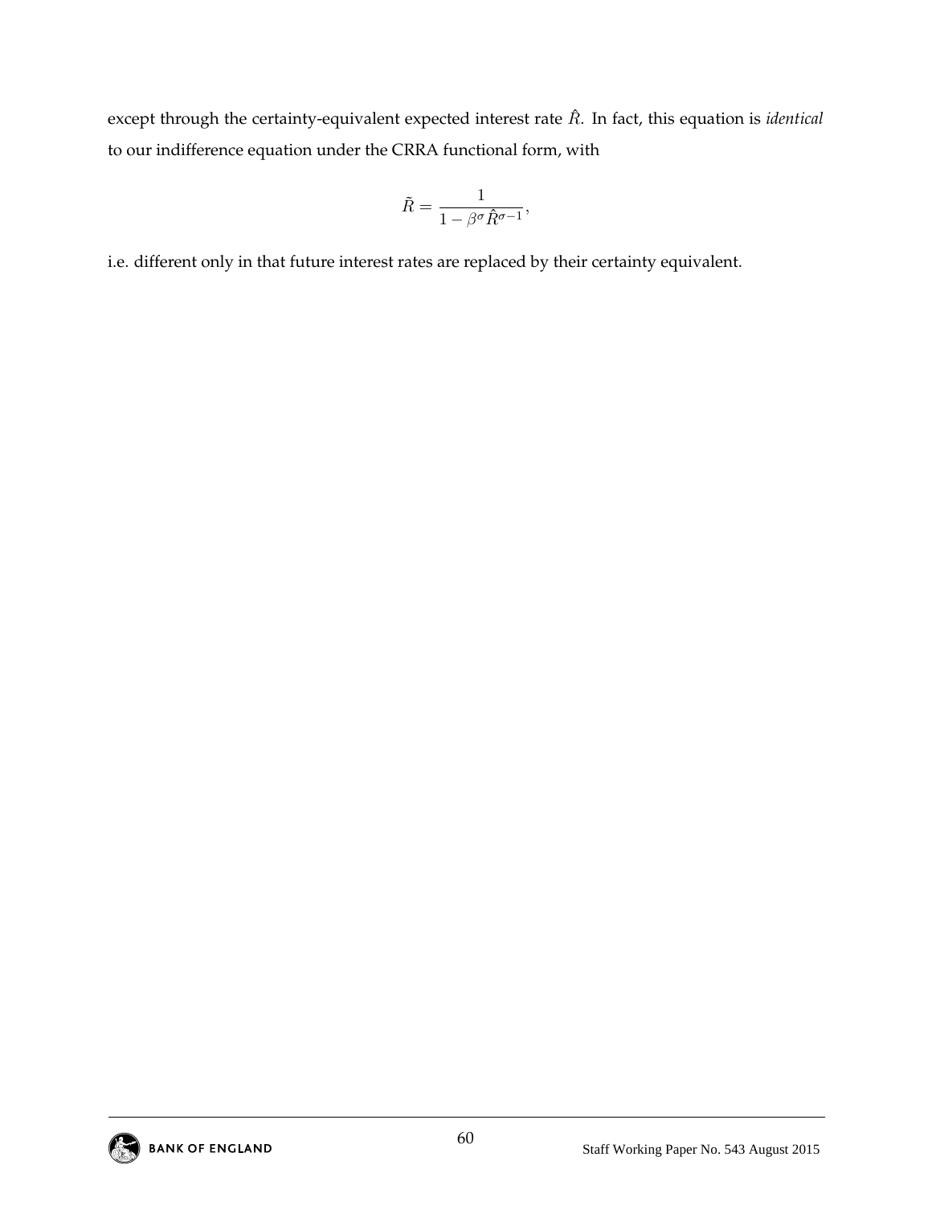except through the certainty-equivalent expected interest rate $\hat{R}$. In fact, this equation is *identical* to our indifference equation under the CRRA functional form, with

$$\tilde{R} = \frac{1}{1 - \beta^{\sigma} \hat{R}^{\sigma - 1}},$$

i.e. different only in that future interest rates are replaced by their certainty equivalent.